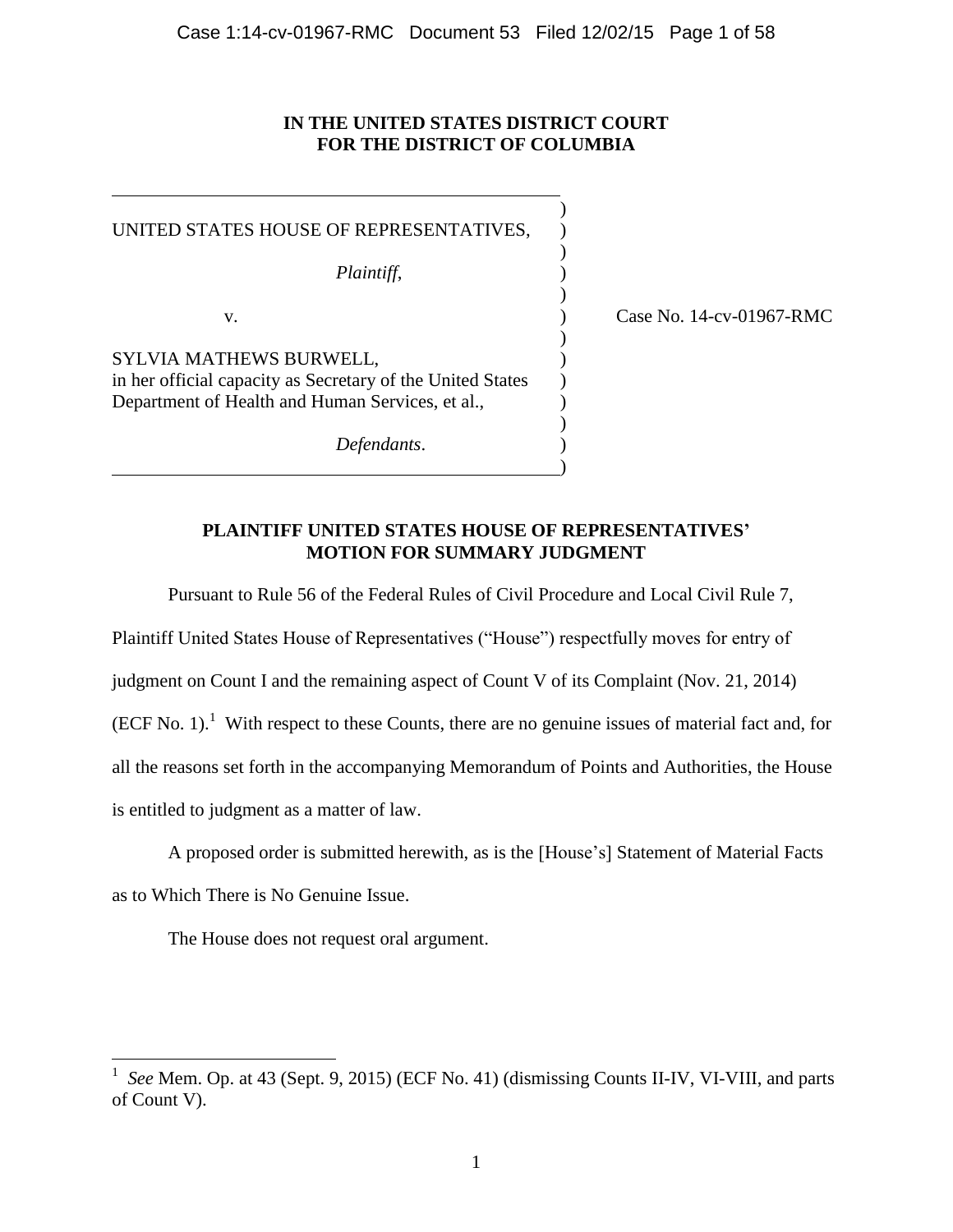**IN THE UNITED STATES DISTRICT COURT**
**FOR THE DISTRICT OF COLUMBIA**

| | | |
|---|---|---|
| UNITED STATES HOUSE OF REPRESENTATIVES, *Plaintiff*, | ) | |
| v. | ) | Case No. 14-cv-01967-RMC |
| SYLVIA MATHEWS BURWELL, in her official capacity as Secretary of the United States Department of Health and Human Services, et al., *Defendants*. | ) | |

## PLAINTIFF UNITED STATES HOUSE OF REPRESENTATIVES' MOTION FOR SUMMARY JUDGMENT

Pursuant to Rule 56 of the Federal Rules of Civil Procedure and Local Civil Rule 7, Plaintiff United States House of Representatives ("House") respectfully moves for entry of judgment on Count I and the remaining aspect of Count V of its Complaint (Nov. 21, 2014) (ECF No. 1).[1] With respect to these Counts, there are no genuine issues of material fact and, for all the reasons set forth in the accompanying Memorandum of Points and Authorities, the House is entitled to judgment as a matter of law.

A proposed order is submitted herewith, as is the [House's] Statement of Material Facts as to Which There is No Genuine Issue.

The House does not request oral argument.

---

[1] *See* Mem. Op. at 43 (Sept. 9, 2015) (ECF No. 41) (dismissing Counts II-IV, VI-VIII, and parts of Count V).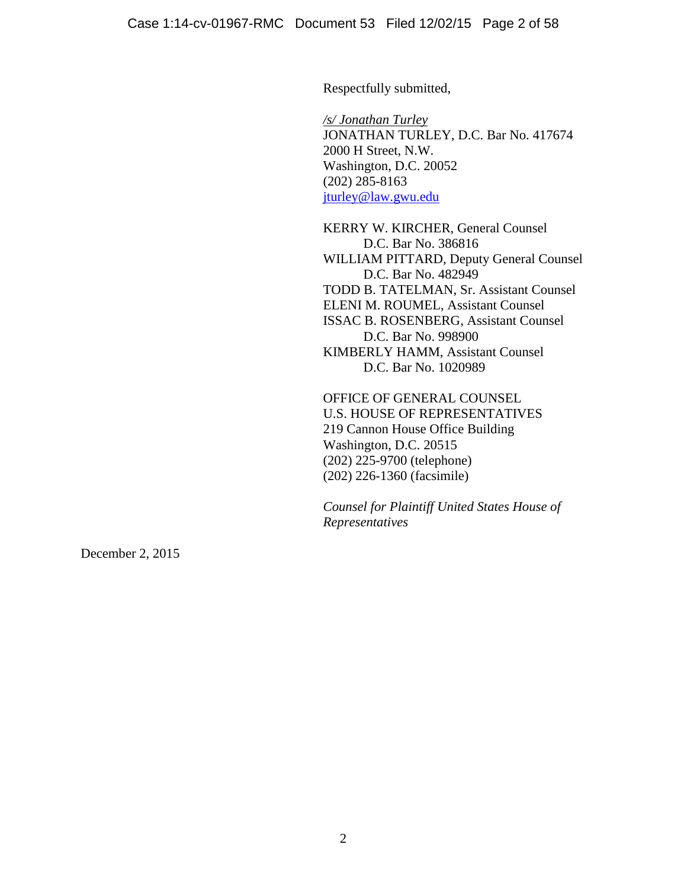Respectfully submitted,

*/s/ Jonathan Turley*
JONATHAN TURLEY, D.C. Bar No. 417674
2000 H Street, N.W.
Washington, D.C. 20052
(202) 285-8163
jturley@law.gwu.edu

KERRY W. KIRCHER, General Counsel
D.C. Bar No. 386816
WILLIAM PITTARD, Deputy General Counsel
D.C. Bar No. 482949
TODD B. TATELMAN, Sr. Assistant Counsel
ELENI M. ROUMEL, Assistant Counsel
ISSAC B. ROSENBERG, Assistant Counsel
D.C. Bar No. 998900
KIMBERLY HAMM, Assistant Counsel
D.C. Bar No. 1020989

OFFICE OF GENERAL COUNSEL
U.S. HOUSE OF REPRESENTATIVES
219 Cannon House Office Building
Washington, D.C. 20515
(202) 225-9700 (telephone)
(202) 226-1360 (facsimile)

*Counsel for Plaintiff United States House of Representatives*

December 2, 2015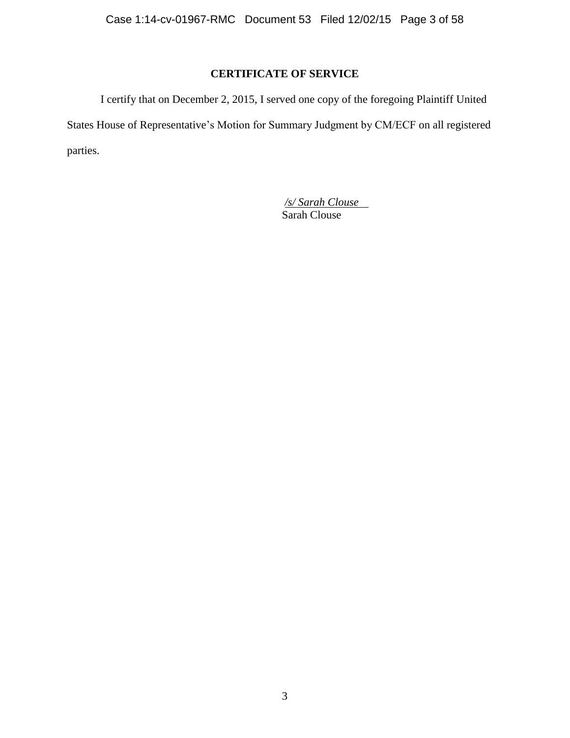## CERTIFICATE OF SERVICE

I certify that on December 2, 2015, I served one copy of the foregoing Plaintiff United States House of Representative's Motion for Summary Judgment by CM/ECF on all registered parties.

*/s/ Sarah Clouse*
Sarah Clouse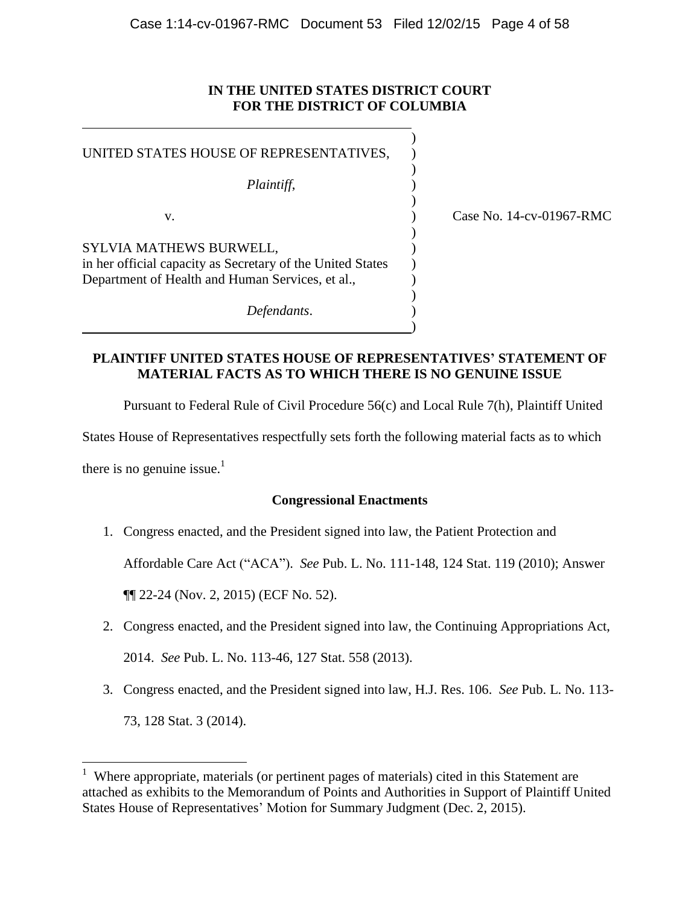**IN THE UNITED STATES DISTRICT COURT
FOR THE DISTRICT OF COLUMBIA**

| | |
|---|---|
| UNITED STATES HOUSE OF REPRESENTATIVES,<br><br>*Plaintiff*,<br><br>v.<br><br>SYLVIA MATHEWS BURWELL, in her official capacity as Secretary of the United States Department of Health and Human Services, et al.,<br><br>*Defendants*. | Case No. 14-cv-01967-RMC |

**PLAINTIFF UNITED STATES HOUSE OF REPRESENTATIVES' STATEMENT OF MATERIAL FACTS AS TO WHICH THERE IS NO GENUINE ISSUE**

Pursuant to Federal Rule of Civil Procedure 56(c) and Local Rule 7(h), Plaintiff United States House of Representatives respectfully sets forth the following material facts as to which there is no genuine issue.[1]

**Congressional Enactments**

1. Congress enacted, and the President signed into law, the Patient Protection and Affordable Care Act ("ACA"). *See* Pub. L. No. 111-148, 124 Stat. 119 (2010); Answer ¶¶ 22-24 (Nov. 2, 2015) (ECF No. 52).
2. Congress enacted, and the President signed into law, the Continuing Appropriations Act, 2014. *See* Pub. L. No. 113-46, 127 Stat. 558 (2013).
3. Congress enacted, and the President signed into law, H.J. Res. 106. *See* Pub. L. No. 113-73, 128 Stat. 3 (2014).

---

[1] Where appropriate, materials (or pertinent pages of materials) cited in this Statement are attached as exhibits to the Memorandum of Points and Authorities in Support of Plaintiff United States House of Representatives' Motion for Summary Judgment (Dec. 2, 2015).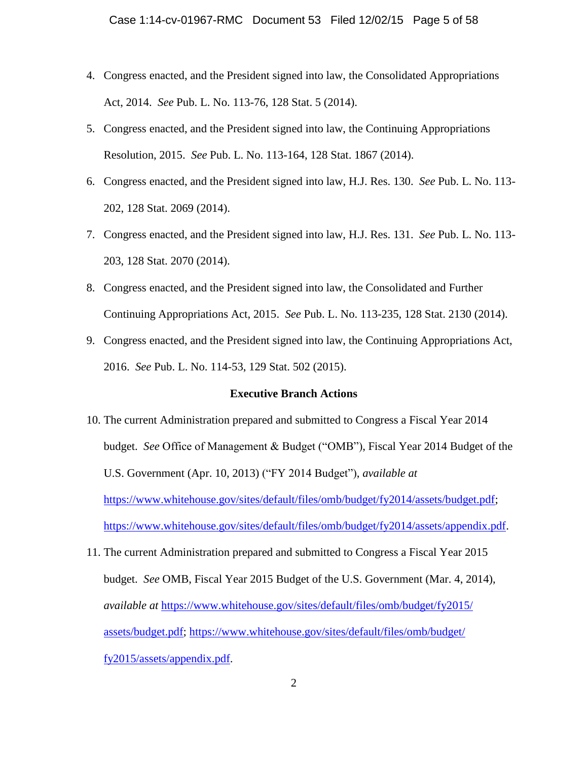4. Congress enacted, and the President signed into law, the Consolidated Appropriations Act, 2014. *See* Pub. L. No. 113-76, 128 Stat. 5 (2014).

5. Congress enacted, and the President signed into law, the Continuing Appropriations Resolution, 2015. *See* Pub. L. No. 113-164, 128 Stat. 1867 (2014).

6. Congress enacted, and the President signed into law, H.J. Res. 130. *See* Pub. L. No. 113-202, 128 Stat. 2069 (2014).

7. Congress enacted, and the President signed into law, H.J. Res. 131. *See* Pub. L. No. 113-203, 128 Stat. 2070 (2014).

8. Congress enacted, and the President signed into law, the Consolidated and Further Continuing Appropriations Act, 2015. *See* Pub. L. No. 113-235, 128 Stat. 2130 (2014).

9. Congress enacted, and the President signed into law, the Continuing Appropriations Act, 2016. *See* Pub. L. No. 114-53, 129 Stat. 502 (2015).

**Executive Branch Actions**

10. The current Administration prepared and submitted to Congress a Fiscal Year 2014 budget. *See* Office of Management & Budget ("OMB"), Fiscal Year 2014 Budget of the U.S. Government (Apr. 10, 2013) ("FY 2014 Budget"), *available at* https://www.whitehouse.gov/sites/default/files/omb/budget/fy2014/assets/budget.pdf; https://www.whitehouse.gov/sites/default/files/omb/budget/fy2014/assets/appendix.pdf.

11. The current Administration prepared and submitted to Congress a Fiscal Year 2015 budget. *See* OMB, Fiscal Year 2015 Budget of the U.S. Government (Mar. 4, 2014), *available at* https://www.whitehouse.gov/sites/default/files/omb/budget/fy2015/assets/budget.pdf; https://www.whitehouse.gov/sites/default/files/omb/budget/fy2015/assets/appendix.pdf.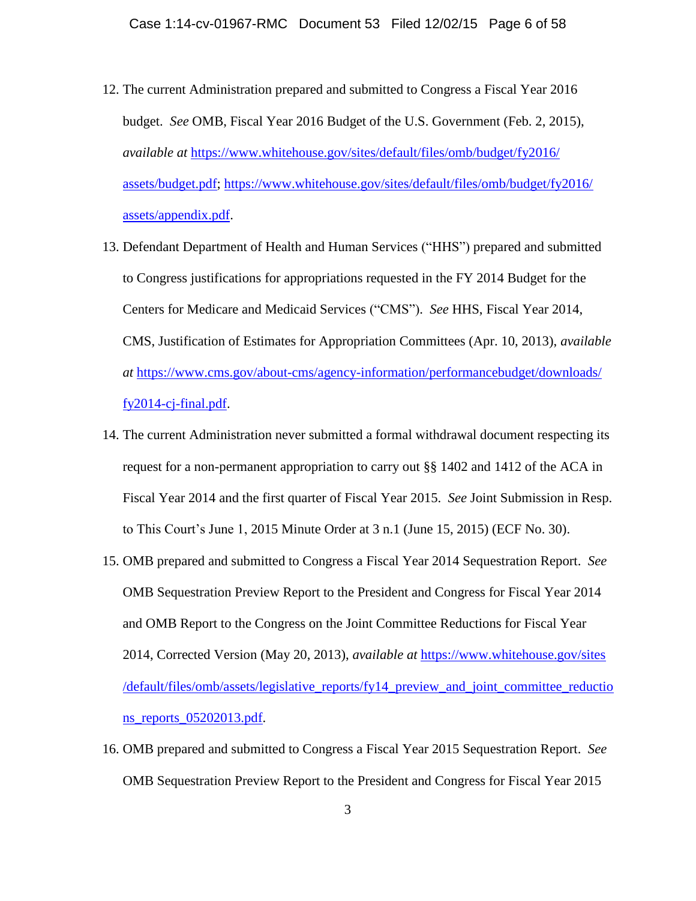12. The current Administration prepared and submitted to Congress a Fiscal Year 2016 budget. *See* OMB, Fiscal Year 2016 Budget of the U.S. Government (Feb. 2, 2015), *available at* https://www.whitehouse.gov/sites/default/files/omb/budget/fy2016/assets/budget.pdf; https://www.whitehouse.gov/sites/default/files/omb/budget/fy2016/assets/appendix.pdf.

13. Defendant Department of Health and Human Services ("HHS") prepared and submitted to Congress justifications for appropriations requested in the FY 2014 Budget for the Centers for Medicare and Medicaid Services ("CMS"). *See* HHS, Fiscal Year 2014, CMS, Justification of Estimates for Appropriation Committees (Apr. 10, 2013), *available at* https://www.cms.gov/about-cms/agency-information/performancebudget/downloads/fy2014-cj-final.pdf.

14. The current Administration never submitted a formal withdrawal document respecting its request for a non-permanent appropriation to carry out §§ 1402 and 1412 of the ACA in Fiscal Year 2014 and the first quarter of Fiscal Year 2015. *See* Joint Submission in Resp. to This Court's June 1, 2015 Minute Order at 3 n.1 (June 15, 2015) (ECF No. 30).

15. OMB prepared and submitted to Congress a Fiscal Year 2014 Sequestration Report. *See* OMB Sequestration Preview Report to the President and Congress for Fiscal Year 2014 and OMB Report to the Congress on the Joint Committee Reductions for Fiscal Year 2014, Corrected Version (May 20, 2013), *available at* https://www.whitehouse.gov/sites/default/files/omb/assets/legislative_reports/fy14_preview_and_joint_committee_reductions_reports_05202013.pdf.

16. OMB prepared and submitted to Congress a Fiscal Year 2015 Sequestration Report. *See* OMB Sequestration Preview Report to the President and Congress for Fiscal Year 2015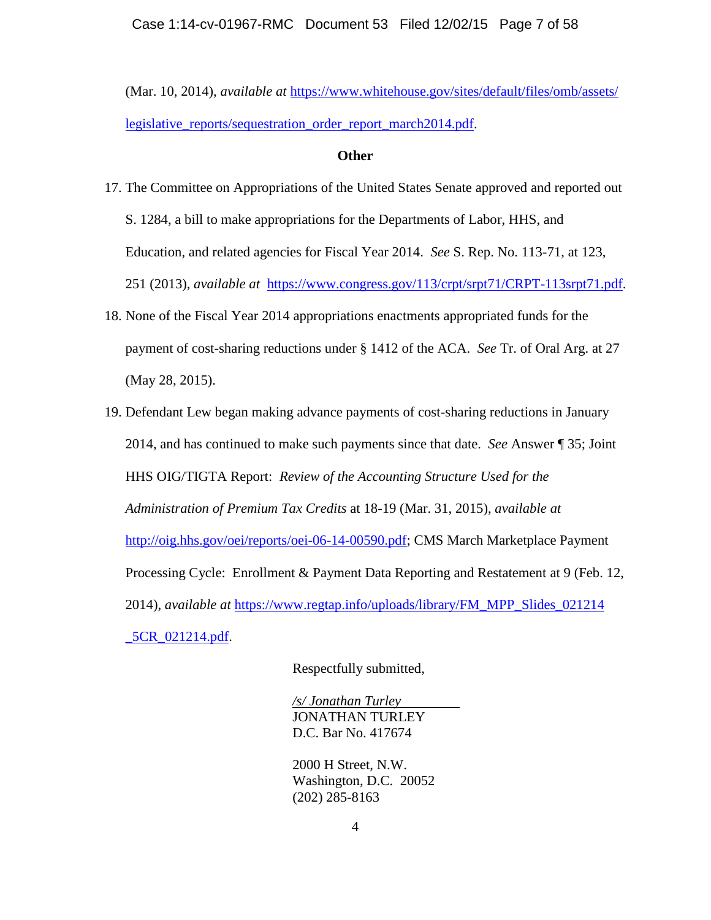(Mar. 10, 2014), *available at* https://www.whitehouse.gov/sites/default/files/omb/assets/legislative_reports/sequestration_order_report_march2014.pdf.

**Other**

17. The Committee on Appropriations of the United States Senate approved and reported out S. 1284, a bill to make appropriations for the Departments of Labor, HHS, and Education, and related agencies for Fiscal Year 2014. *See* S. Rep. No. 113-71, at 123, 251 (2013), *available at* https://www.congress.gov/113/crpt/srpt71/CRPT-113srpt71.pdf.
18. None of the Fiscal Year 2014 appropriations enactments appropriated funds for the payment of cost-sharing reductions under § 1412 of the ACA. *See* Tr. of Oral Arg. at 27 (May 28, 2015).
19. Defendant Lew began making advance payments of cost-sharing reductions in January 2014, and has continued to make such payments since that date. *See* Answer ¶ 35; Joint HHS OIG/TIGTA Report: *Review of the Accounting Structure Used for the Administration of Premium Tax Credits* at 18-19 (Mar. 31, 2015), *available at* http://oig.hhs.gov/oei/reports/oei-06-14-00590.pdf; CMS March Marketplace Payment Processing Cycle: Enrollment & Payment Data Reporting and Restatement at 9 (Feb. 12, 2014), *available at* https://www.regtap.info/uploads/library/FM_MPP_Slides_021214_5CR_021214.pdf.

Respectfully submitted,

*/s/ Jonathan Turley*
JONATHAN TURLEY
D.C. Bar No. 417674

2000 H Street, N.W.
Washington, D.C. 20052
(202) 285-8163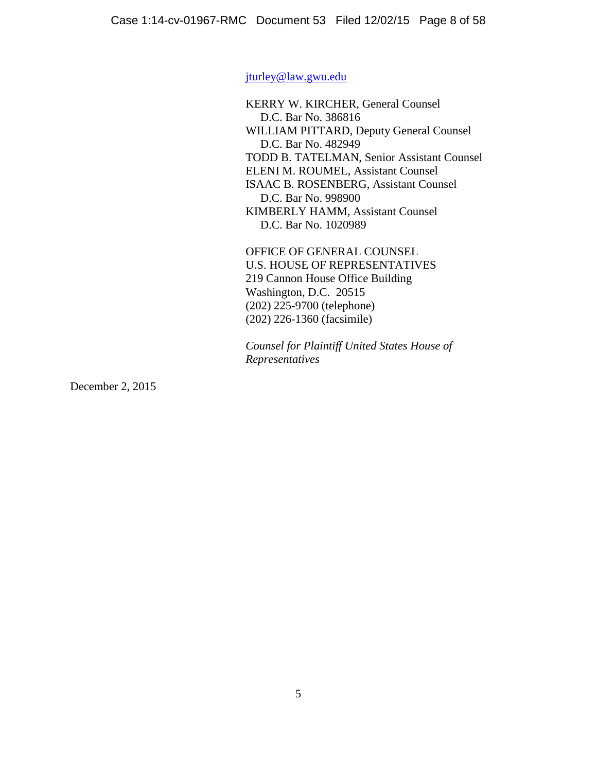jturley@law.gwu.edu

KERRY W. KIRCHER, General Counsel
D.C. Bar No. 386816
WILLIAM PITTARD, Deputy General Counsel
D.C. Bar No. 482949
TODD B. TATELMAN, Senior Assistant Counsel
ELENI M. ROUMEL, Assistant Counsel
ISAAC B. ROSENBERG, Assistant Counsel
D.C. Bar No. 998900
KIMBERLY HAMM, Assistant Counsel
D.C. Bar No. 1020989

OFFICE OF GENERAL COUNSEL
U.S. HOUSE OF REPRESENTATIVES
219 Cannon House Office Building
Washington, D.C. 20515
(202) 225-9700 (telephone)
(202) 226-1360 (facsimile)

*Counsel for Plaintiff United States House of Representatives*

December 2, 2015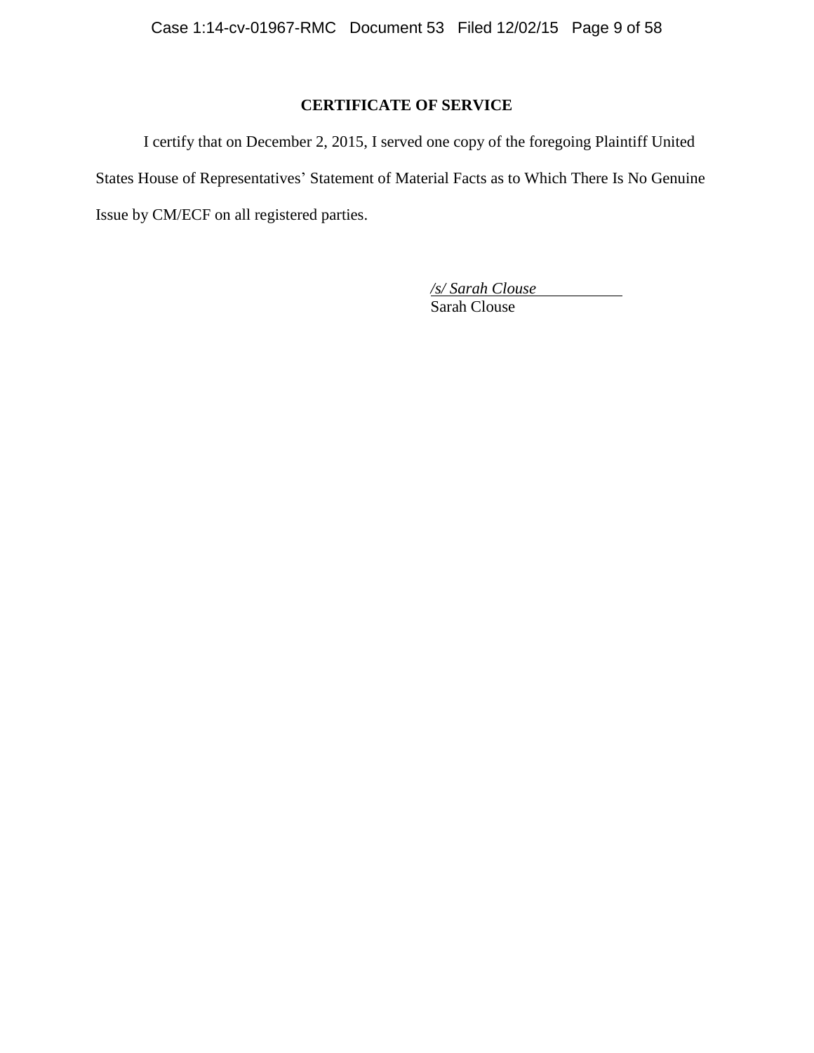**CERTIFICATE OF SERVICE**

I certify that on December 2, 2015, I served one copy of the foregoing Plaintiff United States House of Representatives' Statement of Material Facts as to Which There Is No Genuine Issue by CM/ECF on all registered parties.

*/s/ Sarah Clouse*
Sarah Clouse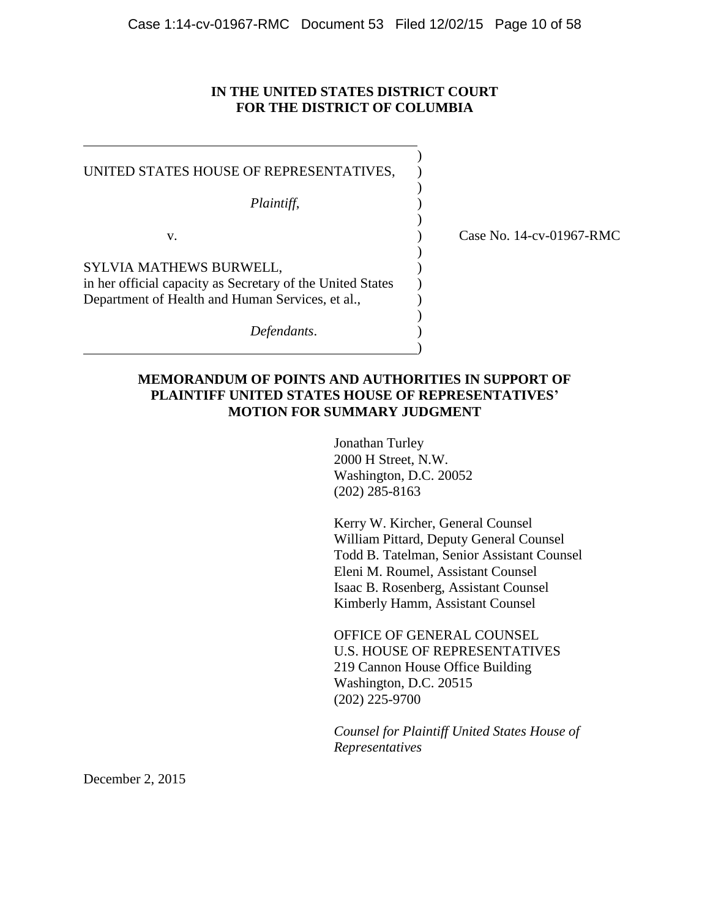**IN THE UNITED STATES DISTRICT COURT**
**FOR THE DISTRICT OF COLUMBIA**

UNITED STATES HOUSE OF REPRESENTATIVES,

*Plaintiff*,

v.

SYLVIA MATHEWS BURWELL,
in her official capacity as Secretary of the United States Department of Health and Human Services, et al.,

*Defendants*.

Case No. 14-cv-01967-RMC

**MEMORANDUM OF POINTS AND AUTHORITIES IN SUPPORT OF PLAINTIFF UNITED STATES HOUSE OF REPRESENTATIVES' MOTION FOR SUMMARY JUDGMENT**

Jonathan Turley
2000 H Street, N.W.
Washington, D.C. 20052
(202) 285-8163

Kerry W. Kircher, General Counsel
William Pittard, Deputy General Counsel
Todd B. Tatelman, Senior Assistant Counsel
Eleni M. Roumel, Assistant Counsel
Isaac B. Rosenberg, Assistant Counsel
Kimberly Hamm, Assistant Counsel

OFFICE OF GENERAL COUNSEL
U.S. HOUSE OF REPRESENTATIVES
219 Cannon House Office Building
Washington, D.C. 20515
(202) 225-9700

*Counsel for Plaintiff United States House of Representatives*

December 2, 2015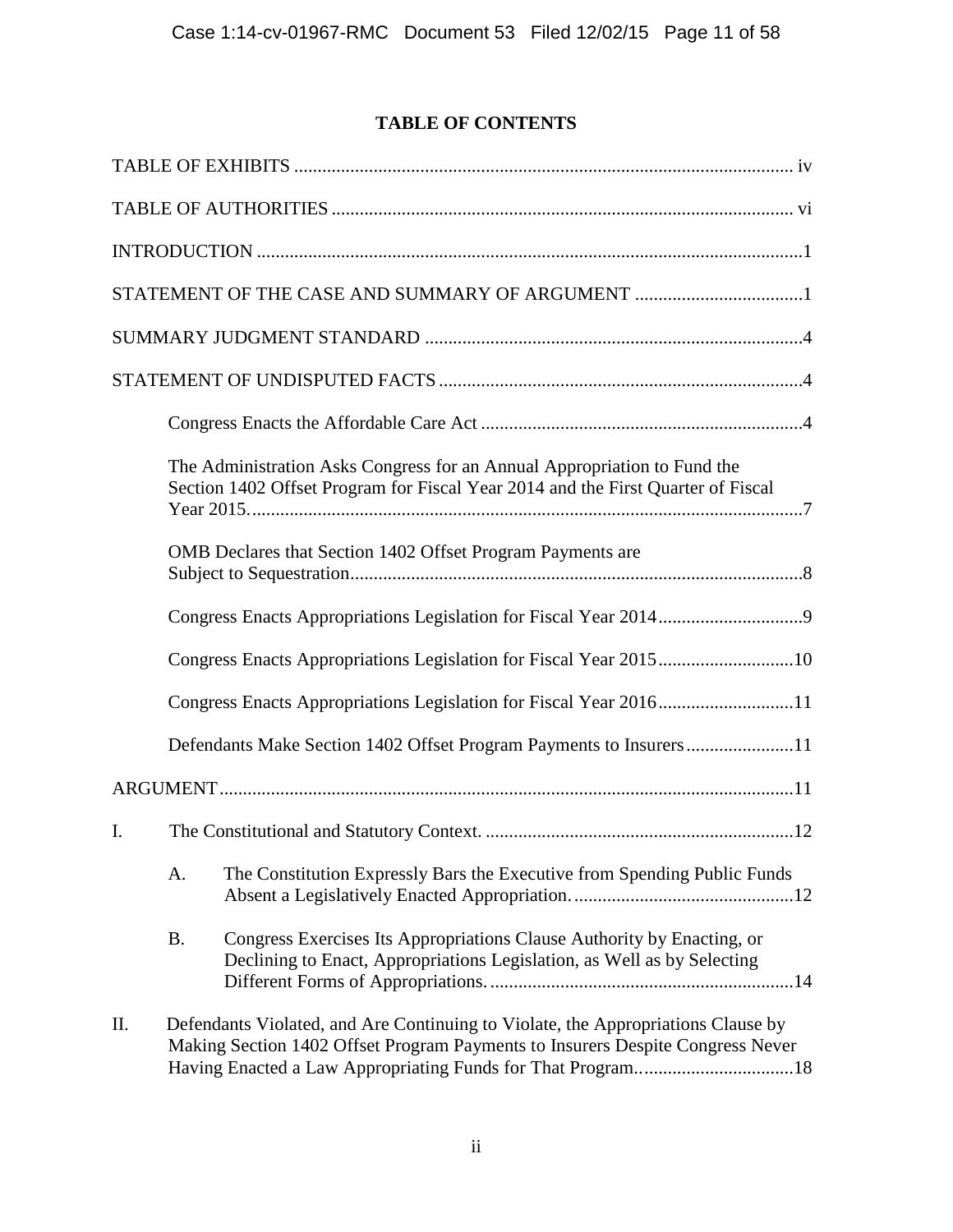## TABLE OF CONTENTS

TABLE OF EXHIBITS .......... iv

TABLE OF AUTHORITIES .......... vi

INTRODUCTION .......... 1

STATEMENT OF THE CASE AND SUMMARY OF ARGUMENT .......... 1

SUMMARY JUDGMENT STANDARD .......... 4

STATEMENT OF UNDISPUTED FACTS .......... 4

- Congress Enacts the Affordable Care Act .......... 4
- The Administration Asks Congress for an Annual Appropriation to Fund the Section 1402 Offset Program for Fiscal Year 2014 and the First Quarter of Fiscal Year 2015. .......... 7
- OMB Declares that Section 1402 Offset Program Payments are Subject to Sequestration .......... 8
- Congress Enacts Appropriations Legislation for Fiscal Year 2014 .......... 9
- Congress Enacts Appropriations Legislation for Fiscal Year 2015 .......... 10
- Congress Enacts Appropriations Legislation for Fiscal Year 2016 .......... 11
- Defendants Make Section 1402 Offset Program Payments to Insurers .......... 11

ARGUMENT .......... 11

I. The Constitutional and Statutory Context. .......... 12

   A. The Constitution Expressly Bars the Executive from Spending Public Funds Absent a Legislatively Enacted Appropriation. .......... 12

   B. Congress Exercises Its Appropriations Clause Authority by Enacting, or Declining to Enact, Appropriations Legislation, as Well as by Selecting Different Forms of Appropriations. .......... 14

II. Defendants Violated, and Are Continuing to Violate, the Appropriations Clause by Making Section 1402 Offset Program Payments to Insurers Despite Congress Never Having Enacted a Law Appropriating Funds for That Program. .......... 18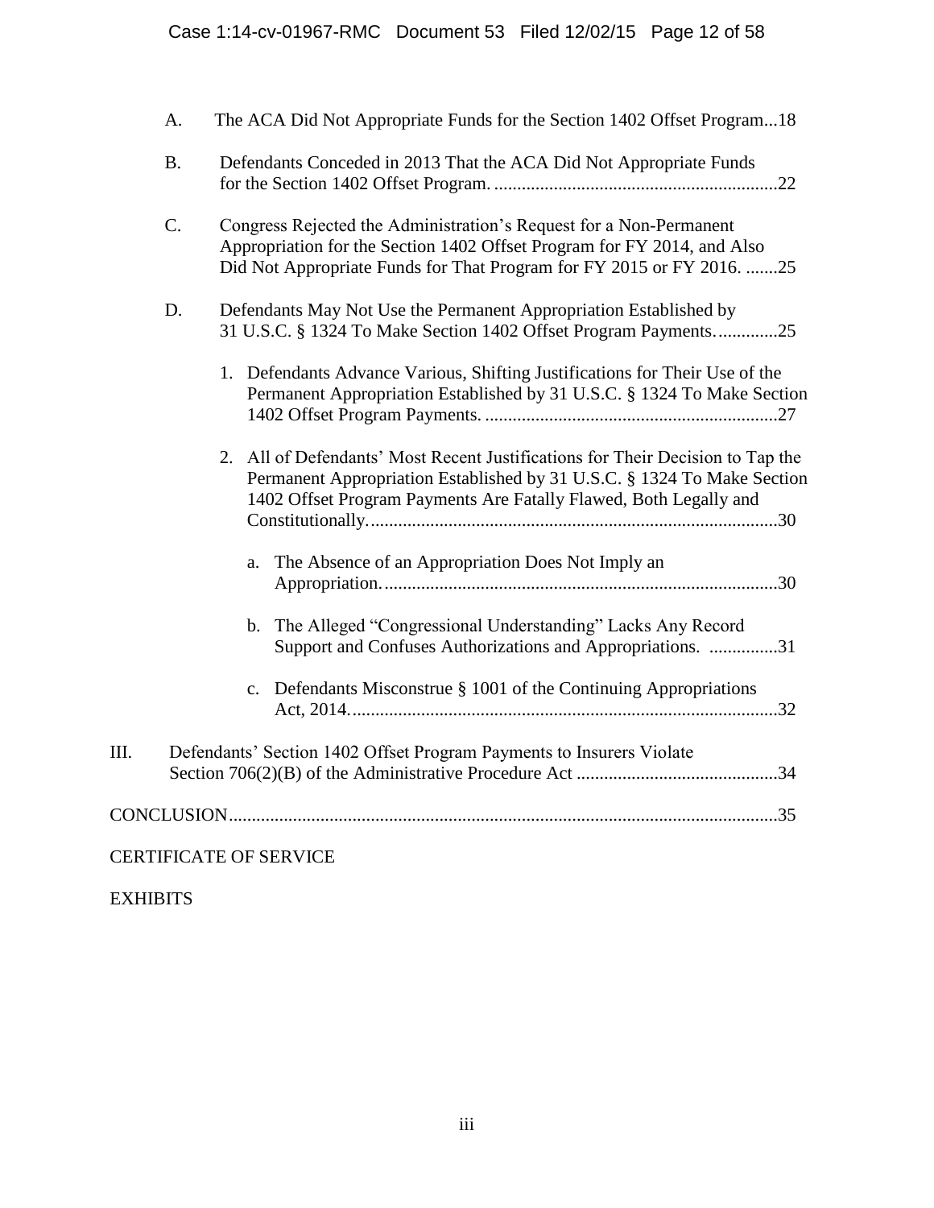A. The ACA Did Not Appropriate Funds for the Section 1402 Offset Program...18

B. Defendants Conceded in 2013 That the ACA Did Not Appropriate Funds for the Section 1402 Offset Program. ..............................................................22

C. Congress Rejected the Administration's Request for a Non-Permanent Appropriation for the Section 1402 Offset Program for FY 2014, and Also Did Not Appropriate Funds for That Program for FY 2015 or FY 2016. .......25

D. Defendants May Not Use the Permanent Appropriation Established by 31 U.S.C. § 1324 To Make Section 1402 Offset Program Payments. .............25

1. Defendants Advance Various, Shifting Justifications for Their Use of the Permanent Appropriation Established by 31 U.S.C. § 1324 To Make Section 1402 Offset Program Payments. ................................................................27

2. All of Defendants' Most Recent Justifications for Their Decision to Tap the Permanent Appropriation Established by 31 U.S.C. § 1324 To Make Section 1402 Offset Program Payments Are Fatally Flawed, Both Legally and Constitutionally..........................................................................................30

a. The Absence of an Appropriation Does Not Imply an Appropriation......................................................................................30

b. The Alleged "Congressional Understanding" Lacks Any Record Support and Confuses Authorizations and Appropriations. ...............31

c. Defendants Misconstrue § 1001 of the Continuing Appropriations Act, 2014.............................................................................................32

III. Defendants' Section 1402 Offset Program Payments to Insurers Violate Section 706(2)(B) of the Administrative Procedure Act ............................................34

CONCLUSION........................................................................................................................35

CERTIFICATE OF SERVICE

EXHIBITS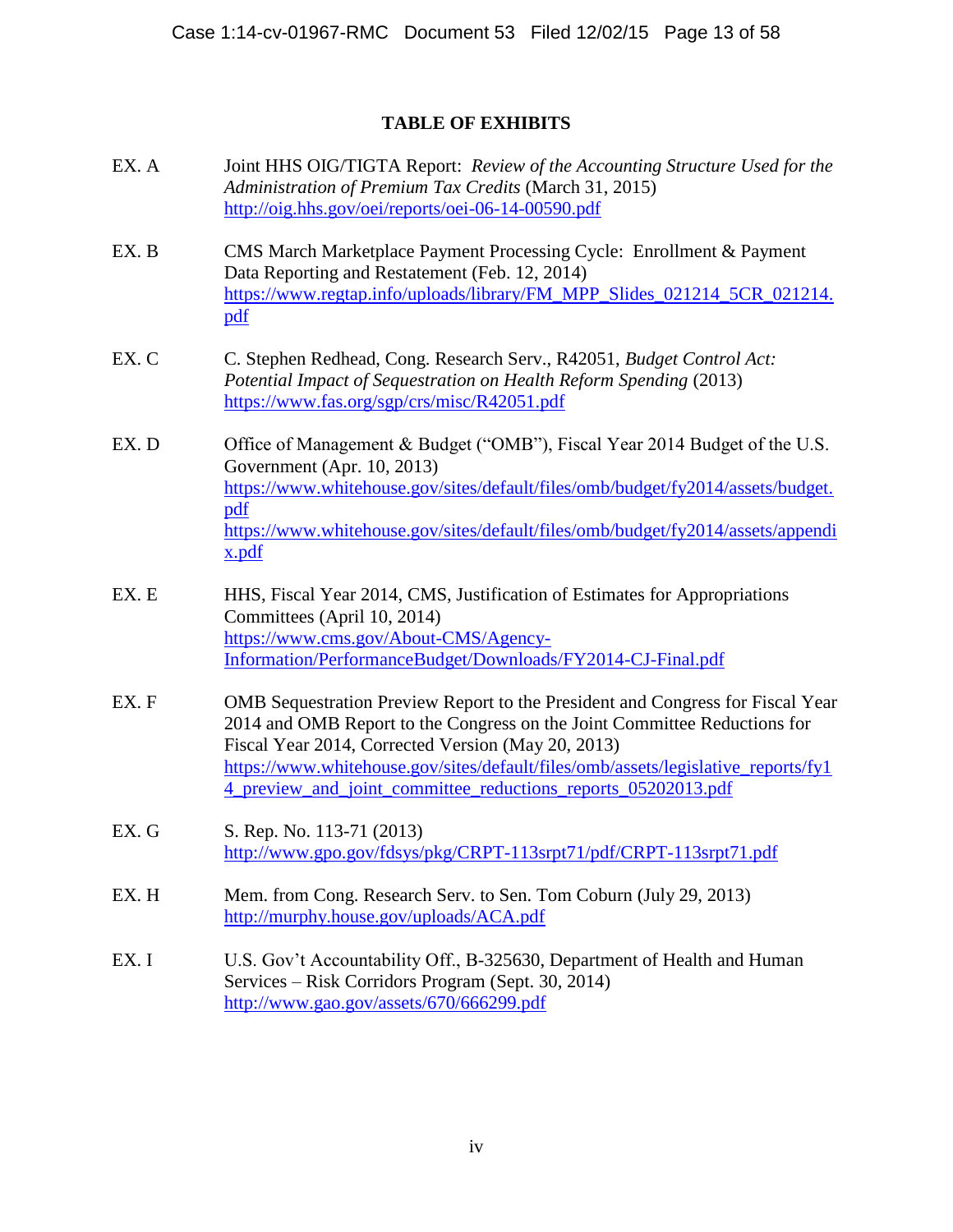## TABLE OF EXHIBITS

EX. A — Joint HHS OIG/TIGTA Report: *Review of the Accounting Structure Used for the Administration of Premium Tax Credits* (March 31, 2015)
http://oig.hhs.gov/oei/reports/oei-06-14-00590.pdf

EX. B — CMS March Marketplace Payment Processing Cycle: Enrollment & Payment Data Reporting and Restatement (Feb. 12, 2014)
https://www.regtap.info/uploads/library/FM_MPP_Slides_021214_5CR_021214.pdf

EX. C — C. Stephen Redhead, Cong. Research Serv., R42051, *Budget Control Act: Potential Impact of Sequestration on Health Reform Spending* (2013)
https://www.fas.org/sgp/crs/misc/R42051.pdf

EX. D — Office of Management & Budget ("OMB"), Fiscal Year 2014 Budget of the U.S. Government (Apr. 10, 2013)
https://www.whitehouse.gov/sites/default/files/omb/budget/fy2014/assets/budget.pdf
https://www.whitehouse.gov/sites/default/files/omb/budget/fy2014/assets/appendix.pdf

EX. E — HHS, Fiscal Year 2014, CMS, Justification of Estimates for Appropriations Committees (April 10, 2014)
https://www.cms.gov/About-CMS/Agency-Information/PerformanceBudget/Downloads/FY2014-CJ-Final.pdf

EX. F — OMB Sequestration Preview Report to the President and Congress for Fiscal Year 2014 and OMB Report to the Congress on the Joint Committee Reductions for Fiscal Year 2014, Corrected Version (May 20, 2013)
https://www.whitehouse.gov/sites/default/files/omb/assets/legislative_reports/fy14_preview_and_joint_committee_reductions_reports_05202013.pdf

EX. G — S. Rep. No. 113-71 (2013)
http://www.gpo.gov/fdsys/pkg/CRPT-113srpt71/pdf/CRPT-113srpt71.pdf

EX. H — Mem. from Cong. Research Serv. to Sen. Tom Coburn (July 29, 2013)
http://murphy.house.gov/uploads/ACA.pdf

EX. I — U.S. Gov't Accountability Off., B-325630, Department of Health and Human Services – Risk Corridors Program (Sept. 30, 2014)
http://www.gao.gov/assets/670/666299.pdf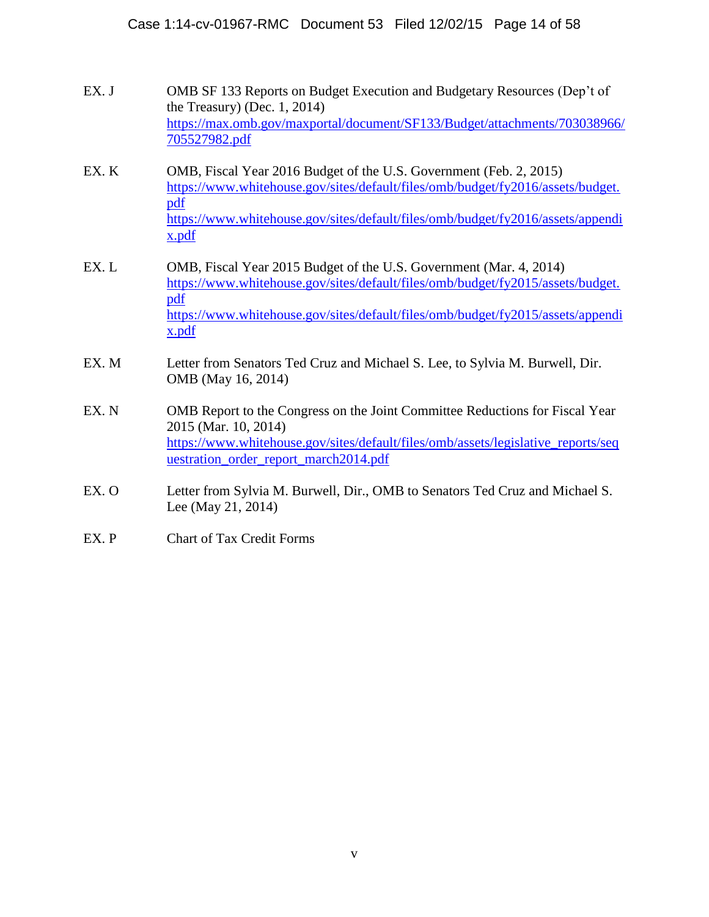EX. J OMB SF 133 Reports on Budget Execution and Budgetary Resources (Dep't of the Treasury) (Dec. 1, 2014)
https://max.omb.gov/maxportal/document/SF133/Budget/attachments/703038966/705527982.pdf

EX. K OMB, Fiscal Year 2016 Budget of the U.S. Government (Feb. 2, 2015)
https://www.whitehouse.gov/sites/default/files/omb/budget/fy2016/assets/budget.pdf
https://www.whitehouse.gov/sites/default/files/omb/budget/fy2016/assets/appendix.pdf

EX. L OMB, Fiscal Year 2015 Budget of the U.S. Government (Mar. 4, 2014)
https://www.whitehouse.gov/sites/default/files/omb/budget/fy2015/assets/budget.pdf
https://www.whitehouse.gov/sites/default/files/omb/budget/fy2015/assets/appendix.pdf

EX. M Letter from Senators Ted Cruz and Michael S. Lee, to Sylvia M. Burwell, Dir. OMB (May 16, 2014)

EX. N OMB Report to the Congress on the Joint Committee Reductions for Fiscal Year 2015 (Mar. 10, 2014)
https://www.whitehouse.gov/sites/default/files/omb/assets/legislative_reports/sequestration_order_report_march2014.pdf

EX. O Letter from Sylvia M. Burwell, Dir., OMB to Senators Ted Cruz and Michael S. Lee (May 21, 2014)

EX. P Chart of Tax Credit Forms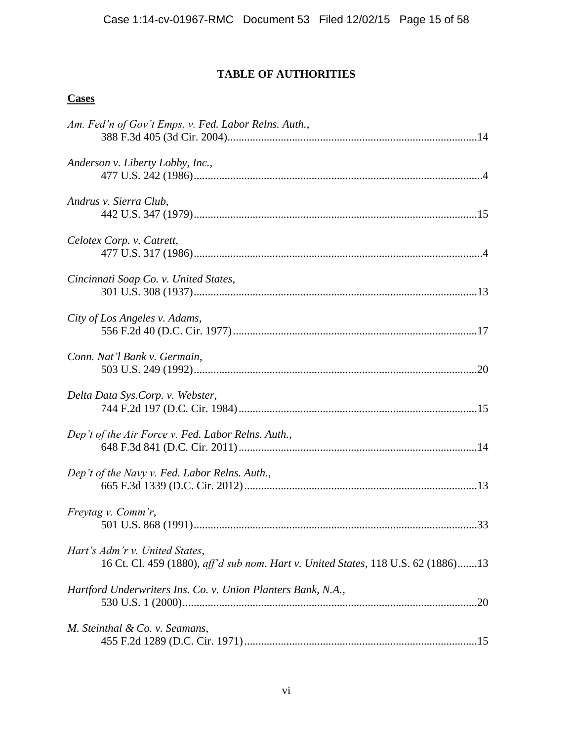# TABLE OF AUTHORITIES

**Cases**

*Am. Fed'n of Gov't Emps. v. Fed. Labor Relns. Auth.*,
388 F.3d 405 (3d Cir. 2004)........................................................................................14

*Anderson v. Liberty Lobby, Inc.*,
477 U.S. 242 (1986)......................................................................................................4

*Andrus v. Sierra Club*,
442 U.S. 347 (1979)....................................................................................................15

*Celotex Corp. v. Catrett*,
477 U.S. 317 (1986)......................................................................................................4

*Cincinnati Soap Co. v. United States*,
301 U.S. 308 (1937)....................................................................................................13

*City of Los Angeles v. Adams*,
556 F.2d 40 (D.C. Cir. 1977)......................................................................................17

*Conn. Nat'l Bank v. Germain*,
503 U.S. 249 (1992)....................................................................................................20

*Delta Data Sys.Corp. v. Webster*,
744 F.2d 197 (D.C. Cir. 1984)....................................................................................15

*Dep't of the Air Force v. Fed. Labor Relns. Auth.*,
648 F.3d 841 (D.C. Cir. 2011)....................................................................................14

*Dep't of the Navy v. Fed. Labor Relns. Auth.*,
665 F.3d 1339 (D.C. Cir. 2012)..................................................................................13

*Freytag v. Comm'r*,
501 U.S. 868 (1991)....................................................................................................33

*Hart's Adm'r v. United States*,
16 Ct. Cl. 459 (1880), *aff'd sub nom*. *Hart v. United States*, 118 U.S. 62 (1886).......13

*Hartford Underwriters Ins. Co. v. Union Planters Bank, N.A.*,
530 U.S. 1 (2000)........................................................................................................20

*M. Steinthal & Co. v. Seamans*,
455 F.2d 1289 (D.C. Cir. 1971)..................................................................................15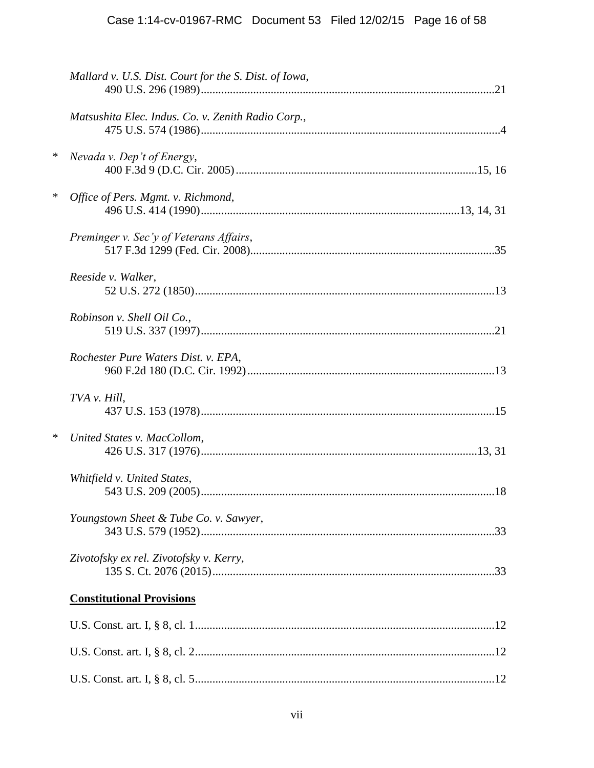*Mallard v. U.S. Dist. Court for the S. Dist. of Iowa*,
490 U.S. 296 (1989)....................................................................................................21

*Matsushita Elec. Indus. Co. v. Zenith Radio Corp.*,
475 U.S. 574 (1986)......................................................................................................4

\* *Nevada v. Dep't of Energy*,
400 F.3d 9 (D.C. Cir. 2005)..................................................................................15, 16

\* *Office of Pers. Mgmt. v. Richmond*,
496 U.S. 414 (1990).......................................................................................13, 14, 31

*Preminger v. Sec'y of Veterans Affairs*,
517 F.3d 1299 (Fed. Cir. 2008)...................................................................................35

*Reeside v. Walker*,
52 U.S. 272 (1850).......................................................................................................13

*Robinson v. Shell Oil Co.*,
519 U.S. 337 (1997)....................................................................................................21

*Rochester Pure Waters Dist. v. EPA*,
960 F.2d 180 (D.C. Cir. 1992)....................................................................................13

*TVA v. Hill*,
437 U.S. 153 (1978)....................................................................................................15

\* *United States v. MacCollom*,
426 U.S. 317 (1976)...............................................................................................13, 31

*Whitfield v. United States*,
543 U.S. 209 (2005)....................................................................................................18

*Youngstown Sheet & Tube Co. v. Sawyer*,
343 U.S. 579 (1952)....................................................................................................33

*Zivotofsky ex rel. Zivotofsky v. Kerry*,
135 S. Ct. 2076 (2015)................................................................................................33

**<u>Constitutional Provisions</u>**

U.S. Const. art. I, § 8, cl. 1......................................................................................................12

U.S. Const. art. I, § 8, cl. 2......................................................................................................12

U.S. Const. art. I, § 8, cl. 5......................................................................................................12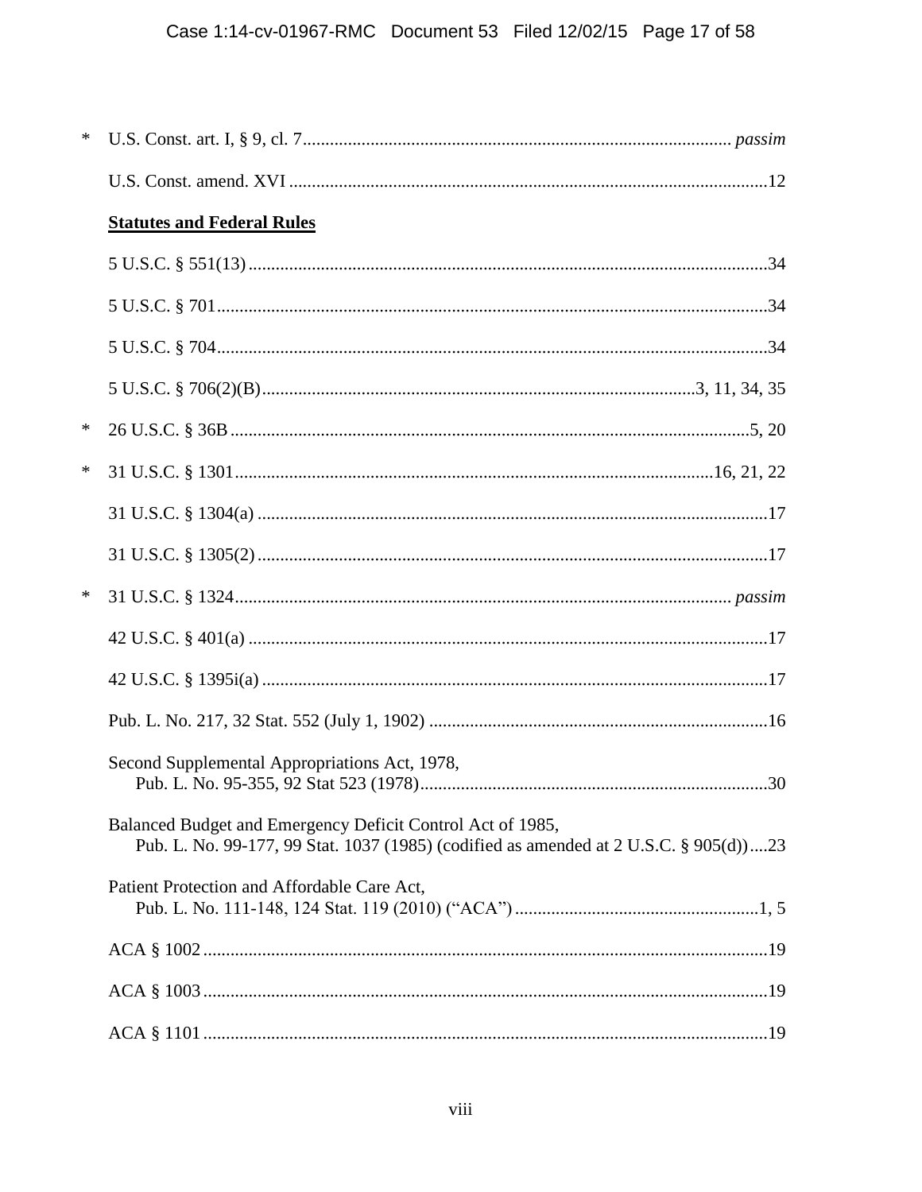\* U.S. Const. art. I, § 9, cl. 7 ........................................................ *passim*

U.S. Const. amend. XVI ........................................................ 12

**Statutes and Federal Rules**

5 U.S.C. § 551(13) ........................................................ 34

5 U.S.C. § 701 ........................................................ 34

5 U.S.C. § 704 ........................................................ 34

5 U.S.C. § 706(2)(B) ........................................................ 3, 11, 34, 35

\* 26 U.S.C. § 36B ........................................................ 5, 20

\* 31 U.S.C. § 1301 ........................................................ 16, 21, 22

31 U.S.C. § 1304(a) ........................................................ 17

31 U.S.C. § 1305(2) ........................................................ 17

\* 31 U.S.C. § 1324 ........................................................ *passim*

42 U.S.C. § 401(a) ........................................................ 17

42 U.S.C. § 1395i(a) ........................................................ 17

Pub. L. No. 217, 32 Stat. 552 (July 1, 1902) ........................................................ 16

Second Supplemental Appropriations Act, 1978,
    Pub. L. No. 95-355, 92 Stat 523 (1978) ........................................................ 30

Balanced Budget and Emergency Deficit Control Act of 1985,
    Pub. L. No. 99-177, 99 Stat. 1037 (1985) (codified as amended at 2 U.S.C. § 905(d)) .... 23

Patient Protection and Affordable Care Act,
    Pub. L. No. 111-148, 124 Stat. 119 (2010) ("ACA") ........................................................ 1, 5

ACA § 1002 ........................................................ 19

ACA § 1003 ........................................................ 19

ACA § 1101 ........................................................ 19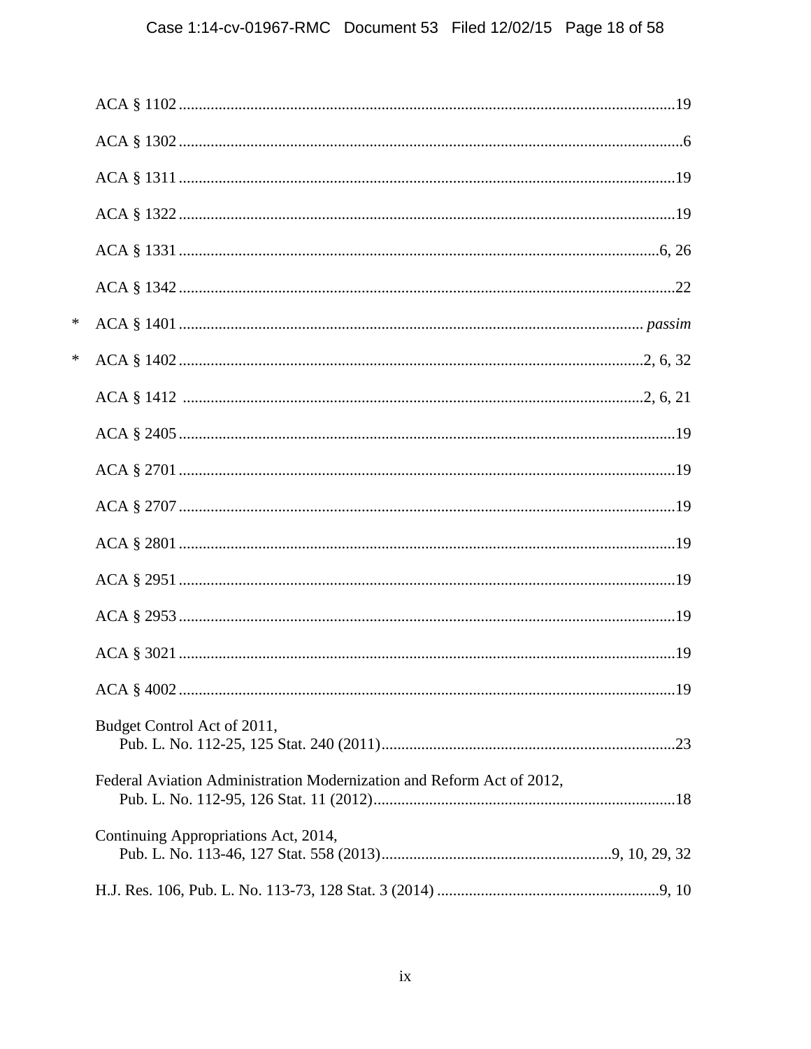ACA § 1102 ..........................................................................................................................19

ACA § 1302 ............................................................................................................................6

ACA § 1311 ..........................................................................................................................19

ACA § 1322 ..........................................................................................................................19

ACA § 1331 ......................................................................................................................6, 26

ACA § 1342 ..........................................................................................................................22

\* ACA § 1401 ................................................................................................................. *passim*

\* ACA § 1402 ...................................................................................................................2, 6, 32

ACA § 1412 ...................................................................................................................2, 6, 21

ACA § 2405 ..........................................................................................................................19

ACA § 2701 ..........................................................................................................................19

ACA § 2707 ..........................................................................................................................19

ACA § 2801 ..........................................................................................................................19

ACA § 2951 ..........................................................................................................................19

ACA § 2953 ..........................................................................................................................19

ACA § 3021 ..........................................................................................................................19

ACA § 4002 ..........................................................................................................................19

Budget Control Act of 2011,
 Pub. L. No. 112-25, 125 Stat. 240 (2011)........................................................................23

Federal Aviation Administration Modernization and Reform Act of 2012,
 Pub. L. No. 112-95, 126 Stat. 11 (2012)..........................................................................18

Continuing Appropriations Act, 2014,
 Pub. L. No. 113-46, 127 Stat. 558 (2013)..........................................................9, 10, 29, 32

H.J. Res. 106, Pub. L. No. 113-73, 128 Stat. 3 (2014) ........................................................9, 10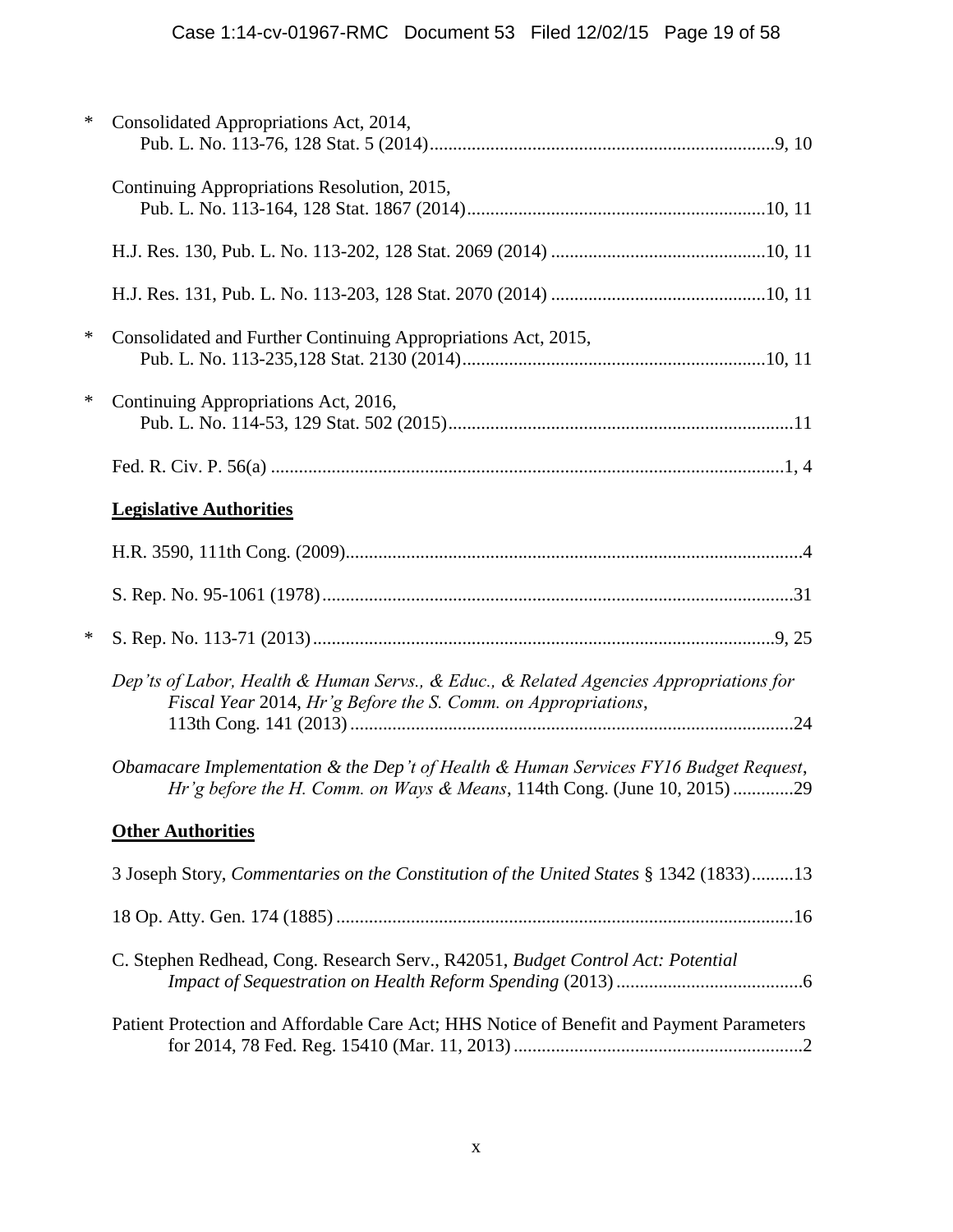\* Consolidated Appropriations Act, 2014,
Pub. L. No. 113-76, 128 Stat. 5 (2014)..........................................................................9, 10

Continuing Appropriations Resolution, 2015,
Pub. L. No. 113-164, 128 Stat. 1867 (2014)................................................................10, 11

H.J. Res. 130, Pub. L. No. 113-202, 128 Stat. 2069 (2014) ..............................................10, 11

H.J. Res. 131, Pub. L. No. 113-203, 128 Stat. 2070 (2014) ..............................................10, 11

\* Consolidated and Further Continuing Appropriations Act, 2015,
Pub. L. No. 113-235,128 Stat. 2130 (2014).................................................................10, 11

\* Continuing Appropriations Act, 2016,
Pub. L. No. 114-53, 129 Stat. 502 (2015).........................................................................11

Fed. R. Civ. P. 56(a) ..............................................................................................................1, 4

**Legislative Authorities**

H.R. 3590, 111th Cong. (2009).................................................................................................4

S. Rep. No. 95-1061 (1978)....................................................................................................31

\* S. Rep. No. 113-71 (2013)...................................................................................................9, 25

*Dep'ts of Labor, Health & Human Servs., & Educ., & Related Agencies Appropriations for Fiscal Year* 2014, *Hr'g Before the S. Comm. on Appropriations*, 113th Cong. 141 (2013)..............................................................................................24

*Obamacare Implementation & the Dep't of Health & Human Services FY16 Budget Request*, *Hr'g before the H. Comm. on Ways & Means*, 114th Cong. (June 10, 2015).............29

**Other Authorities**

3 Joseph Story, *Commentaries on the Constitution of the United States* § 1342 (1833).........13

18 Op. Atty. Gen. 174 (1885).................................................................................................16

C. Stephen Redhead, Cong. Research Serv., R42051, *Budget Control Act: Potential Impact of Sequestration on Health Reform Spending* (2013)........................................6

Patient Protection and Affordable Care Act; HHS Notice of Benefit and Payment Parameters for 2014, 78 Fed. Reg. 15410 (Mar. 11, 2013)..............................................................2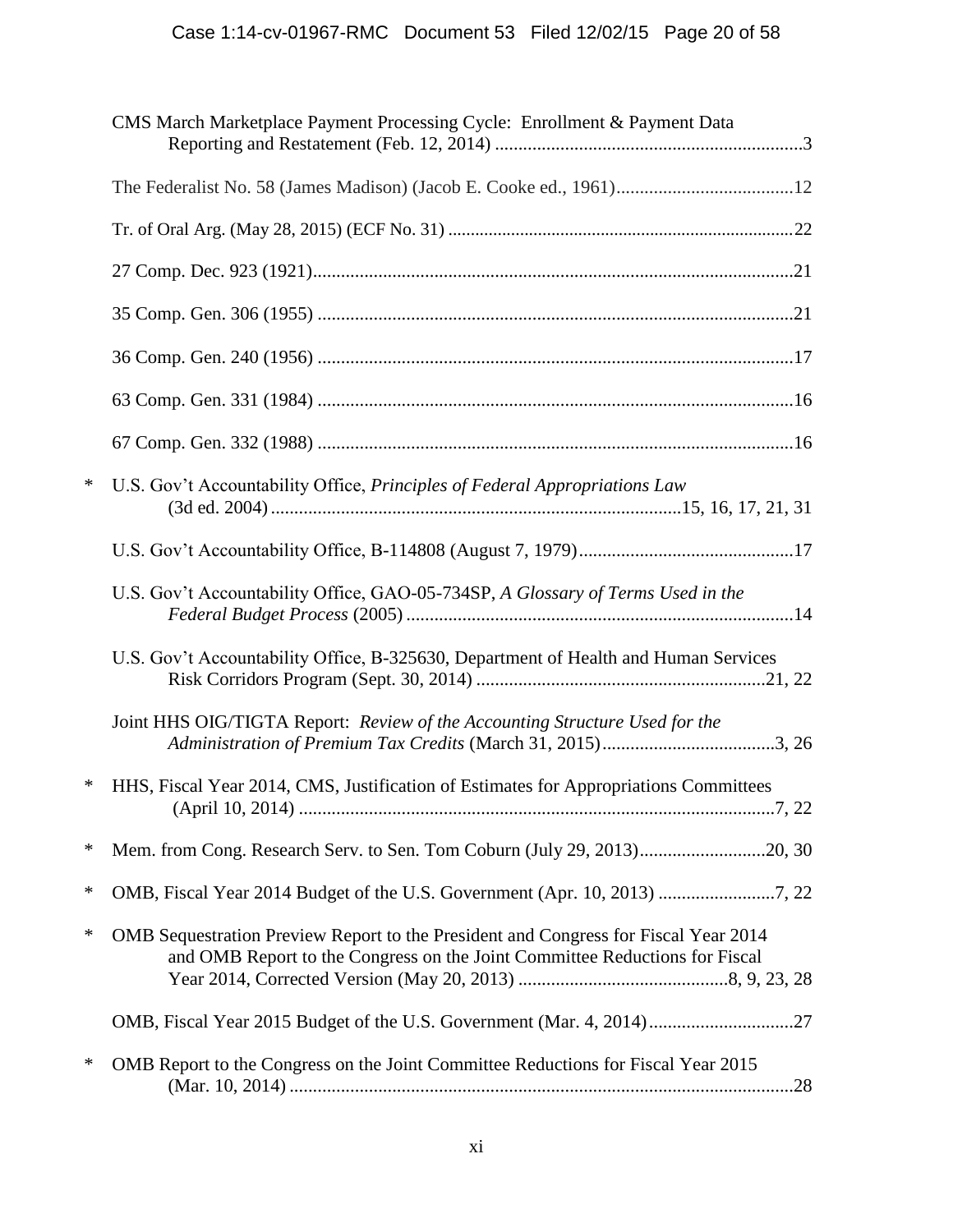CMS March Marketplace Payment Processing Cycle: Enrollment & Payment Data Reporting and Restatement (Feb. 12, 2014) .................................................................3

The Federalist No. 58 (James Madison) (Jacob E. Cooke ed., 1961).....................................12

Tr. of Oral Arg. (May 28, 2015) (ECF No. 31) ..........................................................................22

27 Comp. Dec. 923 (1921)......................................................................................................21

35 Comp. Gen. 306 (1955) .....................................................................................................21

36 Comp. Gen. 240 (1956) .....................................................................................................17

63 Comp. Gen. 331 (1984) .....................................................................................................16

67 Comp. Gen. 332 (1988) .....................................................................................................16

\* U.S. Gov't Accountability Office, *Principles of Federal Appropriations Law* (3d ed. 2004).......................................................................................15, 16, 17, 21, 31

U.S. Gov't Accountability Office, B-114808 (August 7, 1979).............................................17

U.S. Gov't Accountability Office, GAO-05-734SP, *A Glossary of Terms Used in the Federal Budget Process* (2005)..................................................................................14

U.S. Gov't Accountability Office, B-325630, Department of Health and Human Services Risk Corridors Program (Sept. 30, 2014) ............................................................21, 22

Joint HHS OIG/TIGTA Report: *Review of the Accounting Structure Used for the Administration of Premium Tax Credits* (March 31, 2015)....................................3, 26

\* HHS, Fiscal Year 2014, CMS, Justification of Estimates for Appropriations Committees (April 10, 2014) .....................................................................................................7, 22

\* Mem. from Cong. Research Serv. to Sen. Tom Coburn (July 29, 2013)...........................20, 30

\* OMB, Fiscal Year 2014 Budget of the U.S. Government (Apr. 10, 2013) .........................7, 22

\* OMB Sequestration Preview Report to the President and Congress for Fiscal Year 2014 and OMB Report to the Congress on the Joint Committee Reductions for Fiscal Year 2014, Corrected Version (May 20, 2013) ............................................8, 9, 23, 28

OMB, Fiscal Year 2015 Budget of the U.S. Government (Mar. 4, 2014)...............................27

\* OMB Report to the Congress on the Joint Committee Reductions for Fiscal Year 2015 (Mar. 10, 2014) ...........................................................................................................28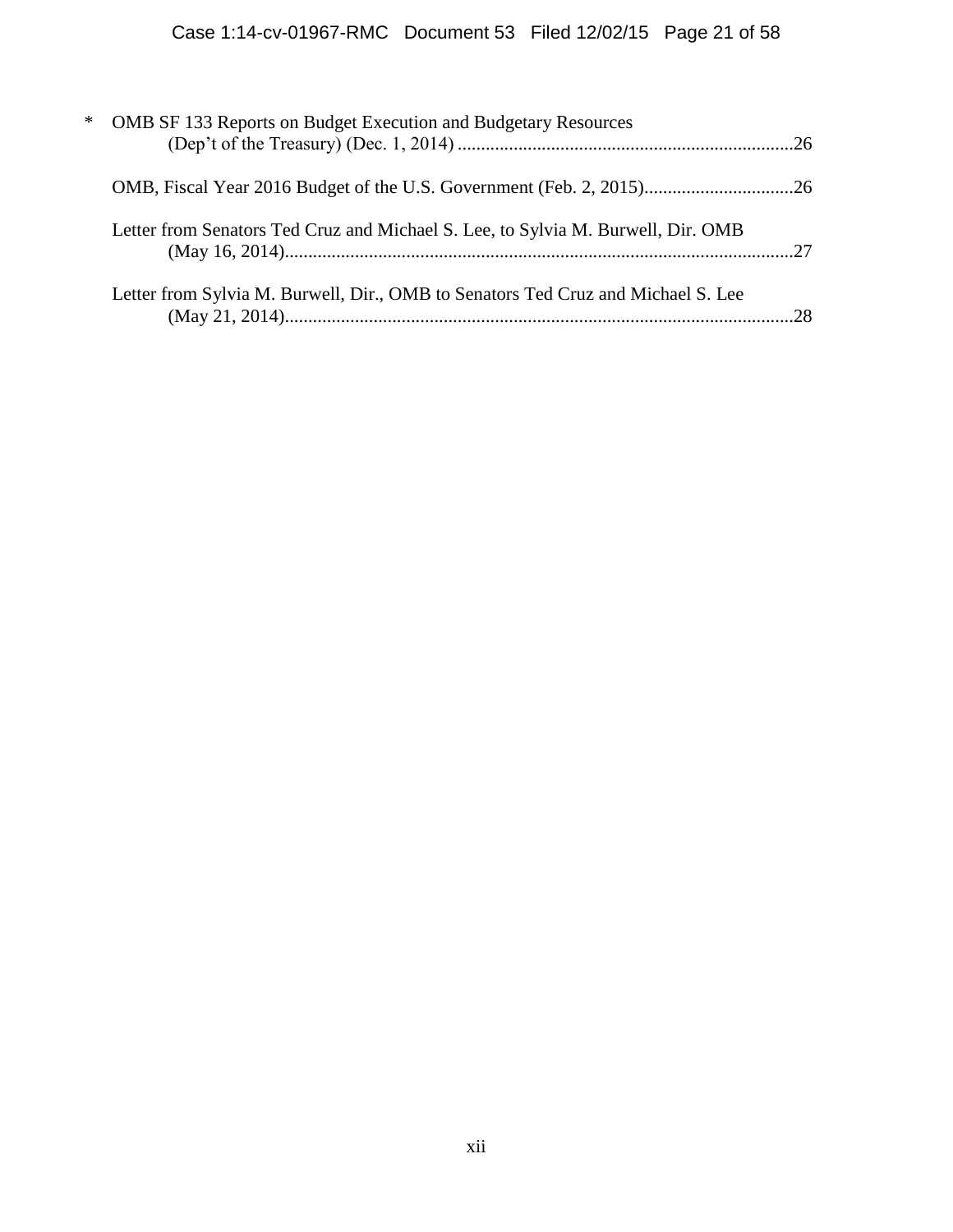\* OMB SF 133 Reports on Budget Execution and Budgetary Resources (Dep't of the Treasury) (Dec. 1, 2014) ........................................................................26

OMB, Fiscal Year 2016 Budget of the U.S. Government (Feb. 2, 2015)................................26

Letter from Senators Ted Cruz and Michael S. Lee, to Sylvia M. Burwell, Dir. OMB (May 16, 2014)..............................................................................................................27

Letter from Sylvia M. Burwell, Dir., OMB to Senators Ted Cruz and Michael S. Lee (May 21, 2014)..............................................................................................................28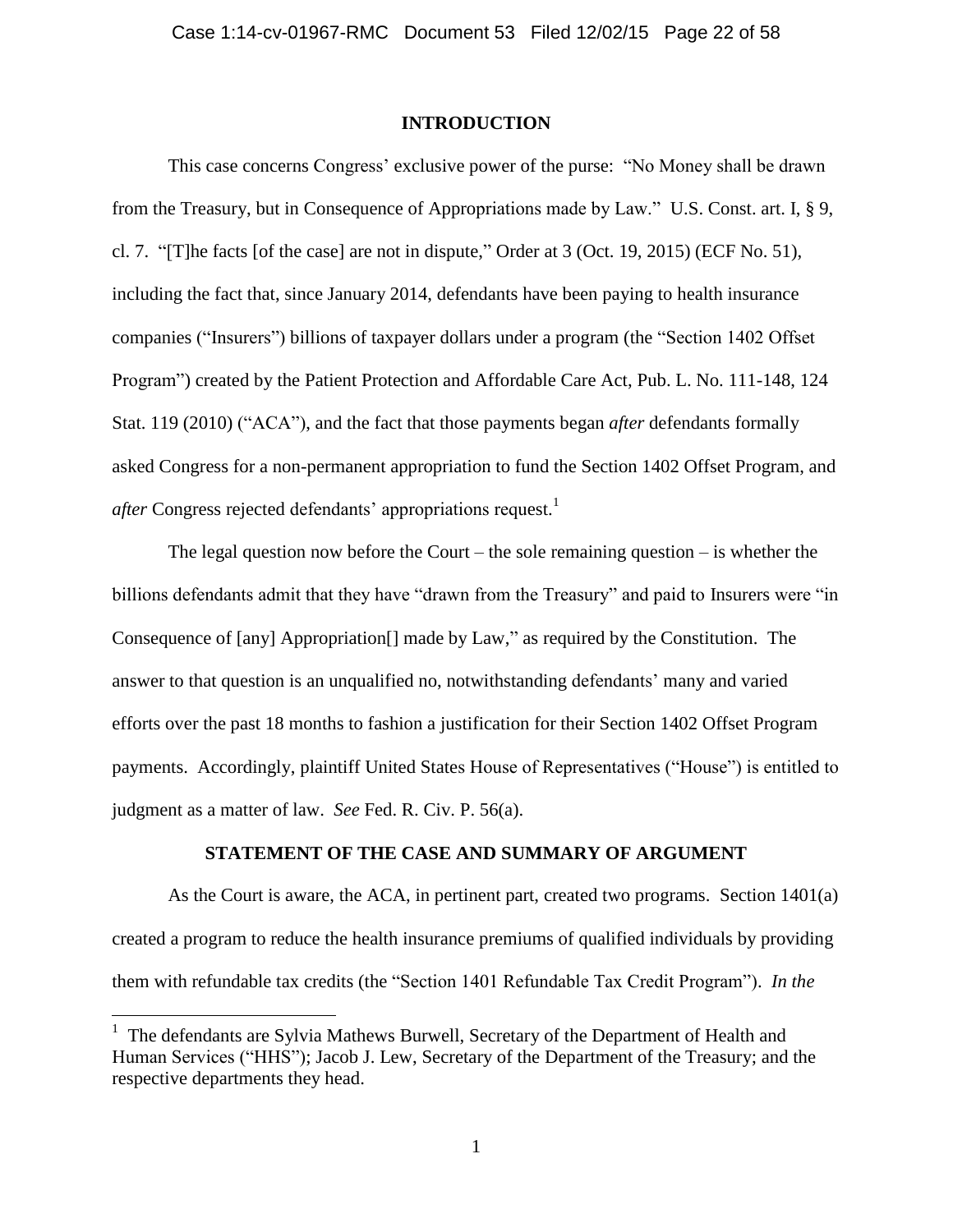## INTRODUCTION

This case concerns Congress' exclusive power of the purse: "No Money shall be drawn from the Treasury, but in Consequence of Appropriations made by Law." U.S. Const. art. I, § 9, cl. 7. "[T]he facts [of the case] are not in dispute," Order at 3 (Oct. 19, 2015) (ECF No. 51), including the fact that, since January 2014, defendants have been paying to health insurance companies ("Insurers") billions of taxpayer dollars under a program (the "Section 1402 Offset Program") created by the Patient Protection and Affordable Care Act, Pub. L. No. 111-148, 124 Stat. 119 (2010) ("ACA"), and the fact that those payments began *after* defendants formally asked Congress for a non-permanent appropriation to fund the Section 1402 Offset Program, and *after* Congress rejected defendants' appropriations request.[1]

The legal question now before the Court – the sole remaining question – is whether the billions defendants admit that they have "drawn from the Treasury" and paid to Insurers were "in Consequence of [any] Appropriation[] made by Law," as required by the Constitution. The answer to that question is an unqualified no, notwithstanding defendants' many and varied efforts over the past 18 months to fashion a justification for their Section 1402 Offset Program payments. Accordingly, plaintiff United States House of Representatives ("House") is entitled to judgment as a matter of law. *See* Fed. R. Civ. P. 56(a).

## STATEMENT OF THE CASE AND SUMMARY OF ARGUMENT

As the Court is aware, the ACA, in pertinent part, created two programs. Section 1401(a) created a program to reduce the health insurance premiums of qualified individuals by providing them with refundable tax credits (the "Section 1401 Refundable Tax Credit Program"). *In the*

---

[1] The defendants are Sylvia Mathews Burwell, Secretary of the Department of Health and Human Services ("HHS"); Jacob J. Lew, Secretary of the Department of the Treasury; and the respective departments they head.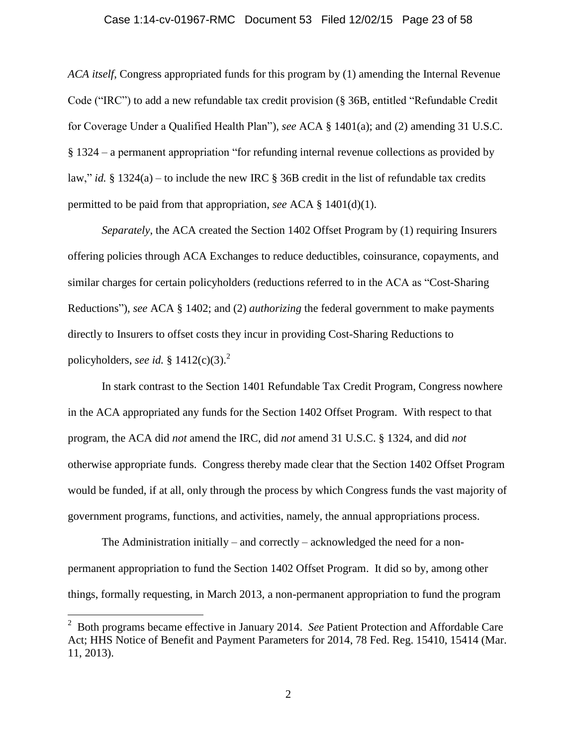*ACA itself*, Congress appropriated funds for this program by (1) amending the Internal Revenue Code ("IRC") to add a new refundable tax credit provision (§ 36B, entitled "Refundable Credit for Coverage Under a Qualified Health Plan"), *see* ACA § 1401(a); and (2) amending 31 U.S.C. § 1324 – a permanent appropriation "for refunding internal revenue collections as provided by law," *id.* § 1324(a) – to include the new IRC § 36B credit in the list of refundable tax credits permitted to be paid from that appropriation, *see* ACA § 1401(d)(1).

*Separately*, the ACA created the Section 1402 Offset Program by (1) requiring Insurers offering policies through ACA Exchanges to reduce deductibles, coinsurance, copayments, and similar charges for certain policyholders (reductions referred to in the ACA as "Cost-Sharing Reductions"), *see* ACA § 1402; and (2) *authorizing* the federal government to make payments directly to Insurers to offset costs they incur in providing Cost-Sharing Reductions to policyholders, *see id.* § 1412(c)(3).[2]

In stark contrast to the Section 1401 Refundable Tax Credit Program, Congress nowhere in the ACA appropriated any funds for the Section 1402 Offset Program. With respect to that program, the ACA did *not* amend the IRC, did *not* amend 31 U.S.C. § 1324, and did *not* otherwise appropriate funds. Congress thereby made clear that the Section 1402 Offset Program would be funded, if at all, only through the process by which Congress funds the vast majority of government programs, functions, and activities, namely, the annual appropriations process.

The Administration initially – and correctly – acknowledged the need for a non-permanent appropriation to fund the Section 1402 Offset Program. It did so by, among other things, formally requesting, in March 2013, a non-permanent appropriation to fund the program

[2] Both programs became effective in January 2014. *See* Patient Protection and Affordable Care Act; HHS Notice of Benefit and Payment Parameters for 2014, 78 Fed. Reg. 15410, 15414 (Mar. 11, 2013).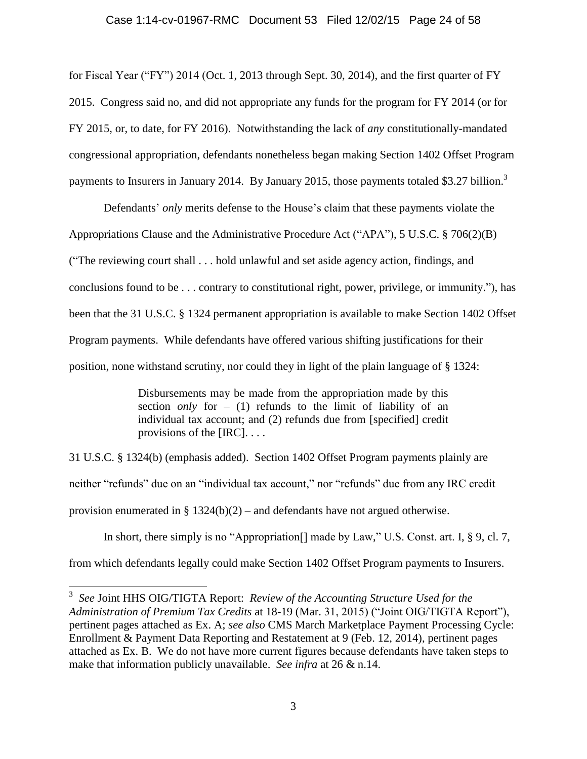for Fiscal Year ("FY") 2014 (Oct. 1, 2013 through Sept. 30, 2014), and the first quarter of FY 2015. Congress said no, and did not appropriate any funds for the program for FY 2014 (or for FY 2015, or, to date, for FY 2016). Notwithstanding the lack of *any* constitutionally-mandated congressional appropriation, defendants nonetheless began making Section 1402 Offset Program payments to Insurers in January 2014. By January 2015, those payments totaled $3.27 billion.[3]

Defendants' *only* merits defense to the House's claim that these payments violate the Appropriations Clause and the Administrative Procedure Act ("APA"), 5 U.S.C. § 706(2)(B) ("The reviewing court shall . . . hold unlawful and set aside agency action, findings, and conclusions found to be . . . contrary to constitutional right, power, privilege, or immunity."), has been that the 31 U.S.C. § 1324 permanent appropriation is available to make Section 1402 Offset Program payments. While defendants have offered various shifting justifications for their position, none withstand scrutiny, nor could they in light of the plain language of § 1324:

> Disbursements may be made from the appropriation made by this section *only* for – (1) refunds to the limit of liability of an individual tax account; and (2) refunds due from [specified] credit provisions of the [IRC]. . . .

31 U.S.C. § 1324(b) (emphasis added). Section 1402 Offset Program payments plainly are neither "refunds" due on an "individual tax account," nor "refunds" due from any IRC credit provision enumerated in § 1324(b)(2) – and defendants have not argued otherwise.

In short, there simply is no "Appropriation[] made by Law," U.S. Const. art. I, § 9, cl. 7, from which defendants legally could make Section 1402 Offset Program payments to Insurers.

---

[3] *See* Joint HHS OIG/TIGTA Report: *Review of the Accounting Structure Used for the Administration of Premium Tax Credits* at 18-19 (Mar. 31, 2015) ("Joint OIG/TIGTA Report"), pertinent pages attached as Ex. A; *see also* CMS March Marketplace Payment Processing Cycle: Enrollment & Payment Data Reporting and Restatement at 9 (Feb. 12, 2014), pertinent pages attached as Ex. B. We do not have more current figures because defendants have taken steps to make that information publicly unavailable. *See infra* at 26 & n.14.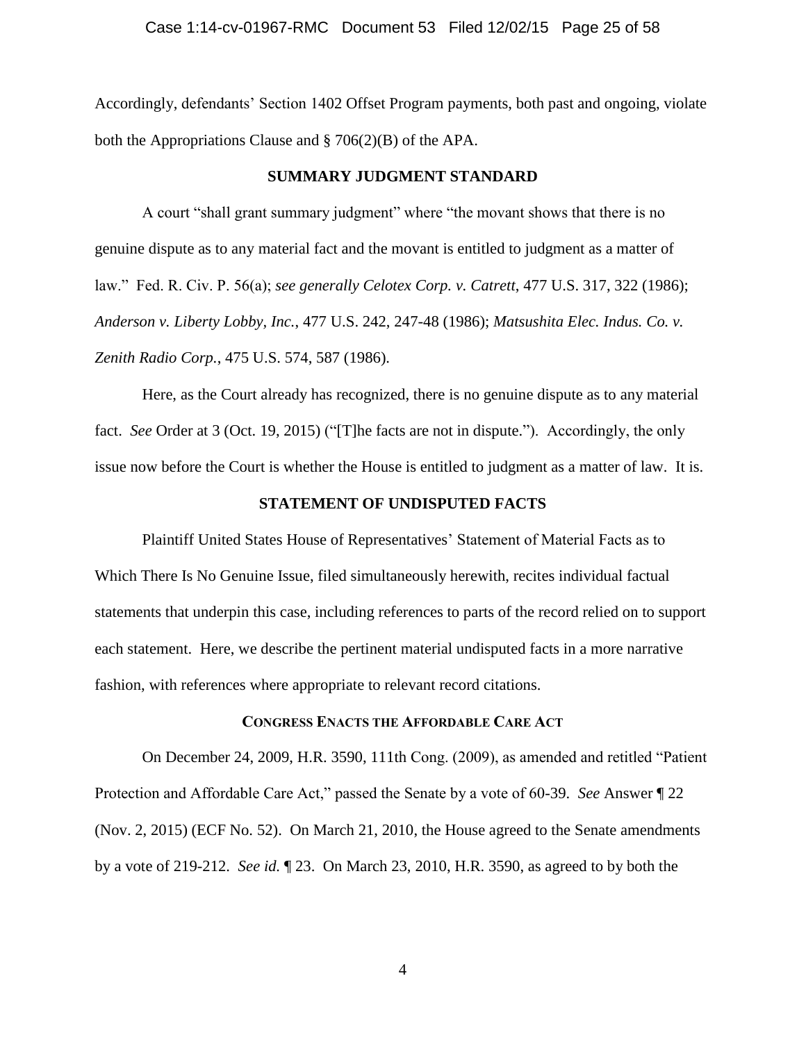Accordingly, defendants' Section 1402 Offset Program payments, both past and ongoing, violate both the Appropriations Clause and § 706(2)(B) of the APA.

## SUMMARY JUDGMENT STANDARD

A court "shall grant summary judgment" where "the movant shows that there is no genuine dispute as to any material fact and the movant is entitled to judgment as a matter of law." Fed. R. Civ. P. 56(a); *see generally Celotex Corp. v. Catrett*, 477 U.S. 317, 322 (1986); *Anderson v. Liberty Lobby, Inc.*, 477 U.S. 242, 247-48 (1986); *Matsushita Elec. Indus. Co. v. Zenith Radio Corp.*, 475 U.S. 574, 587 (1986).

Here, as the Court already has recognized, there is no genuine dispute as to any material fact. *See* Order at 3 (Oct. 19, 2015) ("[T]he facts are not in dispute."). Accordingly, the only issue now before the Court is whether the House is entitled to judgment as a matter of law. It is.

## STATEMENT OF UNDISPUTED FACTS

Plaintiff United States House of Representatives' Statement of Material Facts as to Which There Is No Genuine Issue, filed simultaneously herewith, recites individual factual statements that underpin this case, including references to parts of the record relied on to support each statement. Here, we describe the pertinent material undisputed facts in a more narrative fashion, with references where appropriate to relevant record citations.

### CONGRESS ENACTS THE AFFORDABLE CARE ACT

On December 24, 2009, H.R. 3590, 111th Cong. (2009), as amended and retitled "Patient Protection and Affordable Care Act," passed the Senate by a vote of 60-39. *See* Answer ¶ 22 (Nov. 2, 2015) (ECF No. 52). On March 21, 2010, the House agreed to the Senate amendments by a vote of 219-212. *See id.* ¶ 23. On March 23, 2010, H.R. 3590, as agreed to by both the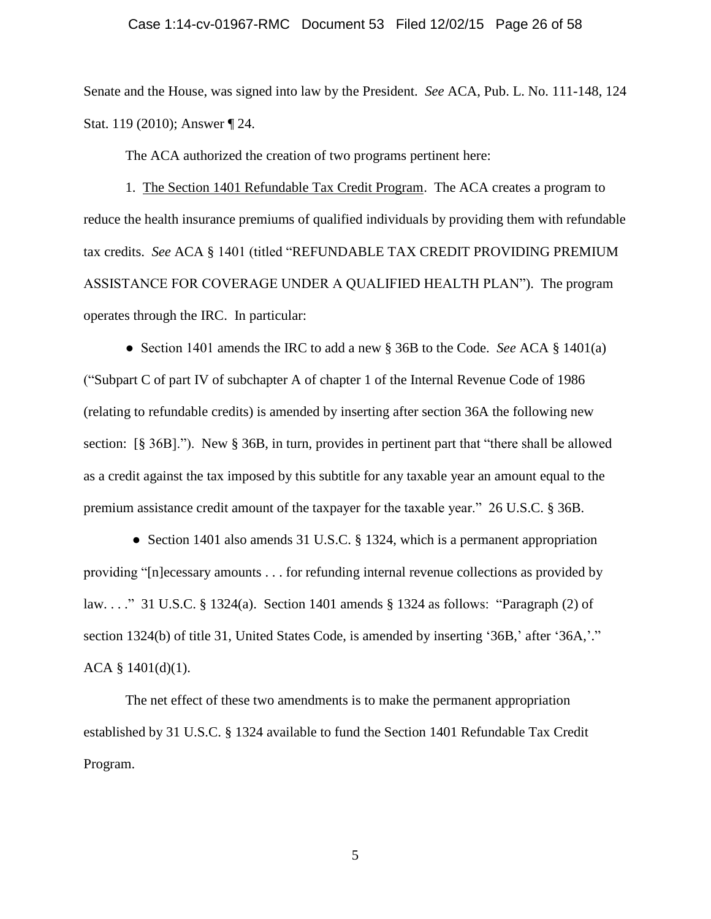Senate and the House, was signed into law by the President. *See* ACA, Pub. L. No. 111-148, 124 Stat. 119 (2010); Answer ¶ 24.

The ACA authorized the creation of two programs pertinent here:

1. The Section 1401 Refundable Tax Credit Program. The ACA creates a program to reduce the health insurance premiums of qualified individuals by providing them with refundable tax credits. *See* ACA § 1401 (titled "REFUNDABLE TAX CREDIT PROVIDING PREMIUM ASSISTANCE FOR COVERAGE UNDER A QUALIFIED HEALTH PLAN"). The program operates through the IRC. In particular:

- Section 1401 amends the IRC to add a new § 36B to the Code. *See* ACA § 1401(a) ("Subpart C of part IV of subchapter A of chapter 1 of the Internal Revenue Code of 1986 (relating to refundable credits) is amended by inserting after section 36A the following new section: [§ 36B]."). New § 36B, in turn, provides in pertinent part that "there shall be allowed as a credit against the tax imposed by this subtitle for any taxable year an amount equal to the premium assistance credit amount of the taxpayer for the taxable year." 26 U.S.C. § 36B.

- Section 1401 also amends 31 U.S.C. § 1324, which is a permanent appropriation providing "[n]ecessary amounts . . . for refunding internal revenue collections as provided by law. . . ." 31 U.S.C. § 1324(a). Section 1401 amends § 1324 as follows: "Paragraph (2) of section 1324(b) of title 31, United States Code, is amended by inserting '36B,' after '36A,'." ACA § 1401(d)(1).

The net effect of these two amendments is to make the permanent appropriation established by 31 U.S.C. § 1324 available to fund the Section 1401 Refundable Tax Credit Program.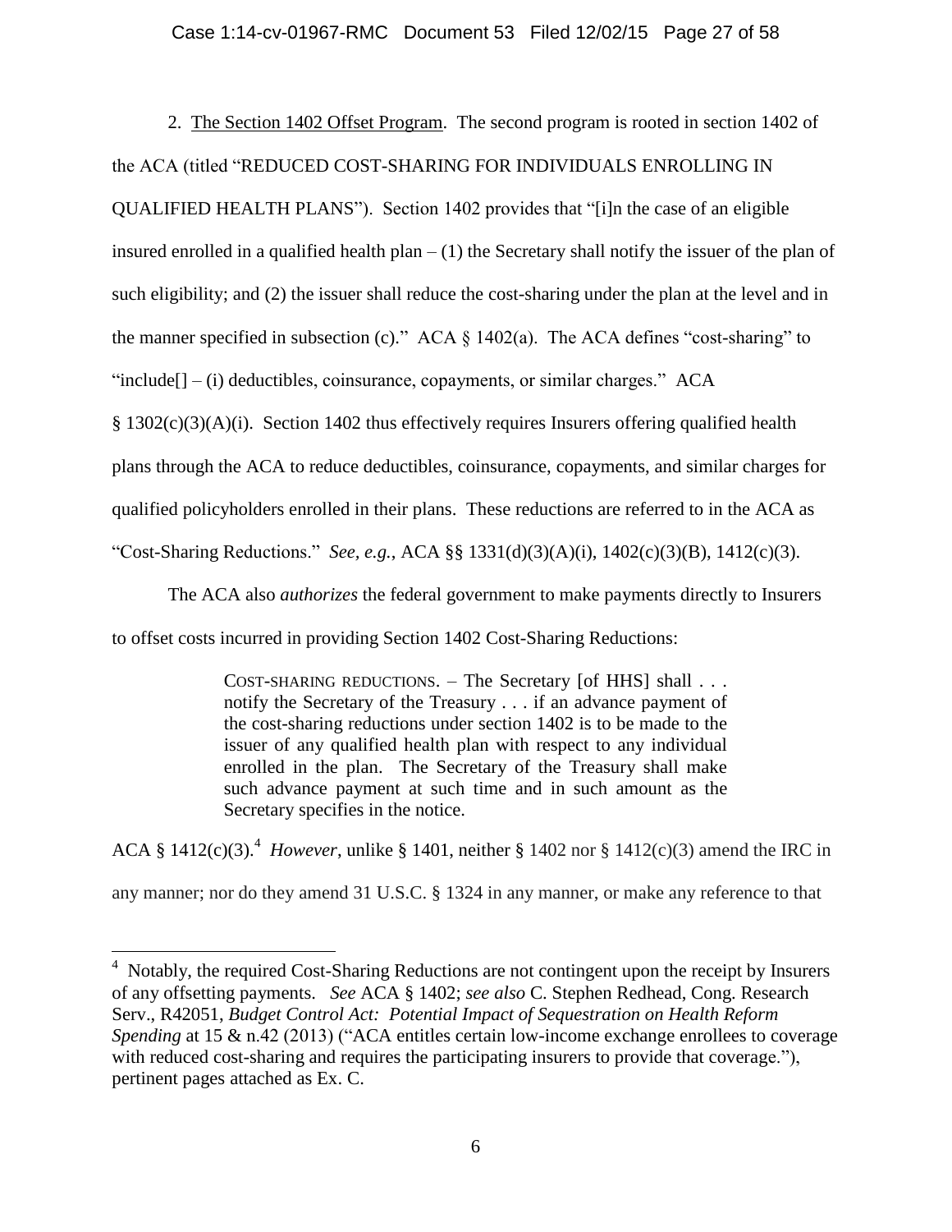2. The Section 1402 Offset Program. The second program is rooted in section 1402 of the ACA (titled "REDUCED COST-SHARING FOR INDIVIDUALS ENROLLING IN QUALIFIED HEALTH PLANS"). Section 1402 provides that "[i]n the case of an eligible insured enrolled in a qualified health plan – (1) the Secretary shall notify the issuer of the plan of such eligibility; and (2) the issuer shall reduce the cost-sharing under the plan at the level and in the manner specified in subsection (c)." ACA § 1402(a). The ACA defines "cost-sharing" to "include[] – (i) deductibles, coinsurance, copayments, or similar charges." ACA § 1302(c)(3)(A)(i). Section 1402 thus effectively requires Insurers offering qualified health plans through the ACA to reduce deductibles, coinsurance, copayments, and similar charges for qualified policyholders enrolled in their plans. These reductions are referred to in the ACA as "Cost-Sharing Reductions." *See, e.g.*, ACA §§ 1331(d)(3)(A)(i), 1402(c)(3)(B), 1412(c)(3).

The ACA also *authorizes* the federal government to make payments directly to Insurers to offset costs incurred in providing Section 1402 Cost-Sharing Reductions:

> COST-SHARING REDUCTIONS. – The Secretary [of HHS] shall . . . notify the Secretary of the Treasury . . . if an advance payment of the cost-sharing reductions under section 1402 is to be made to the issuer of any qualified health plan with respect to any individual enrolled in the plan. The Secretary of the Treasury shall make such advance payment at such time and in such amount as the Secretary specifies in the notice.

ACA § 1412(c)(3).[4] *However*, unlike § 1401, neither § 1402 nor § 1412(c)(3) amend the IRC in any manner; nor do they amend 31 U.S.C. § 1324 in any manner, or make any reference to that

---

[4] Notably, the required Cost-Sharing Reductions are not contingent upon the receipt by Insurers of any offsetting payments. *See* ACA § 1402; *see also* C. Stephen Redhead, Cong. Research Serv., R42051, *Budget Control Act: Potential Impact of Sequestration on Health Reform Spending* at 15 & n.42 (2013) ("ACA entitles certain low-income exchange enrollees to coverage with reduced cost-sharing and requires the participating insurers to provide that coverage."), pertinent pages attached as Ex. C.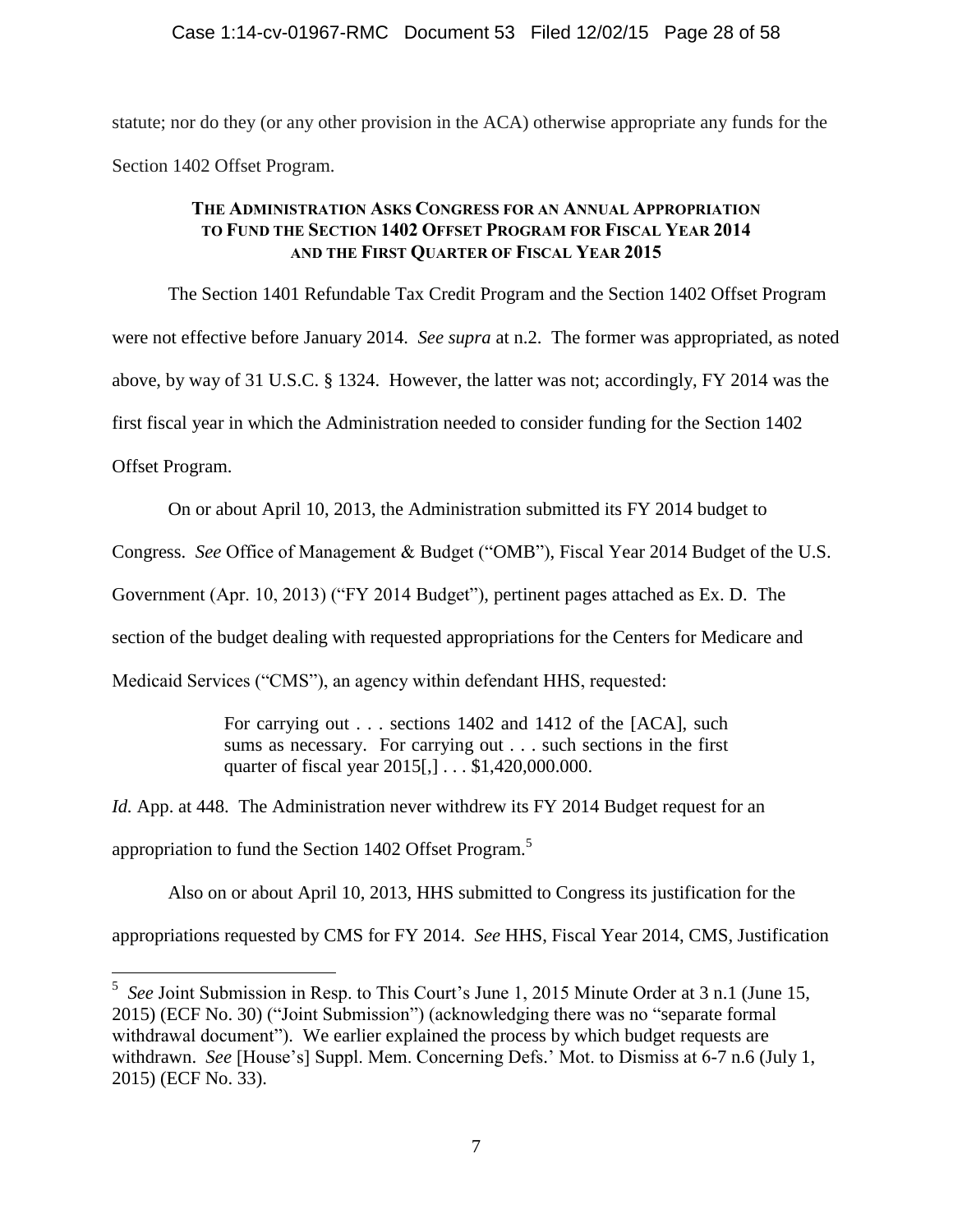statute; nor do they (or any other provision in the ACA) otherwise appropriate any funds for the Section 1402 Offset Program.

### THE ADMINISTRATION ASKS CONGRESS FOR AN ANNUAL APPROPRIATION TO FUND THE SECTION 1402 OFFSET PROGRAM FOR FISCAL YEAR 2014 AND THE FIRST QUARTER OF FISCAL YEAR 2015

The Section 1401 Refundable Tax Credit Program and the Section 1402 Offset Program were not effective before January 2014. *See supra* at n.2. The former was appropriated, as noted above, by way of 31 U.S.C. § 1324. However, the latter was not; accordingly, FY 2014 was the first fiscal year in which the Administration needed to consider funding for the Section 1402 Offset Program.

On or about April 10, 2013, the Administration submitted its FY 2014 budget to Congress. *See* Office of Management & Budget ("OMB"), Fiscal Year 2014 Budget of the U.S. Government (Apr. 10, 2013) ("FY 2014 Budget"), pertinent pages attached as Ex. D. The section of the budget dealing with requested appropriations for the Centers for Medicare and Medicaid Services ("CMS"), an agency within defendant HHS, requested:

> For carrying out . . . sections 1402 and 1412 of the [ACA], such sums as necessary. For carrying out . . . such sections in the first quarter of fiscal year 2015[,] . . . $1,420,000.000.

*Id.* App. at 448. The Administration never withdrew its FY 2014 Budget request for an appropriation to fund the Section 1402 Offset Program.[5]

Also on or about April 10, 2013, HHS submitted to Congress its justification for the appropriations requested by CMS for FY 2014. *See* HHS, Fiscal Year 2014, CMS, Justification

---

[5] *See* Joint Submission in Resp. to This Court's June 1, 2015 Minute Order at 3 n.1 (June 15, 2015) (ECF No. 30) ("Joint Submission") (acknowledging there was no "separate formal withdrawal document"). We earlier explained the process by which budget requests are withdrawn. *See* [House's] Suppl. Mem. Concerning Defs.' Mot. to Dismiss at 6-7 n.6 (July 1, 2015) (ECF No. 33).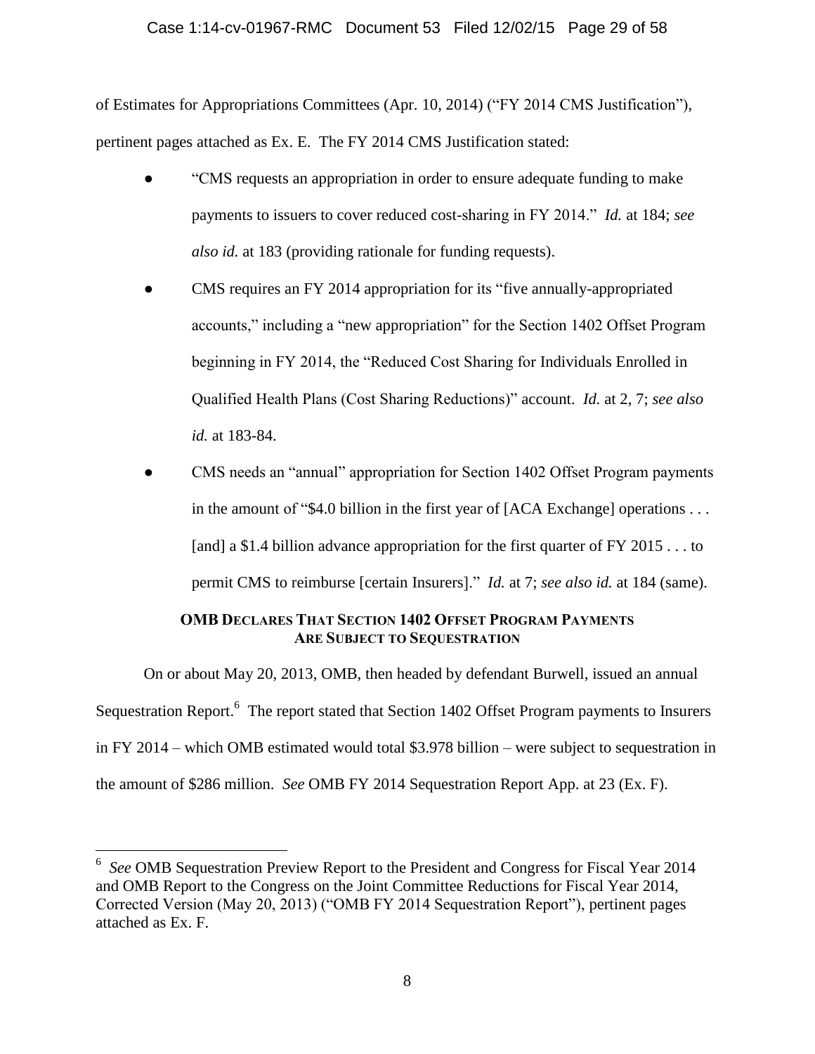of Estimates for Appropriations Committees (Apr. 10, 2014) ("FY 2014 CMS Justification"), pertinent pages attached as Ex. E. The FY 2014 CMS Justification stated:

- "CMS requests an appropriation in order to ensure adequate funding to make payments to issuers to cover reduced cost-sharing in FY 2014." *Id.* at 184; *see also id.* at 183 (providing rationale for funding requests).
- CMS requires an FY 2014 appropriation for its "five annually-appropriated accounts," including a "new appropriation" for the Section 1402 Offset Program beginning in FY 2014, the "Reduced Cost Sharing for Individuals Enrolled in Qualified Health Plans (Cost Sharing Reductions)" account. *Id.* at 2, 7; *see also id.* at 183-84.
- CMS needs an "annual" appropriation for Section 1402 Offset Program payments in the amount of "$4.0 billion in the first year of [ACA Exchange] operations . . . [and] a $1.4 billion advance appropriation for the first quarter of FY 2015 . . . to permit CMS to reimburse [certain Insurers]." *Id.* at 7; *see also id.* at 184 (same).

**OMB DECLARES THAT SECTION 1402 OFFSET PROGRAM PAYMENTS ARE SUBJECT TO SEQUESTRATION**

On or about May 20, 2013, OMB, then headed by defendant Burwell, issued an annual Sequestration Report.[6] The report stated that Section 1402 Offset Program payments to Insurers in FY 2014 – which OMB estimated would total $3.978 billion – were subject to sequestration in the amount of $286 million. *See* OMB FY 2014 Sequestration Report App. at 23 (Ex. F).

---

[6] *See* OMB Sequestration Preview Report to the President and Congress for Fiscal Year 2014 and OMB Report to the Congress on the Joint Committee Reductions for Fiscal Year 2014, Corrected Version (May 20, 2013) ("OMB FY 2014 Sequestration Report"), pertinent pages attached as Ex. F.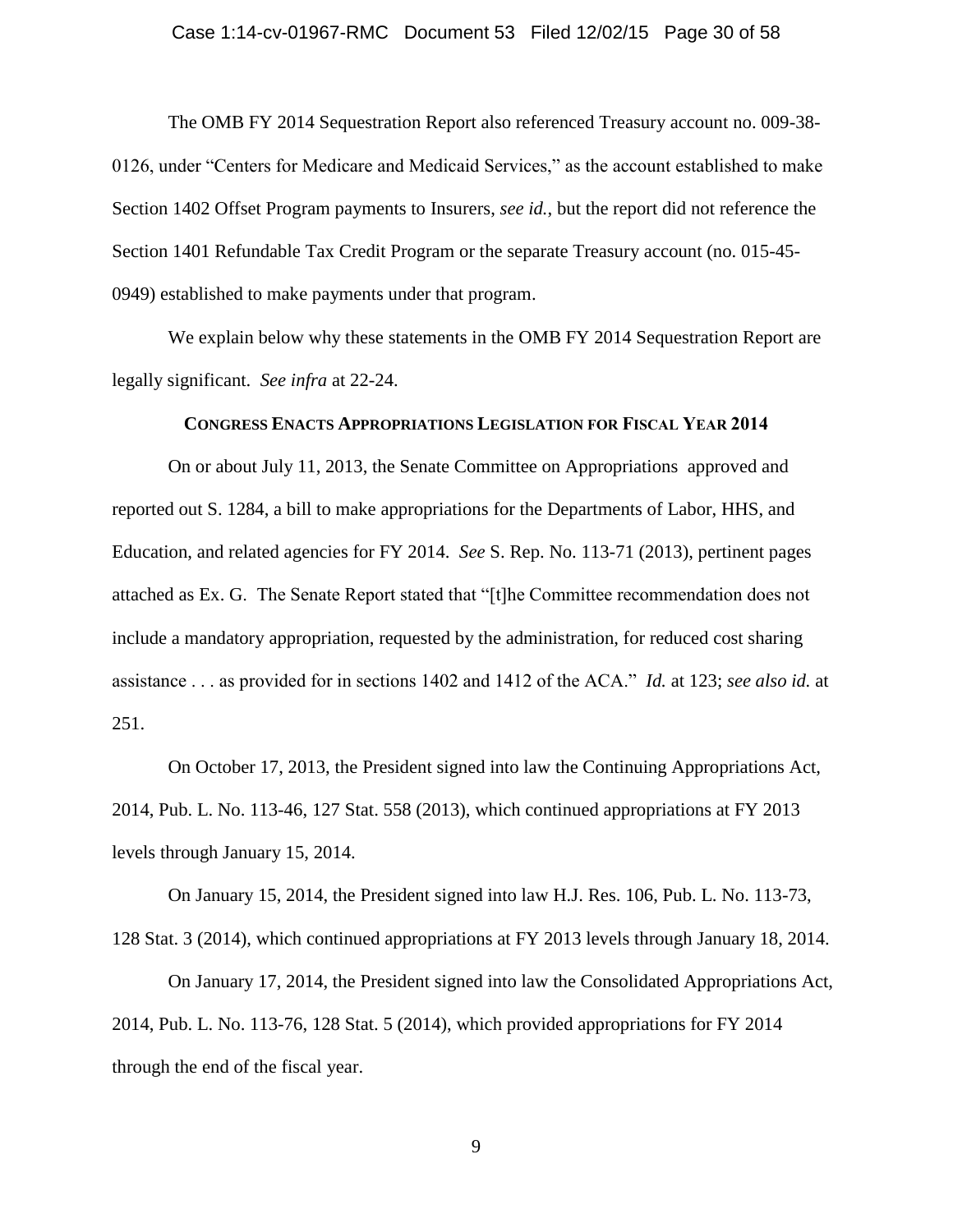The OMB FY 2014 Sequestration Report also referenced Treasury account no. 009-38-0126, under "Centers for Medicare and Medicaid Services," as the account established to make Section 1402 Offset Program payments to Insurers, *see id.*, but the report did not reference the Section 1401 Refundable Tax Credit Program or the separate Treasury account (no. 015-45-0949) established to make payments under that program.

We explain below why these statements in the OMB FY 2014 Sequestration Report are legally significant. *See infra* at 22-24.

## CONGRESS ENACTS APPROPRIATIONS LEGISLATION FOR FISCAL YEAR 2014

On or about July 11, 2013, the Senate Committee on Appropriations approved and reported out S. 1284, a bill to make appropriations for the Departments of Labor, HHS, and Education, and related agencies for FY 2014. *See* S. Rep. No. 113-71 (2013), pertinent pages attached as Ex. G. The Senate Report stated that "[t]he Committee recommendation does not include a mandatory appropriation, requested by the administration, for reduced cost sharing assistance . . . as provided for in sections 1402 and 1412 of the ACA." *Id.* at 123; *see also id.* at 251.

On October 17, 2013, the President signed into law the Continuing Appropriations Act, 2014, Pub. L. No. 113-46, 127 Stat. 558 (2013), which continued appropriations at FY 2013 levels through January 15, 2014.

On January 15, 2014, the President signed into law H.J. Res. 106, Pub. L. No. 113-73, 128 Stat. 3 (2014), which continued appropriations at FY 2013 levels through January 18, 2014.

On January 17, 2014, the President signed into law the Consolidated Appropriations Act, 2014, Pub. L. No. 113-76, 128 Stat. 5 (2014), which provided appropriations for FY 2014 through the end of the fiscal year.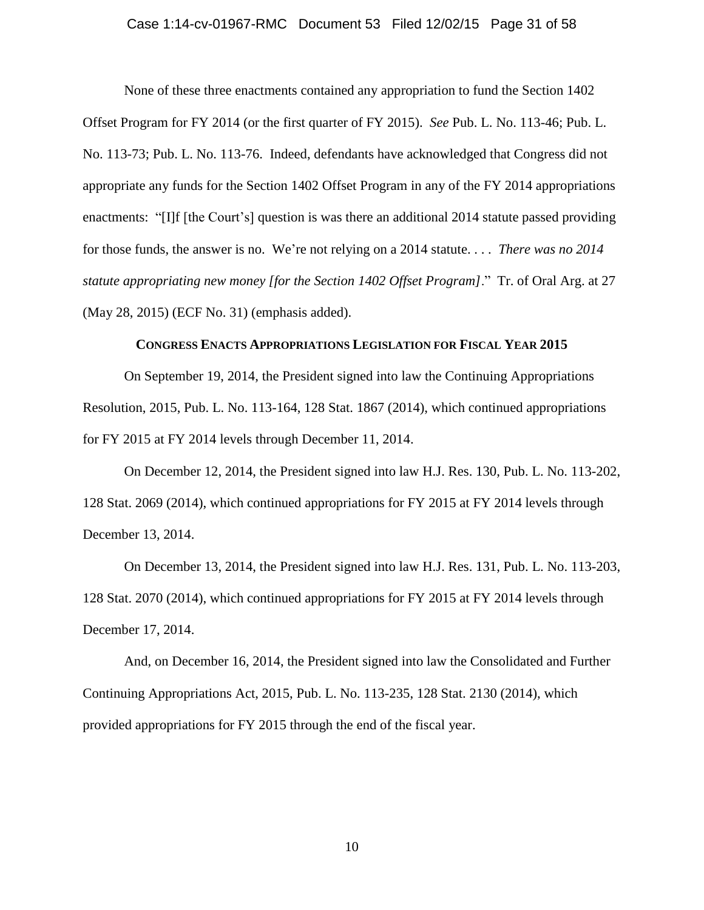None of these three enactments contained any appropriation to fund the Section 1402 Offset Program for FY 2014 (or the first quarter of FY 2015). *See* Pub. L. No. 113-46; Pub. L. No. 113-73; Pub. L. No. 113-76. Indeed, defendants have acknowledged that Congress did not appropriate any funds for the Section 1402 Offset Program in any of the FY 2014 appropriations enactments: "[I]f [the Court's] question is was there an additional 2014 statute passed providing for those funds, the answer is no. We're not relying on a 2014 statute. . . . *There was no 2014 statute appropriating new money [for the Section 1402 Offset Program]*." Tr. of Oral Arg. at 27 (May 28, 2015) (ECF No. 31) (emphasis added).

### Congress Enacts Appropriations Legislation for Fiscal Year 2015

On September 19, 2014, the President signed into law the Continuing Appropriations Resolution, 2015, Pub. L. No. 113-164, 128 Stat. 1867 (2014), which continued appropriations for FY 2015 at FY 2014 levels through December 11, 2014.

On December 12, 2014, the President signed into law H.J. Res. 130, Pub. L. No. 113-202, 128 Stat. 2069 (2014), which continued appropriations for FY 2015 at FY 2014 levels through December 13, 2014.

On December 13, 2014, the President signed into law H.J. Res. 131, Pub. L. No. 113-203, 128 Stat. 2070 (2014), which continued appropriations for FY 2015 at FY 2014 levels through December 17, 2014.

And, on December 16, 2014, the President signed into law the Consolidated and Further Continuing Appropriations Act, 2015, Pub. L. No. 113-235, 128 Stat. 2130 (2014), which provided appropriations for FY 2015 through the end of the fiscal year.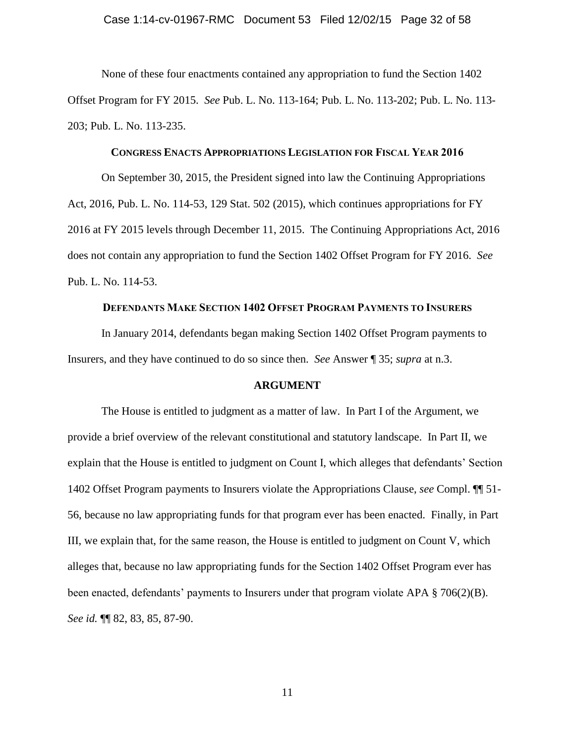None of these four enactments contained any appropriation to fund the Section 1402 Offset Program for FY 2015. *See* Pub. L. No. 113-164; Pub. L. No. 113-202; Pub. L. No. 113-203; Pub. L. No. 113-235.

### CONGRESS ENACTS APPROPRIATIONS LEGISLATION FOR FISCAL YEAR 2016

On September 30, 2015, the President signed into law the Continuing Appropriations Act, 2016, Pub. L. No. 114-53, 129 Stat. 502 (2015), which continues appropriations for FY 2016 at FY 2015 levels through December 11, 2015. The Continuing Appropriations Act, 2016 does not contain any appropriation to fund the Section 1402 Offset Program for FY 2016. *See* Pub. L. No. 114-53.

### DEFENDANTS MAKE SECTION 1402 OFFSET PROGRAM PAYMENTS TO INSURERS

In January 2014, defendants began making Section 1402 Offset Program payments to Insurers, and they have continued to do so since then. *See* Answer ¶ 35; *supra* at n.3.

## ARGUMENT

The House is entitled to judgment as a matter of law. In Part I of the Argument, we provide a brief overview of the relevant constitutional and statutory landscape. In Part II, we explain that the House is entitled to judgment on Count I, which alleges that defendants' Section 1402 Offset Program payments to Insurers violate the Appropriations Clause, *see* Compl. ¶¶ 51-56, because no law appropriating funds for that program ever has been enacted. Finally, in Part III, we explain that, for the same reason, the House is entitled to judgment on Count V, which alleges that, because no law appropriating funds for the Section 1402 Offset Program ever has been enacted, defendants' payments to Insurers under that program violate APA § 706(2)(B). *See id.* ¶¶ 82, 83, 85, 87-90.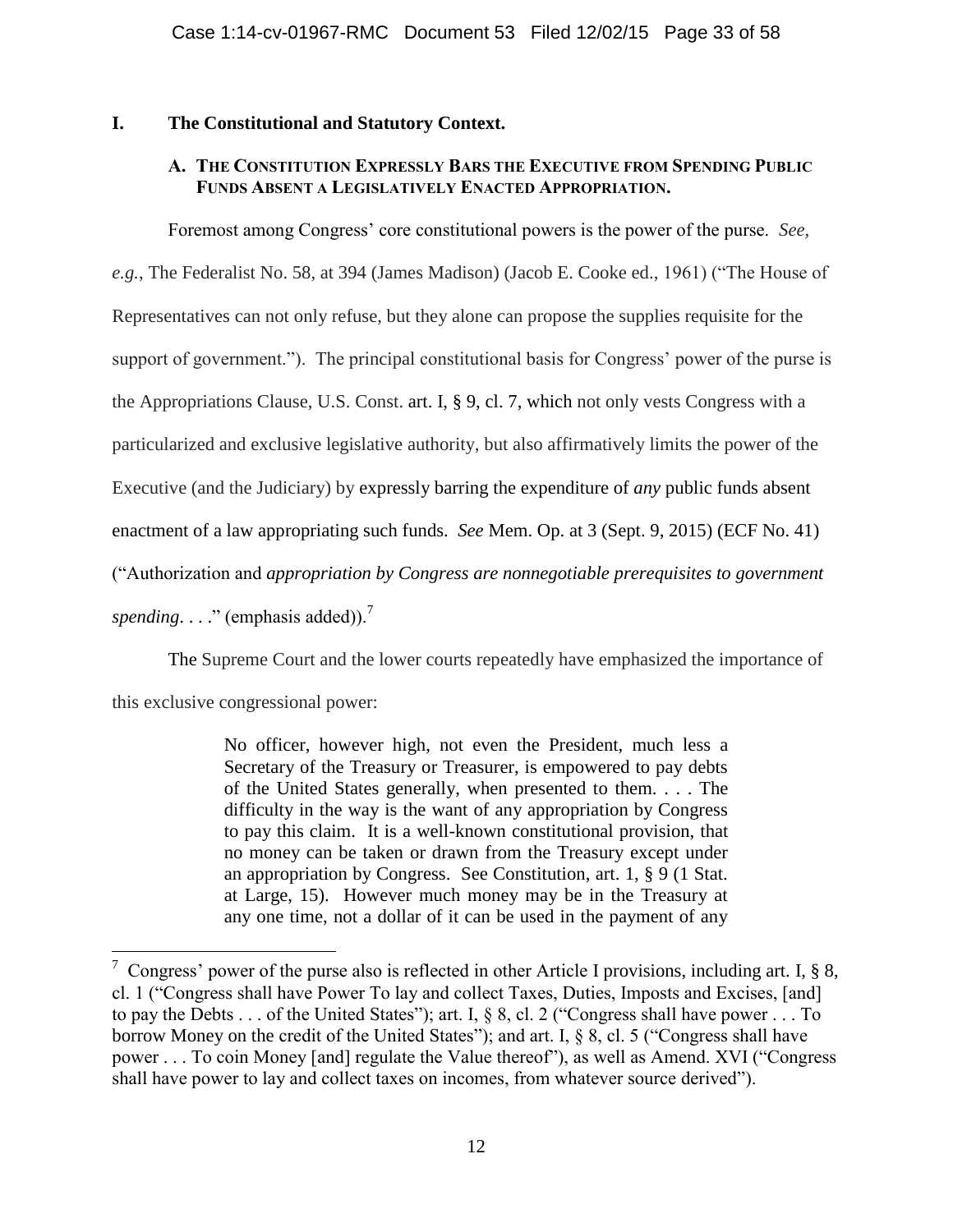## I. The Constitutional and Statutory Context.

### A. The Constitution Expressly Bars the Executive from Spending Public Funds Absent a Legislatively Enacted Appropriation.

Foremost among Congress' core constitutional powers is the power of the purse. *See, e.g.*, The Federalist No. 58, at 394 (James Madison) (Jacob E. Cooke ed., 1961) ("The House of Representatives can not only refuse, but they alone can propose the supplies requisite for the support of government."). The principal constitutional basis for Congress' power of the purse is the Appropriations Clause, U.S. Const. art. I, § 9, cl. 7, which not only vests Congress with a particularized and exclusive legislative authority, but also affirmatively limits the power of the Executive (and the Judiciary) by expressly barring the expenditure of *any* public funds absent enactment of a law appropriating such funds. *See* Mem. Op. at 3 (Sept. 9, 2015) (ECF No. 41) ("Authorization and *appropriation by Congress are nonnegotiable prerequisites to government spending*. . . ." (emphasis added)).[7]

The Supreme Court and the lower courts repeatedly have emphasized the importance of this exclusive congressional power:

> No officer, however high, not even the President, much less a Secretary of the Treasury or Treasurer, is empowered to pay debts of the United States generally, when presented to them. . . . The difficulty in the way is the want of any appropriation by Congress to pay this claim. It is a well-known constitutional provision, that no money can be taken or drawn from the Treasury except under an appropriation by Congress. See Constitution, art. 1, § 9 (1 Stat. at Large, 15). However much money may be in the Treasury at any one time, not a dollar of it can be used in the payment of any

---

[7] Congress' power of the purse also is reflected in other Article I provisions, including art. I, § 8, cl. 1 ("Congress shall have Power To lay and collect Taxes, Duties, Imposts and Excises, [and] to pay the Debts . . . of the United States"); art. I, § 8, cl. 2 ("Congress shall have power . . . To borrow Money on the credit of the United States"); and art. I, § 8, cl. 5 ("Congress shall have power . . . To coin Money [and] regulate the Value thereof"), as well as Amend. XVI ("Congress shall have power to lay and collect taxes on incomes, from whatever source derived").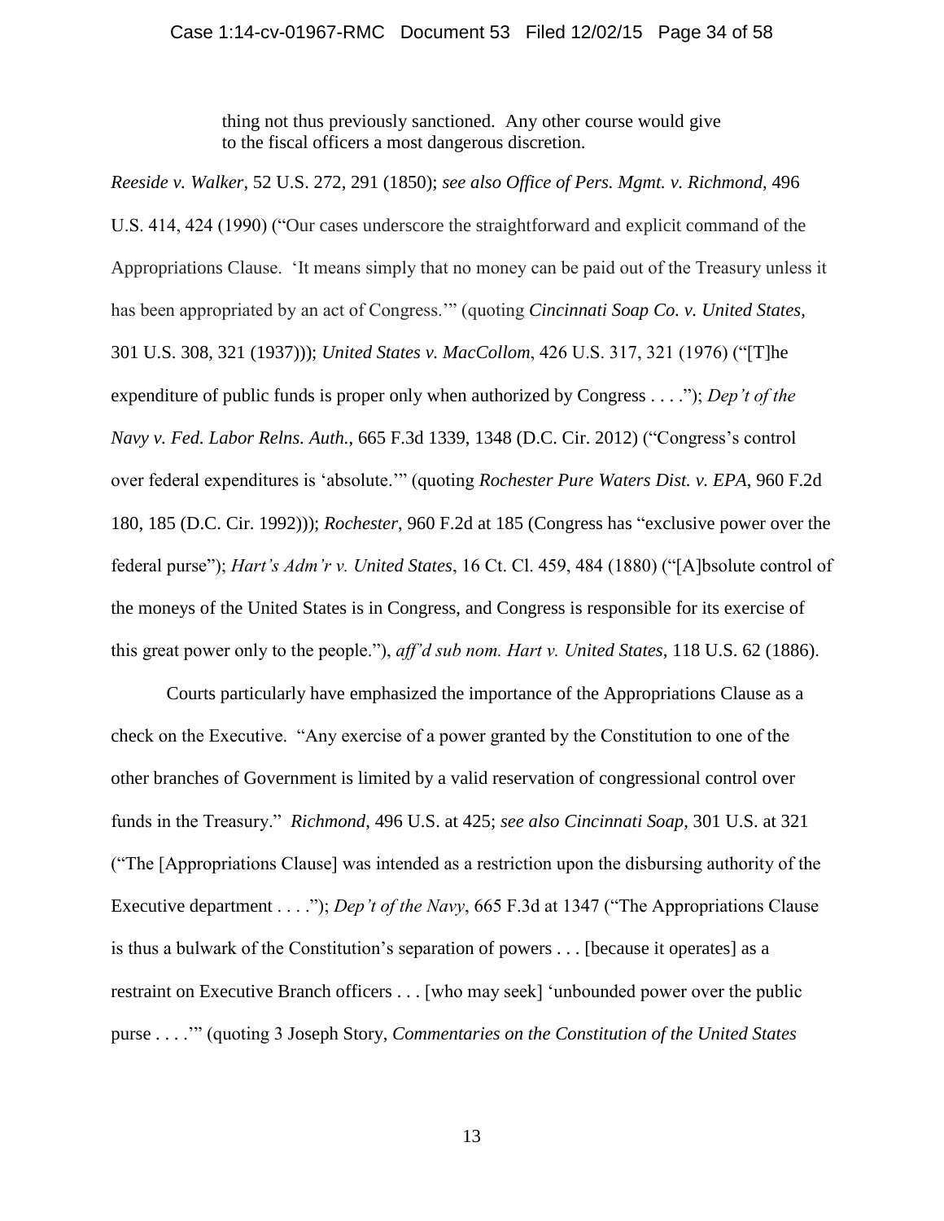> thing not thus previously sanctioned. Any other course would give to the fiscal officers a most dangerous discretion.

*Reeside v. Walker*, 52 U.S. 272, 291 (1850); *see also Office of Pers. Mgmt. v. Richmond*, 496 U.S. 414, 424 (1990) ("Our cases underscore the straightforward and explicit command of the Appropriations Clause. 'It means simply that no money can be paid out of the Treasury unless it has been appropriated by an act of Congress.'" (quoting *Cincinnati Soap Co. v. United States*, 301 U.S. 308, 321 (1937))); *United States v. MacCollom*, 426 U.S. 317, 321 (1976) ("[T]he expenditure of public funds is proper only when authorized by Congress . . . ."); *Dep't of the Navy v. Fed. Labor Relns. Auth.*, 665 F.3d 1339, 1348 (D.C. Cir. 2012) ("Congress's control over federal expenditures is 'absolute.'" (quoting *Rochester Pure Waters Dist. v. EPA*, 960 F.2d 180, 185 (D.C. Cir. 1992))); *Rochester*, 960 F.2d at 185 (Congress has "exclusive power over the federal purse"); *Hart's Adm'r v. United States*, 16 Ct. Cl. 459, 484 (1880) ("[A]bsolute control of the moneys of the United States is in Congress, and Congress is responsible for its exercise of this great power only to the people."), *aff'd sub nom. Hart v. United States*, 118 U.S. 62 (1886).

Courts particularly have emphasized the importance of the Appropriations Clause as a check on the Executive. "Any exercise of a power granted by the Constitution to one of the other branches of Government is limited by a valid reservation of congressional control over funds in the Treasury." *Richmond*, 496 U.S. at 425; *see also Cincinnati Soap*, 301 U.S. at 321 ("The [Appropriations Clause] was intended as a restriction upon the disbursing authority of the Executive department . . . ."); *Dep't of the Navy*, 665 F.3d at 1347 ("The Appropriations Clause is thus a bulwark of the Constitution's separation of powers . . . [because it operates] as a restraint on Executive Branch officers . . . [who may seek] 'unbounded power over the public purse . . . .'" (quoting 3 Joseph Story, *Commentaries on the Constitution of the United States*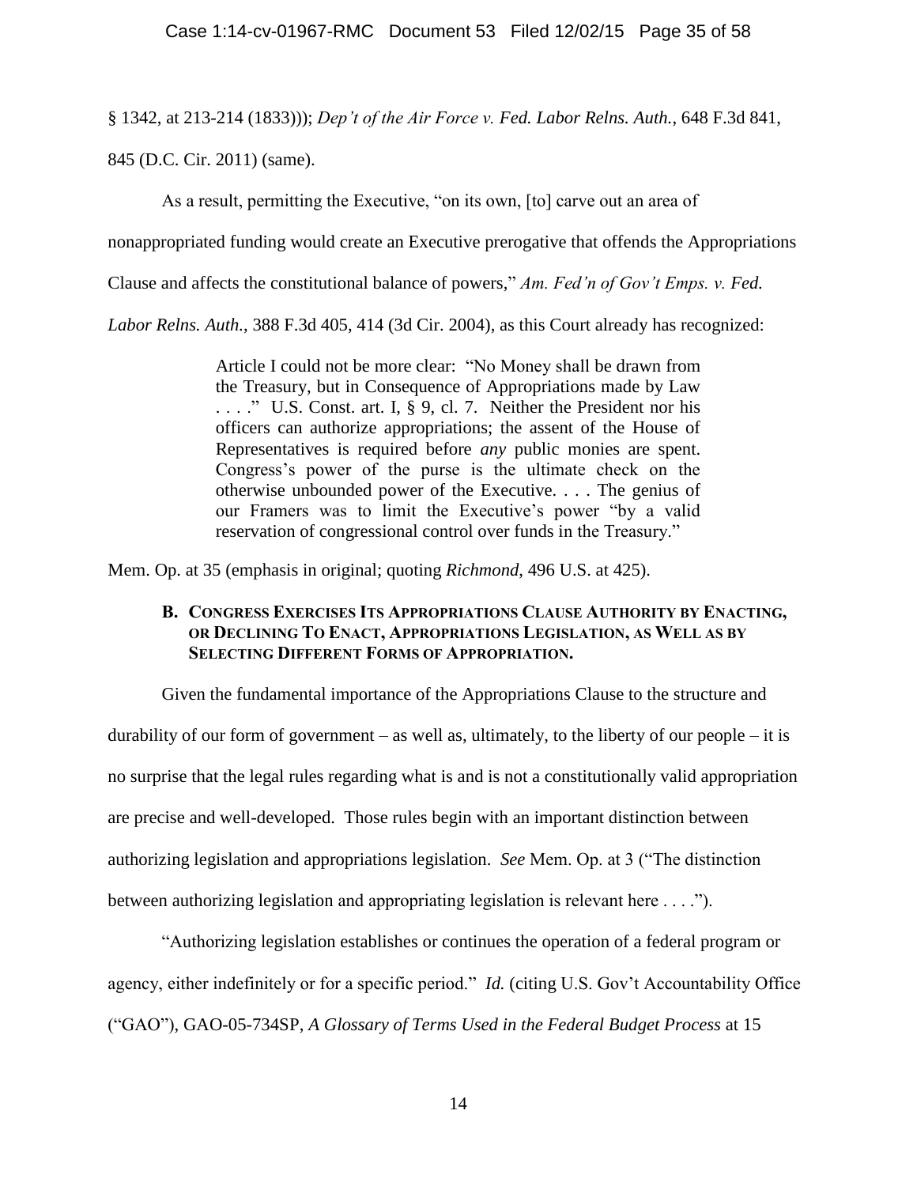§ 1342, at 213-214 (1833))); *Dep't of the Air Force v. Fed. Labor Relns. Auth.*, 648 F.3d 841, 845 (D.C. Cir. 2011) (same).

As a result, permitting the Executive, "on its own, [to] carve out an area of nonappropriated funding would create an Executive prerogative that offends the Appropriations Clause and affects the constitutional balance of powers," *Am. Fed'n of Gov't Emps. v. Fed. Labor Relns. Auth.*, 388 F.3d 405, 414 (3d Cir. 2004), as this Court already has recognized:

> Article I could not be more clear: "No Money shall be drawn from the Treasury, but in Consequence of Appropriations made by Law . . . ." U.S. Const. art. I, § 9, cl. 7. Neither the President nor his officers can authorize appropriations; the assent of the House of Representatives is required before *any* public monies are spent. Congress's power of the purse is the ultimate check on the otherwise unbounded power of the Executive. . . . The genius of our Framers was to limit the Executive's power "by a valid reservation of congressional control over funds in the Treasury."

Mem. Op. at 35 (emphasis in original; quoting *Richmond*, 496 U.S. at 425).

### B. Congress Exercises Its Appropriations Clause Authority by Enacting, or Declining To Enact, Appropriations Legislation, as Well as by Selecting Different Forms of Appropriation.

Given the fundamental importance of the Appropriations Clause to the structure and durability of our form of government – as well as, ultimately, to the liberty of our people – it is no surprise that the legal rules regarding what is and is not a constitutionally valid appropriation are precise and well-developed. Those rules begin with an important distinction between authorizing legislation and appropriations legislation. *See* Mem. Op. at 3 ("The distinction between authorizing legislation and appropriating legislation is relevant here . . . .").

"Authorizing legislation establishes or continues the operation of a federal program or agency, either indefinitely or for a specific period." *Id.* (citing U.S. Gov't Accountability Office ("GAO"), GAO-05-734SP, *A Glossary of Terms Used in the Federal Budget Process* at 15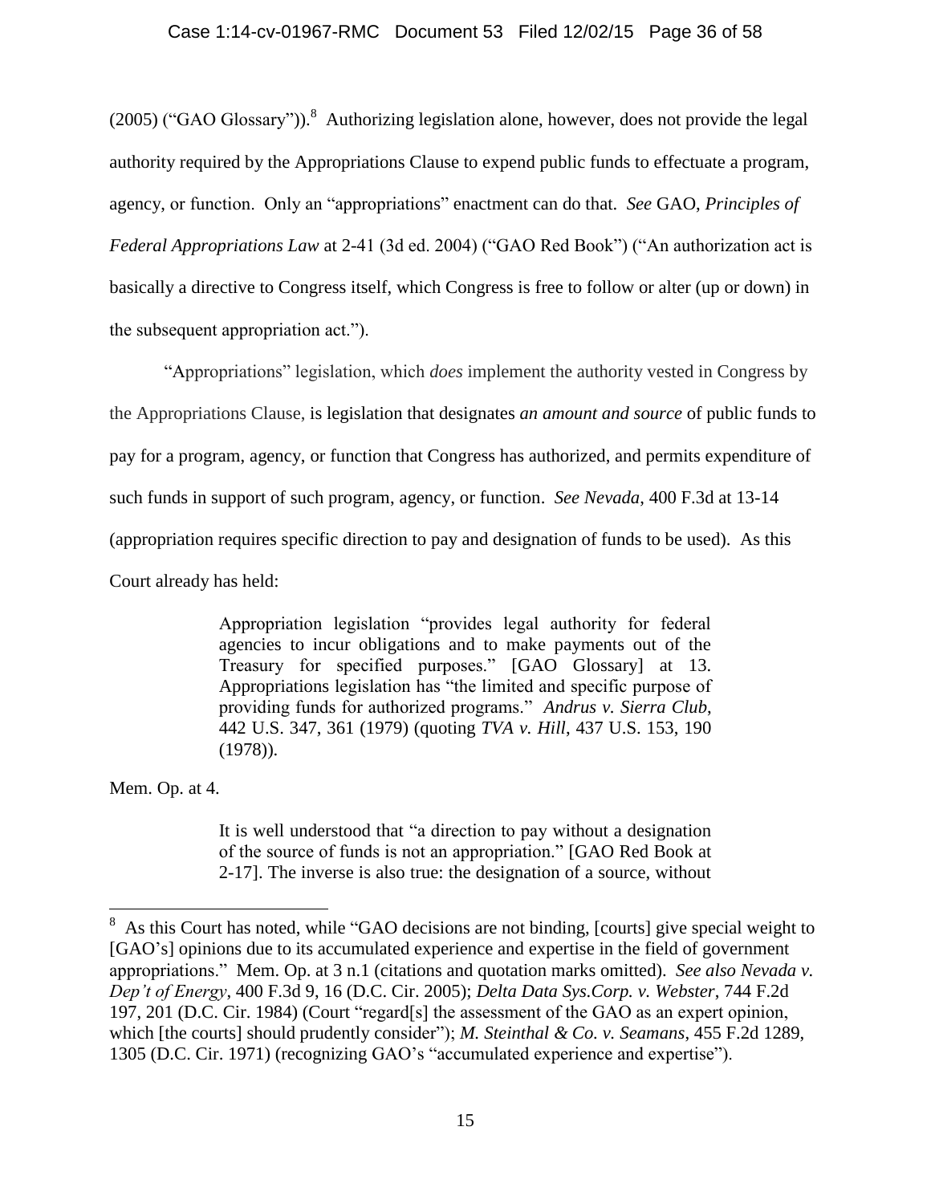(2005) ("GAO Glossary")).[8] Authorizing legislation alone, however, does not provide the legal authority required by the Appropriations Clause to expend public funds to effectuate a program, agency, or function. Only an "appropriations" enactment can do that. *See* GAO, *Principles of Federal Appropriations Law* at 2-41 (3d ed. 2004) ("GAO Red Book") ("An authorization act is basically a directive to Congress itself, which Congress is free to follow or alter (up or down) in the subsequent appropriation act.").

"Appropriations" legislation, which *does* implement the authority vested in Congress by the Appropriations Clause, is legislation that designates *an amount and source* of public funds to pay for a program, agency, or function that Congress has authorized, and permits expenditure of such funds in support of such program, agency, or function. *See Nevada*, 400 F.3d at 13-14 (appropriation requires specific direction to pay and designation of funds to be used). As this Court already has held:

> Appropriation legislation "provides legal authority for federal agencies to incur obligations and to make payments out of the Treasury for specified purposes." [GAO Glossary] at 13. Appropriations legislation has "the limited and specific purpose of providing funds for authorized programs." *Andrus v. Sierra Club*, 442 U.S. 347, 361 (1979) (quoting *TVA v. Hill*, 437 U.S. 153, 190 (1978)).

Mem. Op. at 4.

> It is well understood that "a direction to pay without a designation of the source of funds is not an appropriation." [GAO Red Book at 2-17]. The inverse is also true: the designation of a source, without

---

[8] As this Court has noted, while "GAO decisions are not binding, [courts] give special weight to [GAO's] opinions due to its accumulated experience and expertise in the field of government appropriations." Mem. Op. at 3 n.1 (citations and quotation marks omitted). *See also Nevada v. Dep't of Energy*, 400 F.3d 9, 16 (D.C. Cir. 2005); *Delta Data Sys.Corp. v. Webster*, 744 F.2d 197, 201 (D.C. Cir. 1984) (Court "regard[s] the assessment of the GAO as an expert opinion, which [the courts] should prudently consider"); *M. Steinthal & Co. v. Seamans*, 455 F.2d 1289, 1305 (D.C. Cir. 1971) (recognizing GAO's "accumulated experience and expertise").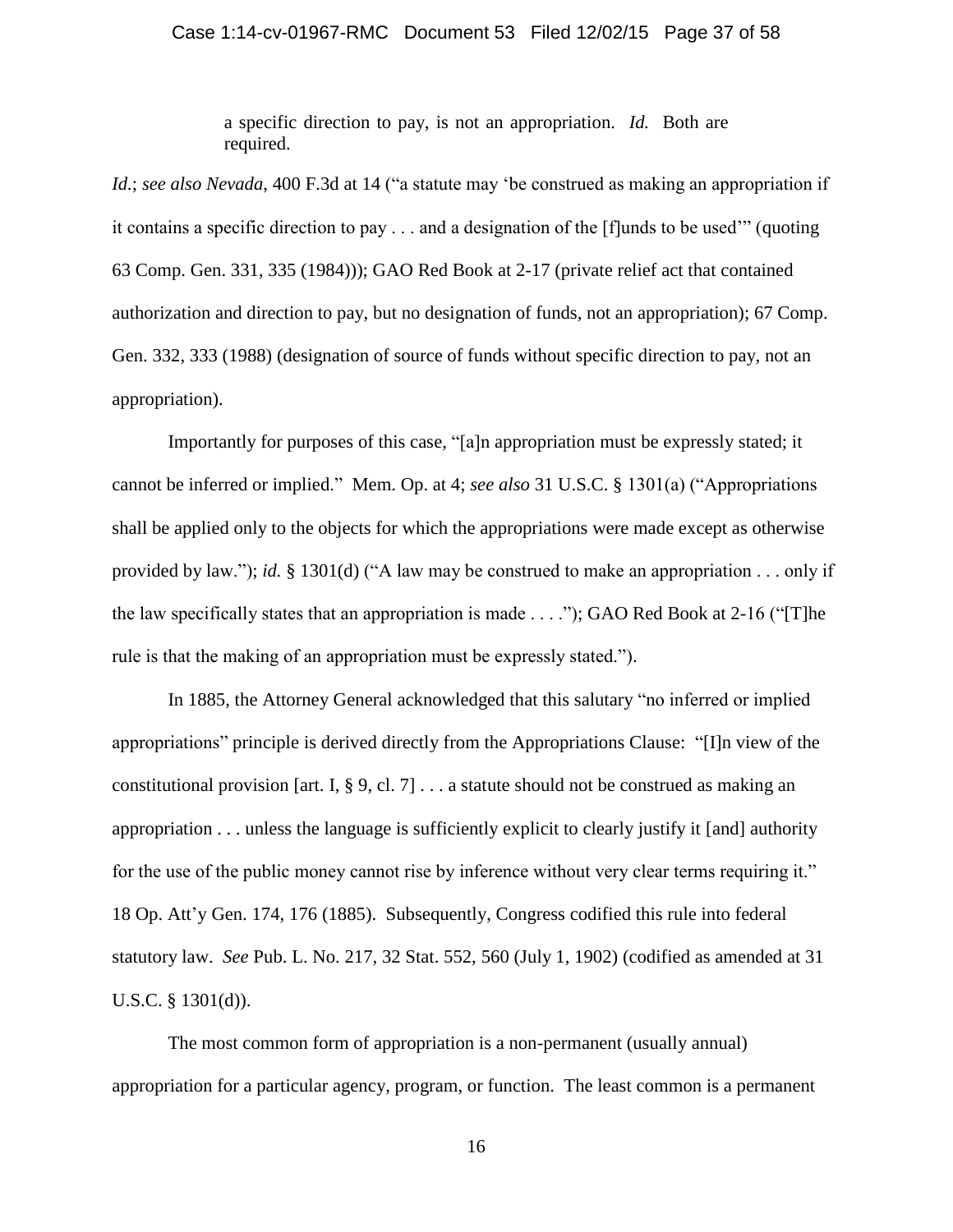> a specific direction to pay, is not an appropriation. *Id.* Both are required.

*Id.*; *see also Nevada*, 400 F.3d at 14 ("a statute may 'be construed as making an appropriation if it contains a specific direction to pay . . . and a designation of the [f]unds to be used'" (quoting 63 Comp. Gen. 331, 335 (1984))); GAO Red Book at 2-17 (private relief act that contained authorization and direction to pay, but no designation of funds, not an appropriation); 67 Comp. Gen. 332, 333 (1988) (designation of source of funds without specific direction to pay, not an appropriation).

Importantly for purposes of this case, "[a]n appropriation must be expressly stated; it cannot be inferred or implied." Mem. Op. at 4; *see also* 31 U.S.C. § 1301(a) ("Appropriations shall be applied only to the objects for which the appropriations were made except as otherwise provided by law."); *id.* § 1301(d) ("A law may be construed to make an appropriation . . . only if the law specifically states that an appropriation is made . . . ."); GAO Red Book at 2-16 ("[T]he rule is that the making of an appropriation must be expressly stated.").

In 1885, the Attorney General acknowledged that this salutary "no inferred or implied appropriations" principle is derived directly from the Appropriations Clause: "[I]n view of the constitutional provision [art. I, § 9, cl. 7] . . . a statute should not be construed as making an appropriation . . . unless the language is sufficiently explicit to clearly justify it [and] authority for the use of the public money cannot rise by inference without very clear terms requiring it." 18 Op. Att'y Gen. 174, 176 (1885). Subsequently, Congress codified this rule into federal statutory law. *See* Pub. L. No. 217, 32 Stat. 552, 560 (July 1, 1902) (codified as amended at 31 U.S.C. § 1301(d)).

The most common form of appropriation is a non-permanent (usually annual) appropriation for a particular agency, program, or function. The least common is a permanent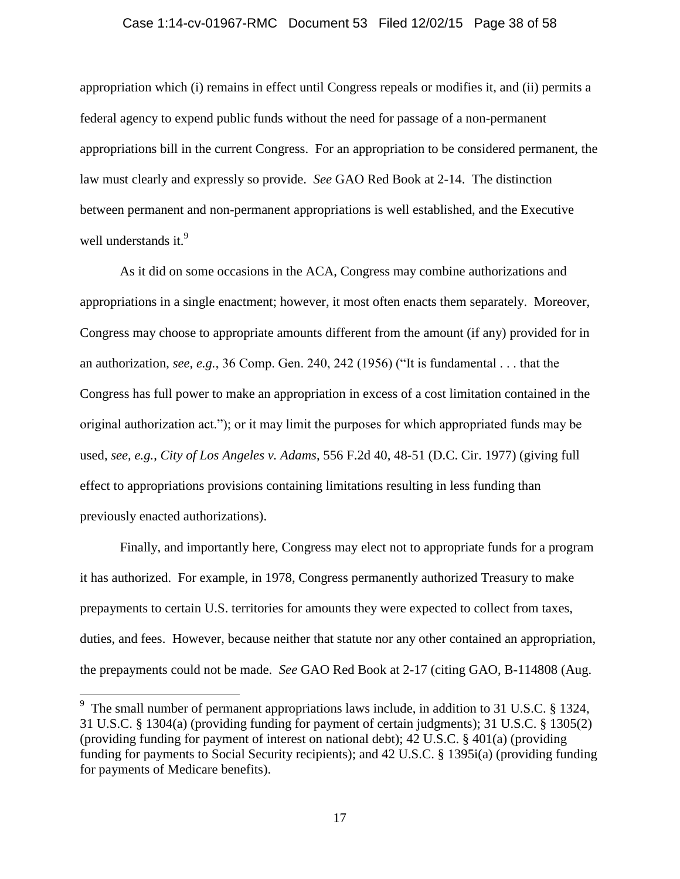appropriation which (i) remains in effect until Congress repeals or modifies it, and (ii) permits a federal agency to expend public funds without the need for passage of a non-permanent appropriations bill in the current Congress. For an appropriation to be considered permanent, the law must clearly and expressly so provide. *See* GAO Red Book at 2-14. The distinction between permanent and non-permanent appropriations is well established, and the Executive well understands it.[9]

As it did on some occasions in the ACA, Congress may combine authorizations and appropriations in a single enactment; however, it most often enacts them separately. Moreover, Congress may choose to appropriate amounts different from the amount (if any) provided for in an authorization, *see, e.g.*, 36 Comp. Gen. 240, 242 (1956) ("It is fundamental . . . that the Congress has full power to make an appropriation in excess of a cost limitation contained in the original authorization act."); or it may limit the purposes for which appropriated funds may be used, *see, e.g.*, *City of Los Angeles v. Adams*, 556 F.2d 40, 48-51 (D.C. Cir. 1977) (giving full effect to appropriations provisions containing limitations resulting in less funding than previously enacted authorizations).

Finally, and importantly here, Congress may elect not to appropriate funds for a program it has authorized. For example, in 1978, Congress permanently authorized Treasury to make prepayments to certain U.S. territories for amounts they were expected to collect from taxes, duties, and fees. However, because neither that statute nor any other contained an appropriation, the prepayments could not be made. *See* GAO Red Book at 2-17 (citing GAO, B-114808 (Aug.

---

[9] The small number of permanent appropriations laws include, in addition to 31 U.S.C. § 1324, 31 U.S.C. § 1304(a) (providing funding for payment of certain judgments); 31 U.S.C. § 1305(2) (providing funding for payment of interest on national debt); 42 U.S.C. § 401(a) (providing funding for payments to Social Security recipients); and 42 U.S.C. § 1395i(a) (providing funding for payments of Medicare benefits).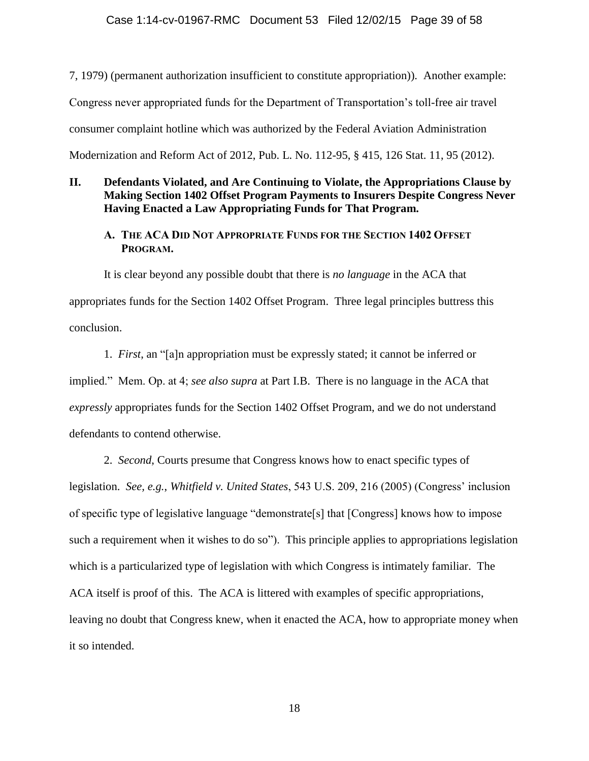7, 1979) (permanent authorization insufficient to constitute appropriation)). Another example: Congress never appropriated funds for the Department of Transportation's toll-free air travel consumer complaint hotline which was authorized by the Federal Aviation Administration Modernization and Reform Act of 2012, Pub. L. No. 112-95, § 415, 126 Stat. 11, 95 (2012).

## II. Defendants Violated, and Are Continuing to Violate, the Appropriations Clause by Making Section 1402 Offset Program Payments to Insurers Despite Congress Never Having Enacted a Law Appropriating Funds for That Program.

### A. The ACA Did Not Appropriate Funds for the Section 1402 Offset Program.

It is clear beyond any possible doubt that there is *no language* in the ACA that appropriates funds for the Section 1402 Offset Program. Three legal principles buttress this conclusion.

1. *First*, an "[a]n appropriation must be expressly stated; it cannot be inferred or implied." Mem. Op. at 4; *see also supra* at Part I.B. There is no language in the ACA that *expressly* appropriates funds for the Section 1402 Offset Program, and we do not understand defendants to contend otherwise.

2. *Second*, Courts presume that Congress knows how to enact specific types of legislation. *See, e.g.*, *Whitfield v. United States*, 543 U.S. 209, 216 (2005) (Congress' inclusion of specific type of legislative language "demonstrate[s] that [Congress] knows how to impose such a requirement when it wishes to do so"). This principle applies to appropriations legislation which is a particularized type of legislation with which Congress is intimately familiar. The ACA itself is proof of this. The ACA is littered with examples of specific appropriations, leaving no doubt that Congress knew, when it enacted the ACA, how to appropriate money when it so intended.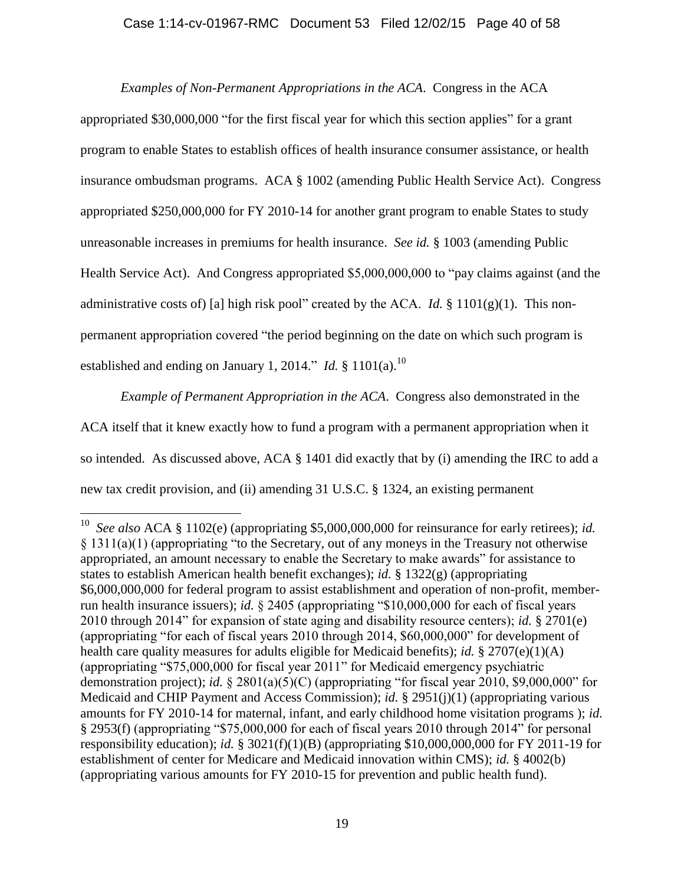*Examples of Non-Permanent Appropriations in the ACA.* Congress in the ACA appropriated $30,000,000 "for the first fiscal year for which this section applies" for a grant program to enable States to establish offices of health insurance consumer assistance, or health insurance ombudsman programs. ACA § 1002 (amending Public Health Service Act). Congress appropriated $250,000,000 for FY 2010-14 for another grant program to enable States to study unreasonable increases in premiums for health insurance. *See id.* § 1003 (amending Public Health Service Act). And Congress appropriated $5,000,000,000 to "pay claims against (and the administrative costs of) [a] high risk pool" created by the ACA. *Id.* § 1101(g)(1). This non-permanent appropriation covered "the period beginning on the date on which such program is established and ending on January 1, 2014." *Id.* § 1101(a).[10]

*Example of Permanent Appropriation in the ACA.* Congress also demonstrated in the ACA itself that it knew exactly how to fund a program with a permanent appropriation when it so intended. As discussed above, ACA § 1401 did exactly that by (i) amending the IRC to add a new tax credit provision, and (ii) amending 31 U.S.C. § 1324, an existing permanent

---

[10] *See also* ACA § 1102(e) (appropriating $5,000,000,000 for reinsurance for early retirees); *id.* § 1311(a)(1) (appropriating "to the Secretary, out of any moneys in the Treasury not otherwise appropriated, an amount necessary to enable the Secretary to make awards" for assistance to states to establish American health benefit exchanges); *id.* § 1322(g) (appropriating $6,000,000,000 for federal program to assist establishment and operation of non-profit, member-run health insurance issuers); *id.* § 2405 (appropriating "$10,000,000 for each of fiscal years 2010 through 2014" for expansion of state aging and disability resource centers); *id.* § 2701(e) (appropriating "for each of fiscal years 2010 through 2014, $60,000,000" for development of health care quality measures for adults eligible for Medicaid benefits); *id.* § 2707(e)(1)(A) (appropriating "$75,000,000 for fiscal year 2011" for Medicaid emergency psychiatric demonstration project); *id.* § 2801(a)(5)(C) (appropriating "for fiscal year 2010, $9,000,000" for Medicaid and CHIP Payment and Access Commission); *id.* § 2951(j)(1) (appropriating various amounts for FY 2010-14 for maternal, infant, and early childhood home visitation programs ); *id.* § 2953(f) (appropriating "$75,000,000 for each of fiscal years 2010 through 2014" for personal responsibility education); *id.* § 3021(f)(1)(B) (appropriating $10,000,000,000 for FY 2011-19 for establishment of center for Medicare and Medicaid innovation within CMS); *id.* § 4002(b) (appropriating various amounts for FY 2010-15 for prevention and public health fund).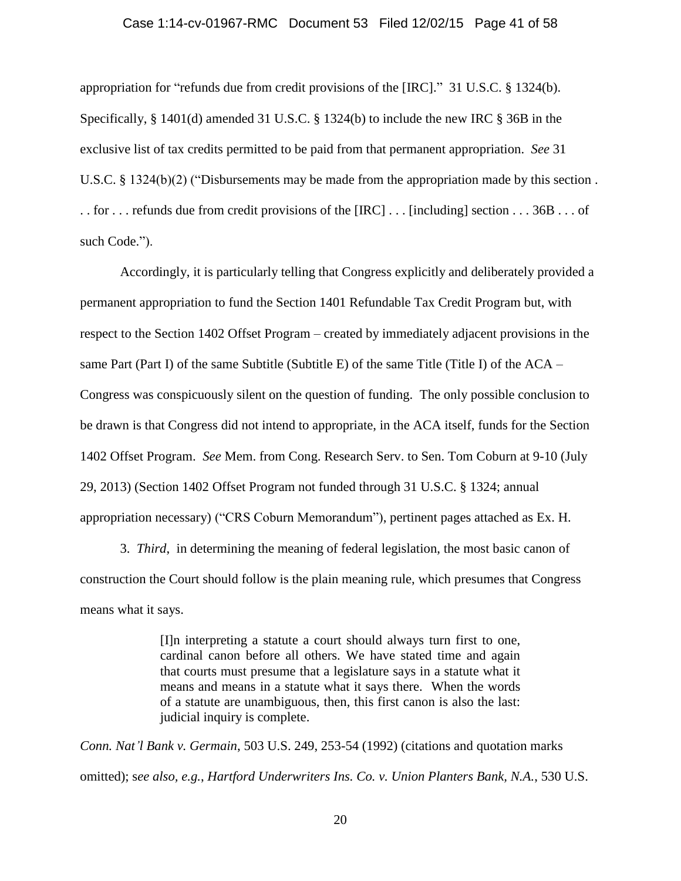appropriation for "refunds due from credit provisions of the [IRC]." 31 U.S.C. § 1324(b). Specifically, § 1401(d) amended 31 U.S.C. § 1324(b) to include the new IRC § 36B in the exclusive list of tax credits permitted to be paid from that permanent appropriation. *See* 31 U.S.C. § 1324(b)(2) ("Disbursements may be made from the appropriation made by this section . . . for . . . refunds due from credit provisions of the [IRC] . . . [including] section . . . 36B . . . of such Code.").

Accordingly, it is particularly telling that Congress explicitly and deliberately provided a permanent appropriation to fund the Section 1401 Refundable Tax Credit Program but, with respect to the Section 1402 Offset Program – created by immediately adjacent provisions in the same Part (Part I) of the same Subtitle (Subtitle E) of the same Title (Title I) of the ACA – Congress was conspicuously silent on the question of funding. The only possible conclusion to be drawn is that Congress did not intend to appropriate, in the ACA itself, funds for the Section 1402 Offset Program. *See* Mem. from Cong. Research Serv. to Sen. Tom Coburn at 9-10 (July 29, 2013) (Section 1402 Offset Program not funded through 31 U.S.C. § 1324; annual appropriation necessary) ("CRS Coburn Memorandum"), pertinent pages attached as Ex. H.

3. *Third*, in determining the meaning of federal legislation, the most basic canon of construction the Court should follow is the plain meaning rule, which presumes that Congress means what it says.

> [I]n interpreting a statute a court should always turn first to one, cardinal canon before all others. We have stated time and again that courts must presume that a legislature says in a statute what it means and means in a statute what it says there. When the words of a statute are unambiguous, then, this first canon is also the last: judicial inquiry is complete.

*Conn. Nat'l Bank v. Germain*, 503 U.S. 249, 253-54 (1992) (citations and quotation marks omitted); s*ee also, e.g.*, *Hartford Underwriters Ins. Co. v. Union Planters Bank, N.A.*, 530 U.S.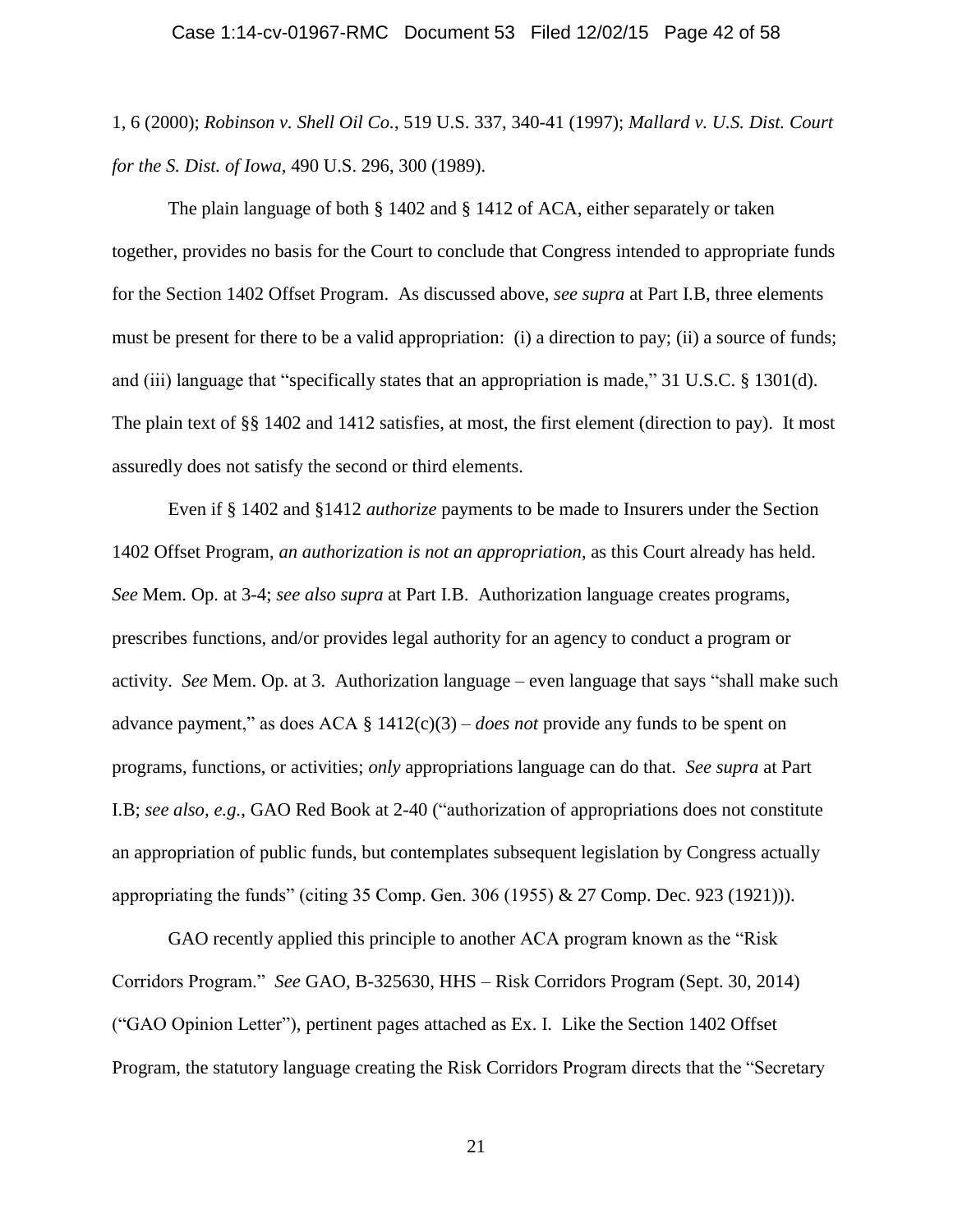1, 6 (2000); *Robinson v. Shell Oil Co.*, 519 U.S. 337, 340-41 (1997); *Mallard v. U.S. Dist. Court for the S. Dist. of Iowa*, 490 U.S. 296, 300 (1989).

The plain language of both § 1402 and § 1412 of ACA, either separately or taken together, provides no basis for the Court to conclude that Congress intended to appropriate funds for the Section 1402 Offset Program. As discussed above, *see supra* at Part I.B, three elements must be present for there to be a valid appropriation: (i) a direction to pay; (ii) a source of funds; and (iii) language that "specifically states that an appropriation is made," 31 U.S.C. § 1301(d). The plain text of §§ 1402 and 1412 satisfies, at most, the first element (direction to pay). It most assuredly does not satisfy the second or third elements.

Even if § 1402 and §1412 *authorize* payments to be made to Insurers under the Section 1402 Offset Program, *an authorization is not an appropriation*, as this Court already has held. *See* Mem. Op. at 3-4; *see also supra* at Part I.B. Authorization language creates programs, prescribes functions, and/or provides legal authority for an agency to conduct a program or activity. *See* Mem. Op. at 3. Authorization language – even language that says "shall make such advance payment," as does ACA § 1412(c)(3) – *does not* provide any funds to be spent on programs, functions, or activities; *only* appropriations language can do that. *See supra* at Part I.B; *see also, e.g.*, GAO Red Book at 2-40 ("authorization of appropriations does not constitute an appropriation of public funds, but contemplates subsequent legislation by Congress actually appropriating the funds" (citing 35 Comp. Gen. 306 (1955) & 27 Comp. Dec. 923 (1921))).

GAO recently applied this principle to another ACA program known as the "Risk Corridors Program." *See* GAO, B-325630, HHS – Risk Corridors Program (Sept. 30, 2014) ("GAO Opinion Letter"), pertinent pages attached as Ex. I. Like the Section 1402 Offset Program, the statutory language creating the Risk Corridors Program directs that the "Secretary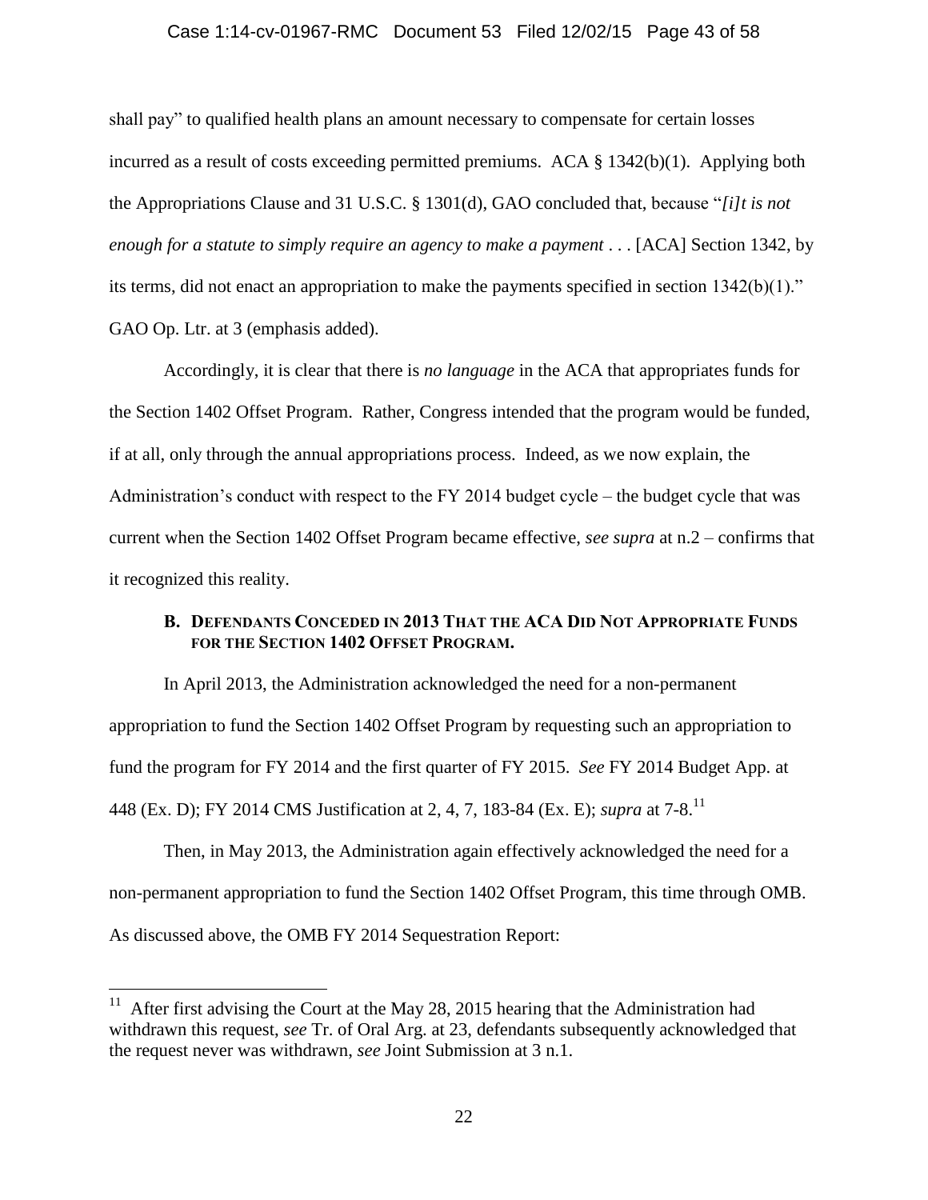shall pay" to qualified health plans an amount necessary to compensate for certain losses incurred as a result of costs exceeding permitted premiums. ACA § 1342(b)(1). Applying both the Appropriations Clause and 31 U.S.C. § 1301(d), GAO concluded that, because "*[i]t is not enough for a statute to simply require an agency to make a payment* . . . [ACA] Section 1342, by its terms, did not enact an appropriation to make the payments specified in section 1342(b)(1)." GAO Op. Ltr. at 3 (emphasis added).

Accordingly, it is clear that there is *no language* in the ACA that appropriates funds for the Section 1402 Offset Program. Rather, Congress intended that the program would be funded, if at all, only through the annual appropriations process. Indeed, as we now explain, the Administration's conduct with respect to the FY 2014 budget cycle – the budget cycle that was current when the Section 1402 Offset Program became effective, *see supra* at n.2 – confirms that it recognized this reality.

### B. DEFENDANTS CONCEDED IN 2013 THAT THE ACA DID NOT APPROPRIATE FUNDS FOR THE SECTION 1402 OFFSET PROGRAM.

In April 2013, the Administration acknowledged the need for a non-permanent appropriation to fund the Section 1402 Offset Program by requesting such an appropriation to fund the program for FY 2014 and the first quarter of FY 2015. *See* FY 2014 Budget App. at 448 (Ex. D); FY 2014 CMS Justification at 2, 4, 7, 183-84 (Ex. E); *supra* at 7-8.[11]

Then, in May 2013, the Administration again effectively acknowledged the need for a non-permanent appropriation to fund the Section 1402 Offset Program, this time through OMB. As discussed above, the OMB FY 2014 Sequestration Report:

---

[11] After first advising the Court at the May 28, 2015 hearing that the Administration had withdrawn this request, *see* Tr. of Oral Arg. at 23, defendants subsequently acknowledged that the request never was withdrawn, *see* Joint Submission at 3 n.1.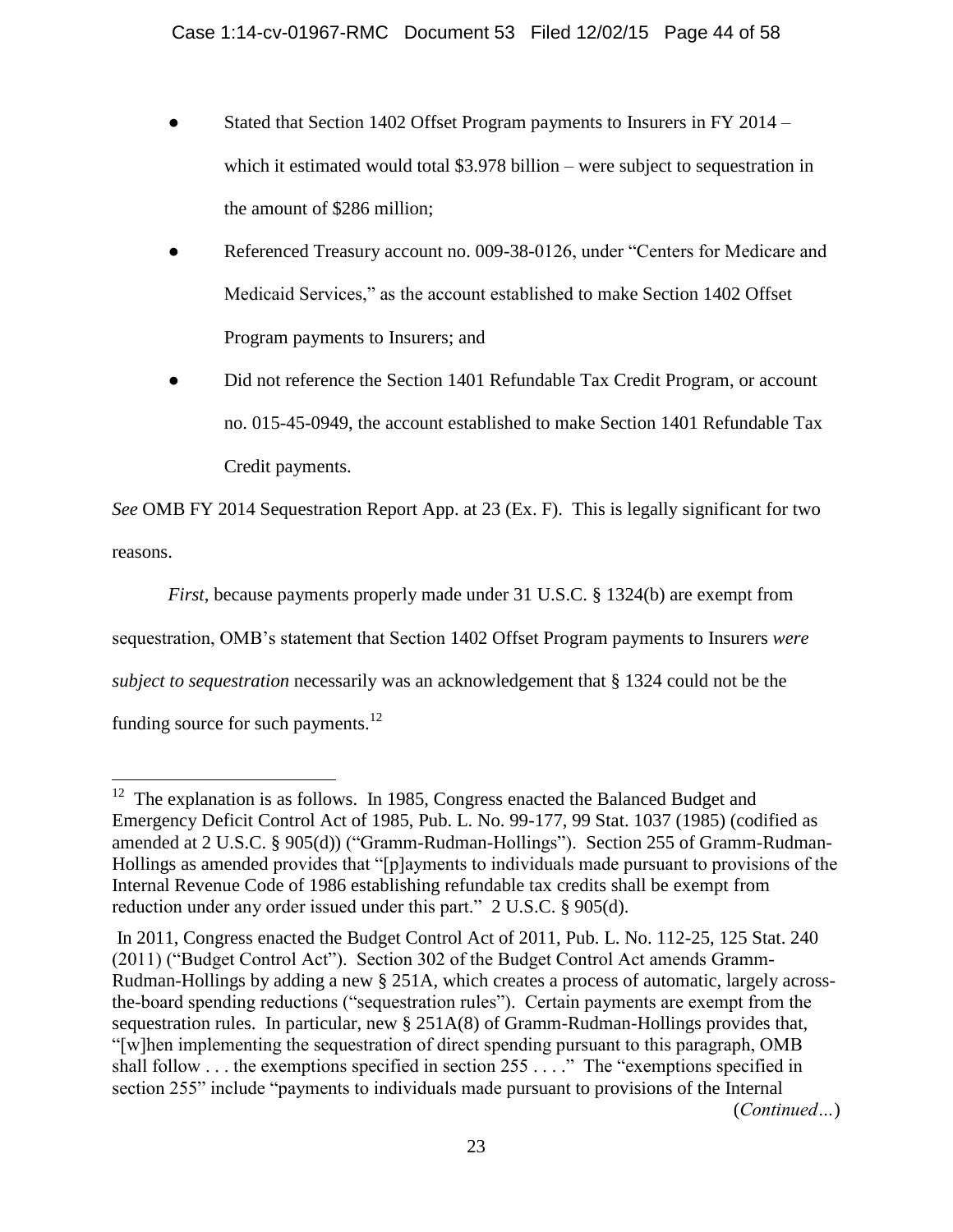- Stated that Section 1402 Offset Program payments to Insurers in FY 2014 – which it estimated would total $3.978 billion – were subject to sequestration in the amount of $286 million;
- Referenced Treasury account no. 009-38-0126, under "Centers for Medicare and Medicaid Services," as the account established to make Section 1402 Offset Program payments to Insurers; and
- Did not reference the Section 1401 Refundable Tax Credit Program, or account no. 015-45-0949, the account established to make Section 1401 Refundable Tax Credit payments.

*See* OMB FY 2014 Sequestration Report App. at 23 (Ex. F). This is legally significant for two reasons.

*First*, because payments properly made under 31 U.S.C. § 1324(b) are exempt from sequestration, OMB's statement that Section 1402 Offset Program payments to Insurers *were subject to sequestration* necessarily was an acknowledgement that § 1324 could not be the funding source for such payments.[12]

---

[12] The explanation is as follows. In 1985, Congress enacted the Balanced Budget and Emergency Deficit Control Act of 1985, Pub. L. No. 99-177, 99 Stat. 1037 (1985) (codified as amended at 2 U.S.C. § 905(d)) ("Gramm-Rudman-Hollings"). Section 255 of Gramm-Rudman-Hollings as amended provides that "[p]ayments to individuals made pursuant to provisions of the Internal Revenue Code of 1986 establishing refundable tax credits shall be exempt from reduction under any order issued under this part." 2 U.S.C. § 905(d).

In 2011, Congress enacted the Budget Control Act of 2011, Pub. L. No. 112-25, 125 Stat. 240 (2011) ("Budget Control Act"). Section 302 of the Budget Control Act amends Gramm-Rudman-Hollings by adding a new § 251A, which creates a process of automatic, largely across-the-board spending reductions ("sequestration rules"). Certain payments are exempt from the sequestration rules. In particular, new § 251A(8) of Gramm-Rudman-Hollings provides that, "[w]hen implementing the sequestration of direct spending pursuant to this paragraph, OMB shall follow . . . the exemptions specified in section 255 . . . ." The "exemptions specified in section 255" include "payments to individuals made pursuant to provisions of the Internal

(*Continued…*)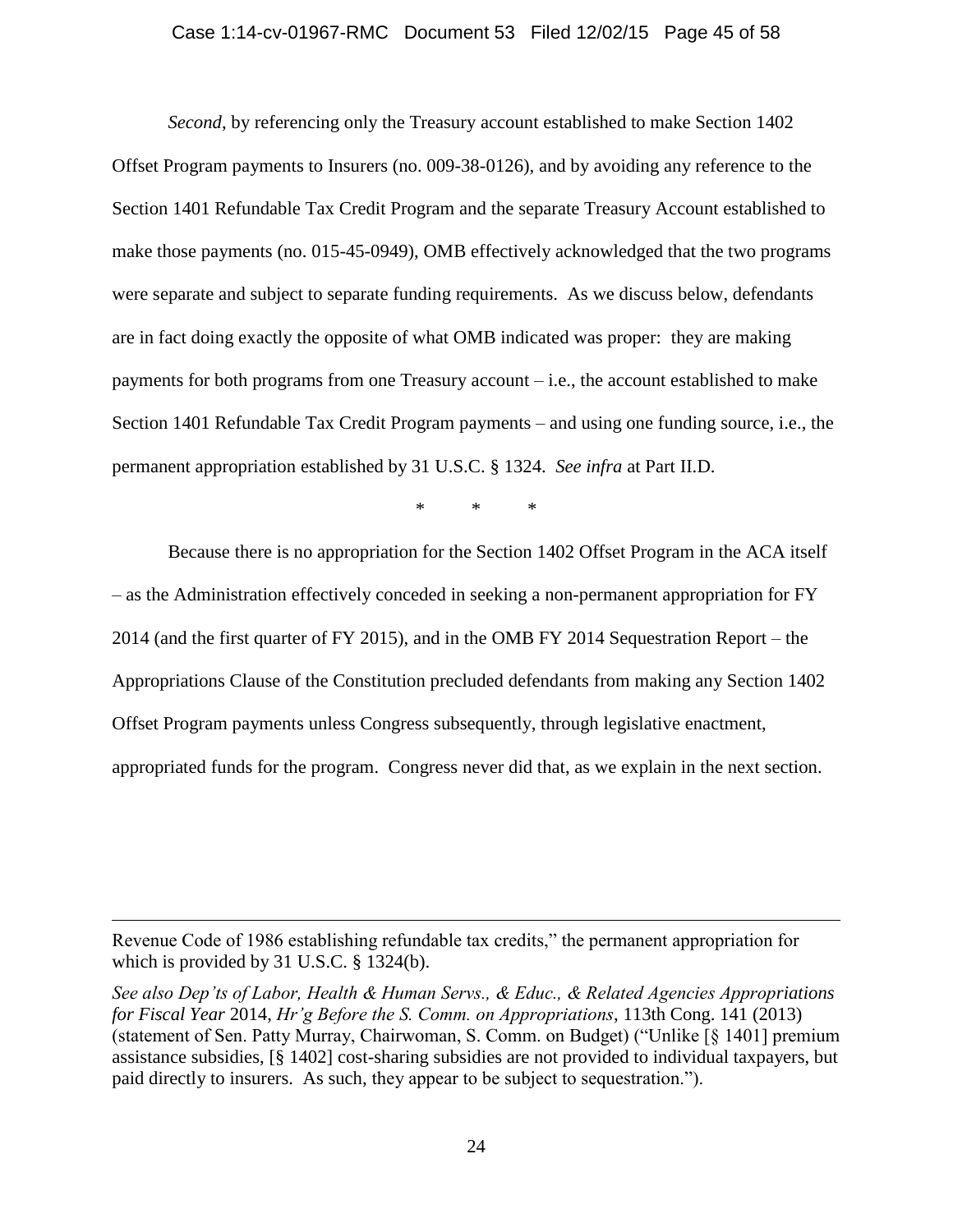*Second*, by referencing only the Treasury account established to make Section 1402 Offset Program payments to Insurers (no. 009-38-0126), and by avoiding any reference to the Section 1401 Refundable Tax Credit Program and the separate Treasury Account established to make those payments (no. 015-45-0949), OMB effectively acknowledged that the two programs were separate and subject to separate funding requirements. As we discuss below, defendants are in fact doing exactly the opposite of what OMB indicated was proper: they are making payments for both programs from one Treasury account – i.e., the account established to make Section 1401 Refundable Tax Credit Program payments – and using one funding source, i.e., the permanent appropriation established by 31 U.S.C. § 1324. *See infra* at Part II.D.

\* \* \*

Because there is no appropriation for the Section 1402 Offset Program in the ACA itself – as the Administration effectively conceded in seeking a non-permanent appropriation for FY 2014 (and the first quarter of FY 2015), and in the OMB FY 2014 Sequestration Report – the Appropriations Clause of the Constitution precluded defendants from making any Section 1402 Offset Program payments unless Congress subsequently, through legislative enactment, appropriated funds for the program. Congress never did that, as we explain in the next section.

---

Revenue Code of 1986 establishing refundable tax credits," the permanent appropriation for which is provided by 31 U.S.C. § 1324(b).

*See also Dep'ts of Labor, Health & Human Servs., & Educ., & Related Agencies Appropriations for Fiscal Year* 2014, *Hr'g Before the S. Comm. on Appropriations*, 113th Cong. 141 (2013) (statement of Sen. Patty Murray, Chairwoman, S. Comm. on Budget) ("Unlike [§ 1401] premium assistance subsidies, [§ 1402] cost-sharing subsidies are not provided to individual taxpayers, but paid directly to insurers. As such, they appear to be subject to sequestration.").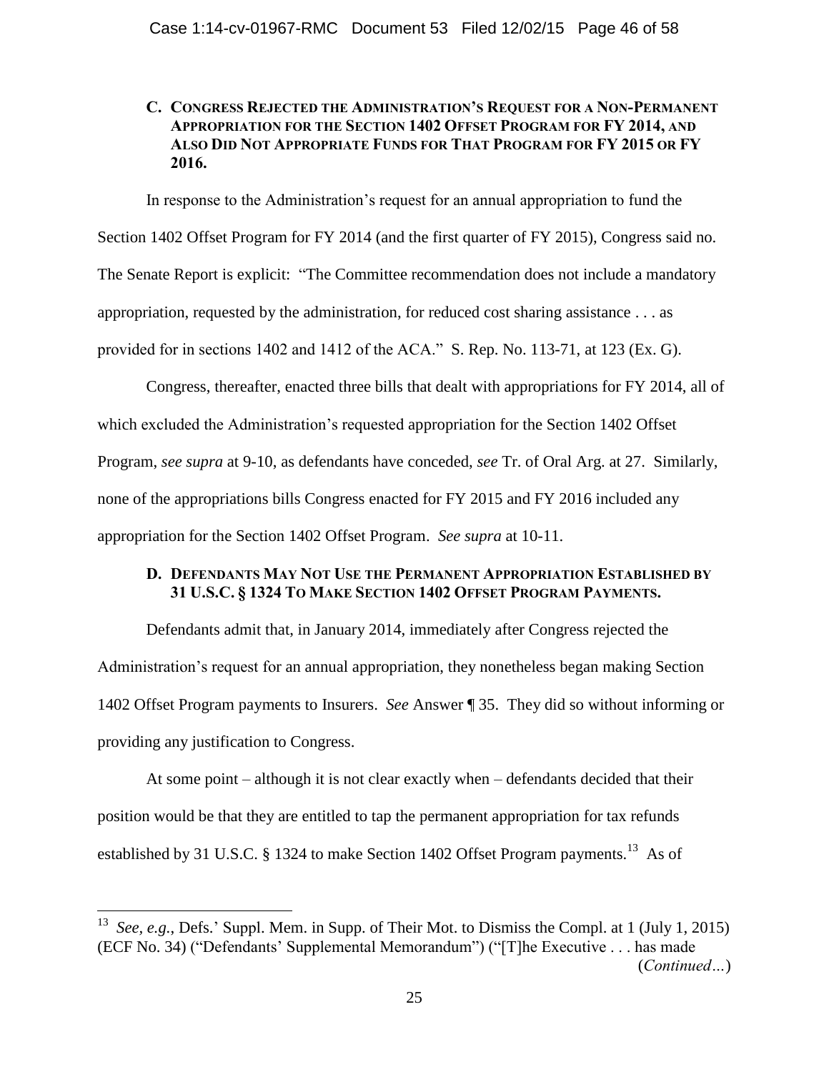### C. Congress Rejected the Administration's Request for a Non-Permanent Appropriation for the Section 1402 Offset Program for FY 2014, and Also Did Not Appropriate Funds for That Program for FY 2015 or FY 2016.

In response to the Administration's request for an annual appropriation to fund the Section 1402 Offset Program for FY 2014 (and the first quarter of FY 2015), Congress said no. The Senate Report is explicit: "The Committee recommendation does not include a mandatory appropriation, requested by the administration, for reduced cost sharing assistance . . . as provided for in sections 1402 and 1412 of the ACA." S. Rep. No. 113-71, at 123 (Ex. G).

Congress, thereafter, enacted three bills that dealt with appropriations for FY 2014, all of which excluded the Administration's requested appropriation for the Section 1402 Offset Program, *see supra* at 9-10, as defendants have conceded, *see* Tr. of Oral Arg. at 27. Similarly, none of the appropriations bills Congress enacted for FY 2015 and FY 2016 included any appropriation for the Section 1402 Offset Program. *See supra* at 10-11.

### D. Defendants May Not Use the Permanent Appropriation Established by 31 U.S.C. § 1324 To Make Section 1402 Offset Program Payments.

Defendants admit that, in January 2014, immediately after Congress rejected the Administration's request for an annual appropriation, they nonetheless began making Section 1402 Offset Program payments to Insurers. *See* Answer ¶ 35. They did so without informing or providing any justification to Congress.

At some point – although it is not clear exactly when – defendants decided that their position would be that they are entitled to tap the permanent appropriation for tax refunds established by 31 U.S.C. § 1324 to make Section 1402 Offset Program payments.[13] As of

[13] *See, e.g.*, Defs.' Suppl. Mem. in Supp. of Their Mot. to Dismiss the Compl. at 1 (July 1, 2015) (ECF No. 34) ("Defendants' Supplemental Memorandum") ("[T]he Executive . . . has made (*Continued…*)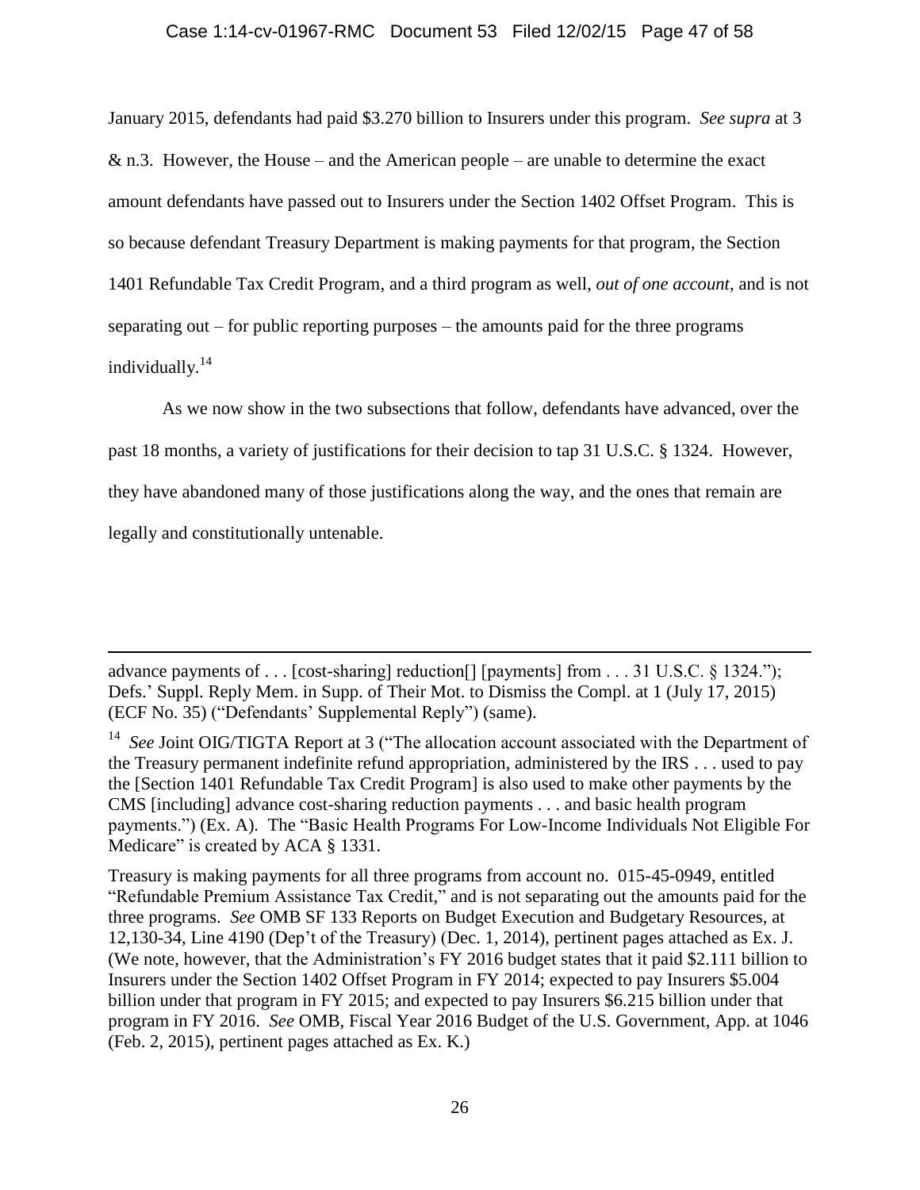January 2015, defendants had paid \$3.270 billion to Insurers under this program. *See supra* at 3 & n.3. However, the House – and the American people – are unable to determine the exact amount defendants have passed out to Insurers under the Section 1402 Offset Program. This is so because defendant Treasury Department is making payments for that program, the Section 1401 Refundable Tax Credit Program, and a third program as well, *out of one account*, and is not separating out – for public reporting purposes – the amounts paid for the three programs individually.[14]

As we now show in the two subsections that follow, defendants have advanced, over the past 18 months, a variety of justifications for their decision to tap 31 U.S.C. § 1324. However, they have abandoned many of those justifications along the way, and the ones that remain are legally and constitutionally untenable.

---

advance payments of . . . [cost-sharing] reduction[] [payments] from . . . 31 U.S.C. § 1324."); Defs.' Suppl. Reply Mem. in Supp. of Their Mot. to Dismiss the Compl. at 1 (July 17, 2015) (ECF No. 35) ("Defendants' Supplemental Reply") (same).

[14] *See* Joint OIG/TIGTA Report at 3 ("The allocation account associated with the Department of the Treasury permanent indefinite refund appropriation, administered by the IRS . . . used to pay the [Section 1401 Refundable Tax Credit Program] is also used to make other payments by the CMS [including] advance cost-sharing reduction payments . . . and basic health program payments.") (Ex. A). The "Basic Health Programs For Low-Income Individuals Not Eligible For Medicare" is created by ACA § 1331.

Treasury is making payments for all three programs from account no. 015-45-0949, entitled "Refundable Premium Assistance Tax Credit," and is not separating out the amounts paid for the three programs. *See* OMB SF 133 Reports on Budget Execution and Budgetary Resources, at 12,130-34, Line 4190 (Dep't of the Treasury) (Dec. 1, 2014), pertinent pages attached as Ex. J. (We note, however, that the Administration's FY 2016 budget states that it paid \$2.111 billion to Insurers under the Section 1402 Offset Program in FY 2014; expected to pay Insurers \$5.004 billion under that program in FY 2015; and expected to pay Insurers \$6.215 billion under that program in FY 2016. *See* OMB, Fiscal Year 2016 Budget of the U.S. Government, App. at 1046 (Feb. 2, 2015), pertinent pages attached as Ex. K.)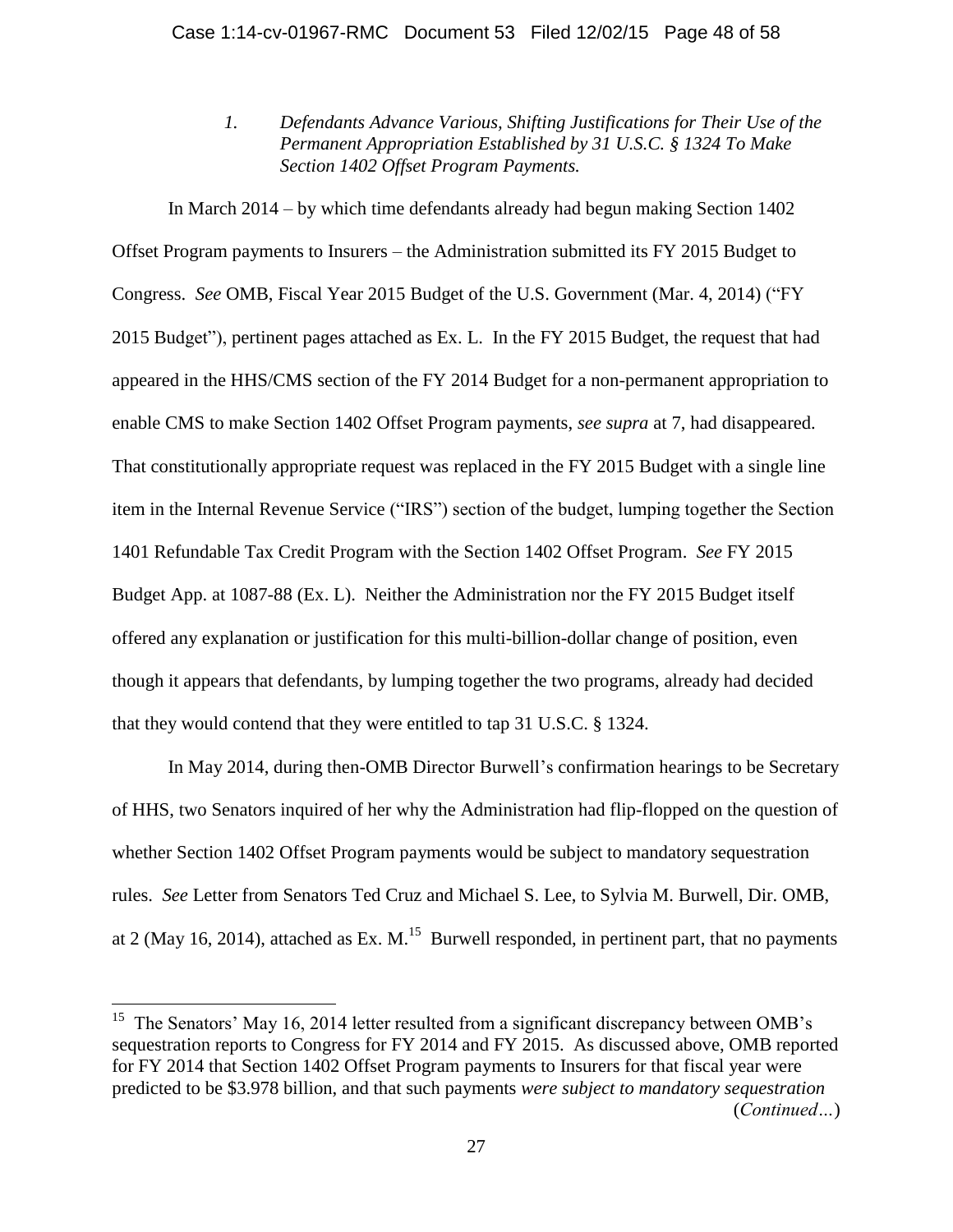*1. Defendants Advance Various, Shifting Justifications for Their Use of the Permanent Appropriation Established by 31 U.S.C. § 1324 To Make Section 1402 Offset Program Payments.*

In March 2014 – by which time defendants already had begun making Section 1402 Offset Program payments to Insurers – the Administration submitted its FY 2015 Budget to Congress. *See* OMB, Fiscal Year 2015 Budget of the U.S. Government (Mar. 4, 2014) ("FY 2015 Budget"), pertinent pages attached as Ex. L. In the FY 2015 Budget, the request that had appeared in the HHS/CMS section of the FY 2014 Budget for a non-permanent appropriation to enable CMS to make Section 1402 Offset Program payments, *see supra* at 7, had disappeared. That constitutionally appropriate request was replaced in the FY 2015 Budget with a single line item in the Internal Revenue Service ("IRS") section of the budget, lumping together the Section 1401 Refundable Tax Credit Program with the Section 1402 Offset Program. *See* FY 2015 Budget App. at 1087-88 (Ex. L). Neither the Administration nor the FY 2015 Budget itself offered any explanation or justification for this multi-billion-dollar change of position, even though it appears that defendants, by lumping together the two programs, already had decided that they would contend that they were entitled to tap 31 U.S.C. § 1324.

In May 2014, during then-OMB Director Burwell's confirmation hearings to be Secretary of HHS, two Senators inquired of her why the Administration had flip-flopped on the question of whether Section 1402 Offset Program payments would be subject to mandatory sequestration rules. *See* Letter from Senators Ted Cruz and Michael S. Lee, to Sylvia M. Burwell, Dir. OMB, at 2 (May 16, 2014), attached as Ex. M.[15] Burwell responded, in pertinent part, that no payments

---

[15] The Senators' May 16, 2014 letter resulted from a significant discrepancy between OMB's sequestration reports to Congress for FY 2014 and FY 2015. As discussed above, OMB reported for FY 2014 that Section 1402 Offset Program payments to Insurers for that fiscal year were predicted to be $3.978 billion, and that such payments *were subject to mandatory sequestration* (*Continued…*)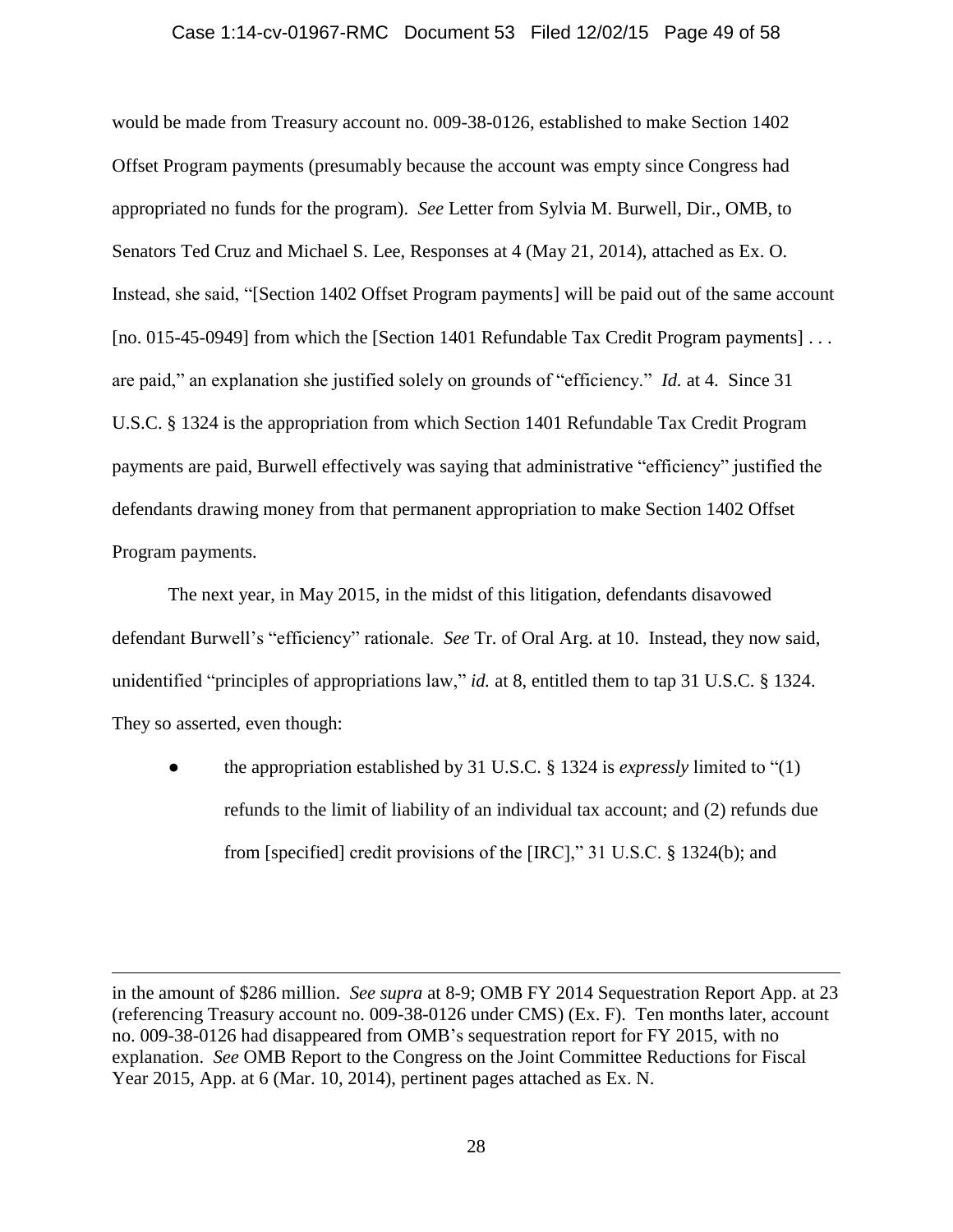would be made from Treasury account no. 009-38-0126, established to make Section 1402 Offset Program payments (presumably because the account was empty since Congress had appropriated no funds for the program). *See* Letter from Sylvia M. Burwell, Dir., OMB, to Senators Ted Cruz and Michael S. Lee, Responses at 4 (May 21, 2014), attached as Ex. O. Instead, she said, "[Section 1402 Offset Program payments] will be paid out of the same account [no. 015-45-0949] from which the [Section 1401 Refundable Tax Credit Program payments] . . . are paid," an explanation she justified solely on grounds of "efficiency." *Id.* at 4. Since 31 U.S.C. § 1324 is the appropriation from which Section 1401 Refundable Tax Credit Program payments are paid, Burwell effectively was saying that administrative "efficiency" justified the defendants drawing money from that permanent appropriation to make Section 1402 Offset Program payments.

The next year, in May 2015, in the midst of this litigation, defendants disavowed defendant Burwell's "efficiency" rationale. *See* Tr. of Oral Arg. at 10. Instead, they now said, unidentified "principles of appropriations law," *id.* at 8, entitled them to tap 31 U.S.C. § 1324. They so asserted, even though:

- the appropriation established by 31 U.S.C. § 1324 is *expressly* limited to "(1) refunds to the limit of liability of an individual tax account; and (2) refunds due from [specified] credit provisions of the [IRC]," 31 U.S.C. § 1324(b); and

---

in the amount of $286 million. *See supra* at 8-9; OMB FY 2014 Sequestration Report App. at 23 (referencing Treasury account no. 009-38-0126 under CMS) (Ex. F). Ten months later, account no. 009-38-0126 had disappeared from OMB's sequestration report for FY 2015, with no explanation. *See* OMB Report to the Congress on the Joint Committee Reductions for Fiscal Year 2015, App. at 6 (Mar. 10, 2014), pertinent pages attached as Ex. N.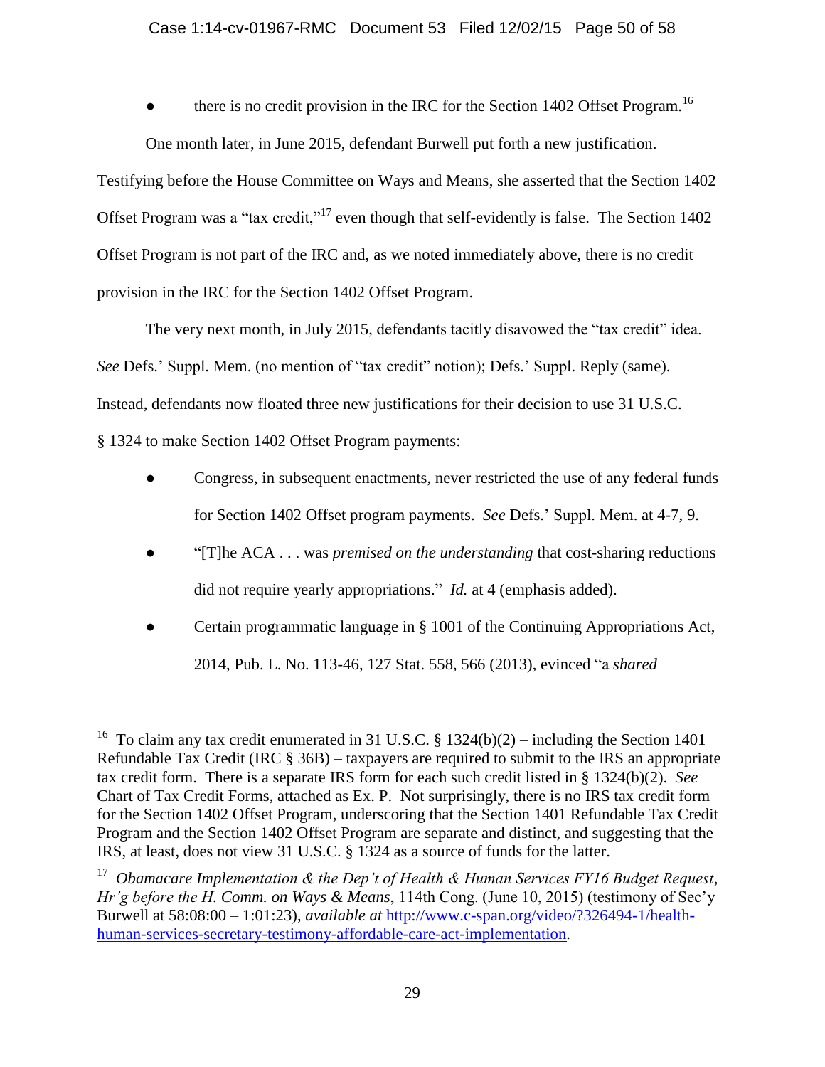- there is no credit provision in the IRC for the Section 1402 Offset Program.[16]

One month later, in June 2015, defendant Burwell put forth a new justification. Testifying before the House Committee on Ways and Means, she asserted that the Section 1402 Offset Program was a "tax credit,"[17] even though that self-evidently is false. The Section 1402 Offset Program is not part of the IRC and, as we noted immediately above, there is no credit provision in the IRC for the Section 1402 Offset Program.

The very next month, in July 2015, defendants tacitly disavowed the "tax credit" idea. *See* Defs.' Suppl. Mem. (no mention of "tax credit" notion); Defs.' Suppl. Reply (same). Instead, defendants now floated three new justifications for their decision to use 31 U.S.C. § 1324 to make Section 1402 Offset Program payments:

- Congress, in subsequent enactments, never restricted the use of any federal funds for Section 1402 Offset program payments. *See* Defs.' Suppl. Mem. at 4-7, 9.
- "[T]he ACA . . . was *premised on the understanding* that cost-sharing reductions did not require yearly appropriations." *Id.* at 4 (emphasis added).
- Certain programmatic language in § 1001 of the Continuing Appropriations Act, 2014, Pub. L. No. 113-46, 127 Stat. 558, 566 (2013), evinced "a *shared*

---

[16] To claim any tax credit enumerated in 31 U.S.C. § 1324(b)(2) – including the Section 1401 Refundable Tax Credit (IRC § 36B) – taxpayers are required to submit to the IRS an appropriate tax credit form. There is a separate IRS form for each such credit listed in § 1324(b)(2). *See* Chart of Tax Credit Forms, attached as Ex. P. Not surprisingly, there is no IRS tax credit form for the Section 1402 Offset Program, underscoring that the Section 1401 Refundable Tax Credit Program and the Section 1402 Offset Program are separate and distinct, and suggesting that the IRS, at least, does not view 31 U.S.C. § 1324 as a source of funds for the latter.

[17] *Obamacare Implementation & the Dep't of Health & Human Services FY16 Budget Request*, *Hr'g before the H. Comm. on Ways & Means*, 114th Cong. (June 10, 2015) (testimony of Sec'y Burwell at 58:08:00 – 1:01:23), *available at* [http://www.c-span.org/video/?326494-1/health-human-services-secretary-testimony-affordable-care-act-implementation](http://www.c-span.org/video/?326494-1/health-human-services-secretary-testimony-affordable-care-act-implementation).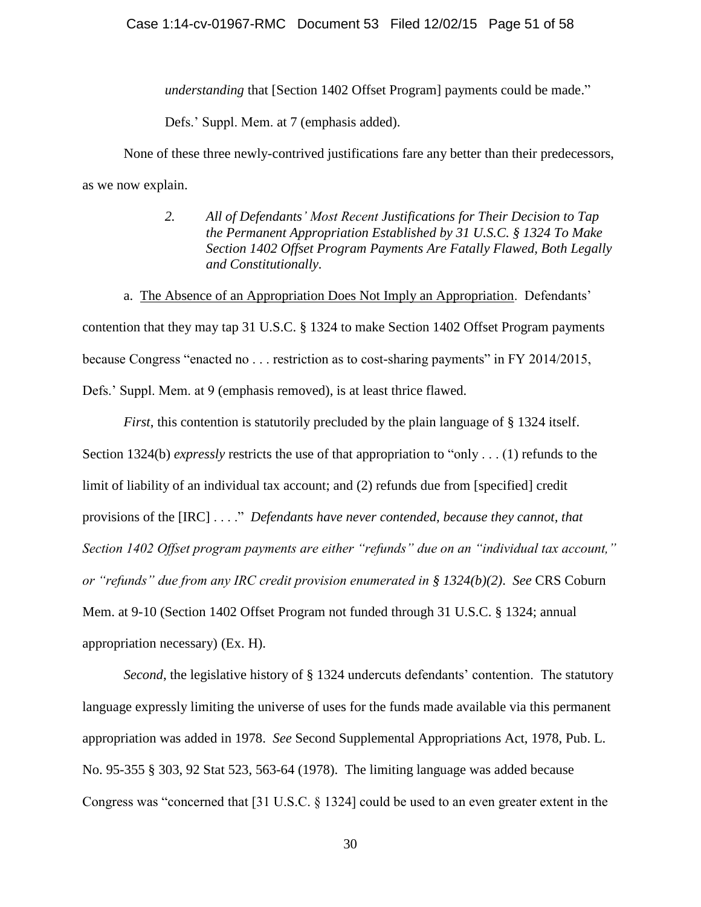> *understanding* that [Section 1402 Offset Program] payments could be made."
>
> Defs.' Suppl. Mem. at 7 (emphasis added).

None of these three newly-contrived justifications fare any better than their predecessors, as we now explain.

> 2. *All of Defendants' Most Recent Justifications for Their Decision to Tap the Permanent Appropriation Established by 31 U.S.C. § 1324 To Make Section 1402 Offset Program Payments Are Fatally Flawed, Both Legally and Constitutionally.*

a. <u>The Absence of an Appropriation Does Not Imply an Appropriation</u>. Defendants' contention that they may tap 31 U.S.C. § 1324 to make Section 1402 Offset Program payments because Congress "enacted no . . . restriction as to cost-sharing payments" in FY 2014/2015, Defs.' Suppl. Mem. at 9 (emphasis removed), is at least thrice flawed.

*First*, this contention is statutorily precluded by the plain language of § 1324 itself. Section 1324(b) *expressly* restricts the use of that appropriation to "only . . . (1) refunds to the limit of liability of an individual tax account; and (2) refunds due from [specified] credit provisions of the [IRC] . . . ." *Defendants have never contended, because they cannot, that Section 1402 Offset program payments are either "refunds" due on an "individual tax account," or "refunds" due from any IRC credit provision enumerated in § 1324(b)(2)*. *See* CRS Coburn Mem. at 9-10 (Section 1402 Offset Program not funded through 31 U.S.C. § 1324; annual appropriation necessary) (Ex. H).

*Second*, the legislative history of § 1324 undercuts defendants' contention. The statutory language expressly limiting the universe of uses for the funds made available via this permanent appropriation was added in 1978. *See* Second Supplemental Appropriations Act, 1978, Pub. L. No. 95-355 § 303, 92 Stat 523, 563-64 (1978). The limiting language was added because Congress was "concerned that [31 U.S.C. § 1324] could be used to an even greater extent in the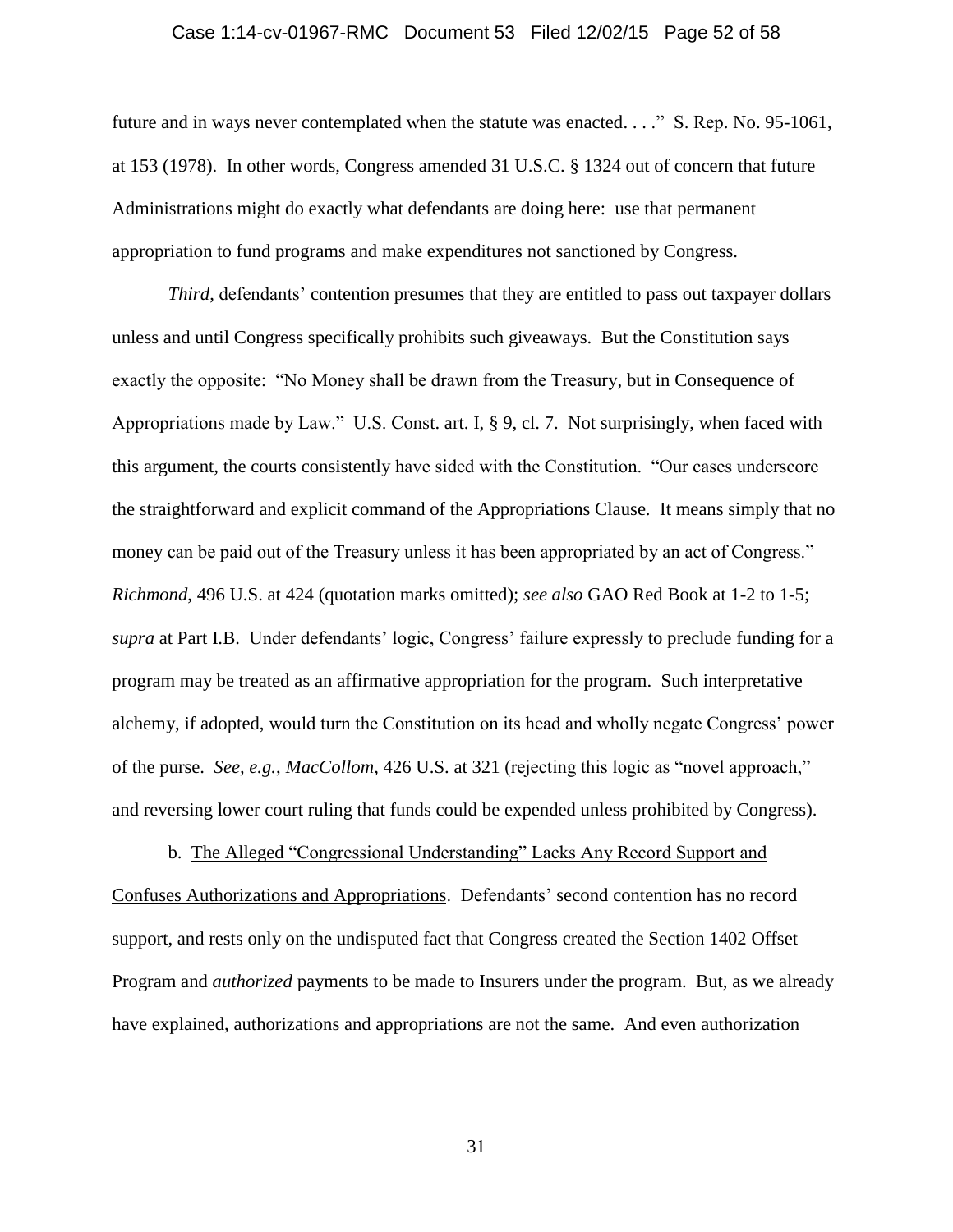future and in ways never contemplated when the statute was enacted. . . ." S. Rep. No. 95-1061, at 153 (1978). In other words, Congress amended 31 U.S.C. § 1324 out of concern that future Administrations might do exactly what defendants are doing here: use that permanent appropriation to fund programs and make expenditures not sanctioned by Congress.

*Third*, defendants' contention presumes that they are entitled to pass out taxpayer dollars unless and until Congress specifically prohibits such giveaways. But the Constitution says exactly the opposite: "No Money shall be drawn from the Treasury, but in Consequence of Appropriations made by Law." U.S. Const. art. I, § 9, cl. 7. Not surprisingly, when faced with this argument, the courts consistently have sided with the Constitution. "Our cases underscore the straightforward and explicit command of the Appropriations Clause. It means simply that no money can be paid out of the Treasury unless it has been appropriated by an act of Congress." *Richmond*, 496 U.S. at 424 (quotation marks omitted); *see also* GAO Red Book at 1-2 to 1-5; *supra* at Part I.B. Under defendants' logic, Congress' failure expressly to preclude funding for a program may be treated as an affirmative appropriation for the program. Such interpretative alchemy, if adopted, would turn the Constitution on its head and wholly negate Congress' power of the purse. *See, e.g.*, *MacCollom*, 426 U.S. at 321 (rejecting this logic as "novel approach," and reversing lower court ruling that funds could be expended unless prohibited by Congress).

b. <u>The Alleged "Congressional Understanding" Lacks Any Record Support and Confuses Authorizations and Appropriations</u>. Defendants' second contention has no record support, and rests only on the undisputed fact that Congress created the Section 1402 Offset Program and *authorized* payments to be made to Insurers under the program. But, as we already have explained, authorizations and appropriations are not the same. And even authorization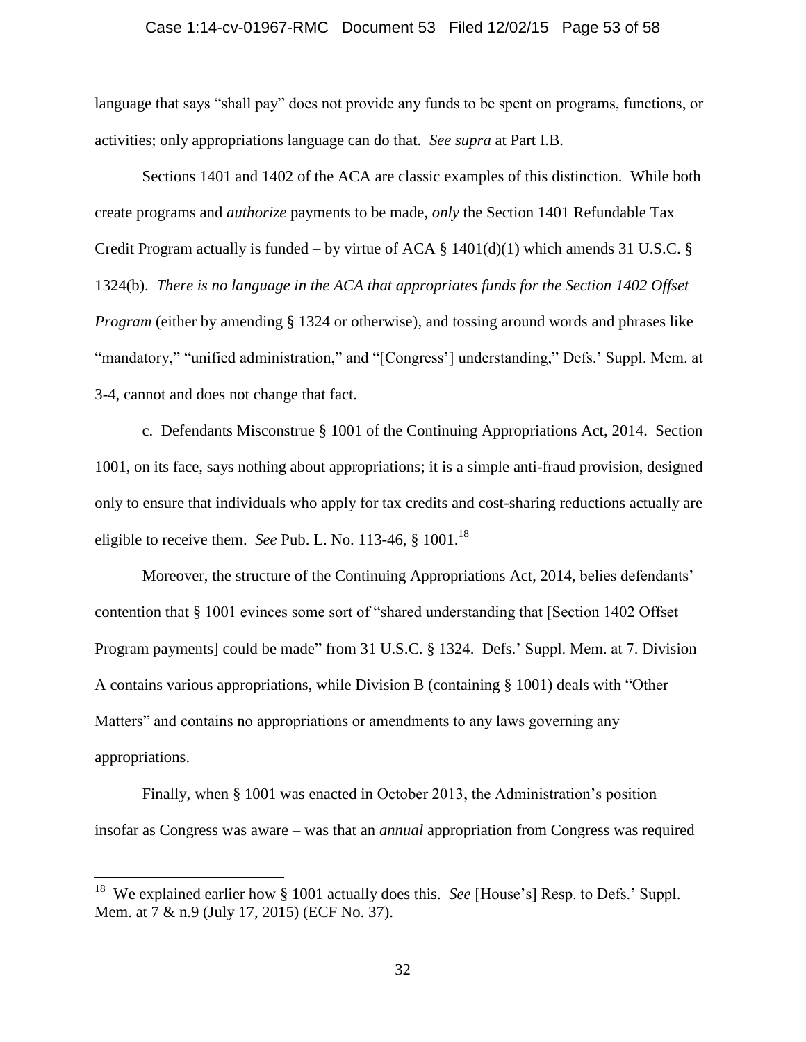language that says "shall pay" does not provide any funds to be spent on programs, functions, or activities; only appropriations language can do that. *See supra* at Part I.B.

Sections 1401 and 1402 of the ACA are classic examples of this distinction. While both create programs and *authorize* payments to be made, *only* the Section 1401 Refundable Tax Credit Program actually is funded – by virtue of ACA § 1401(d)(1) which amends 31 U.S.C. § 1324(b). *There is no language in the ACA that appropriates funds for the Section 1402 Offset Program* (either by amending § 1324 or otherwise), and tossing around words and phrases like "mandatory," "unified administration," and "[Congress'] understanding," Defs.' Suppl. Mem. at 3-4, cannot and does not change that fact.

c. <u>Defendants Misconstrue § 1001 of the Continuing Appropriations Act, 2014</u>. Section 1001, on its face, says nothing about appropriations; it is a simple anti-fraud provision, designed only to ensure that individuals who apply for tax credits and cost-sharing reductions actually are eligible to receive them. *See* Pub. L. No. 113-46, § 1001.[18]

Moreover, the structure of the Continuing Appropriations Act, 2014, belies defendants' contention that § 1001 evinces some sort of "shared understanding that [Section 1402 Offset Program payments] could be made" from 31 U.S.C. § 1324. Defs.' Suppl. Mem. at 7. Division A contains various appropriations, while Division B (containing § 1001) deals with "Other Matters" and contains no appropriations or amendments to any laws governing any appropriations.

Finally, when § 1001 was enacted in October 2013, the Administration's position – insofar as Congress was aware – was that an *annual* appropriation from Congress was required

---

[18] We explained earlier how § 1001 actually does this. *See* [House's] Resp. to Defs.' Suppl. Mem. at 7 & n.9 (July 17, 2015) (ECF No. 37).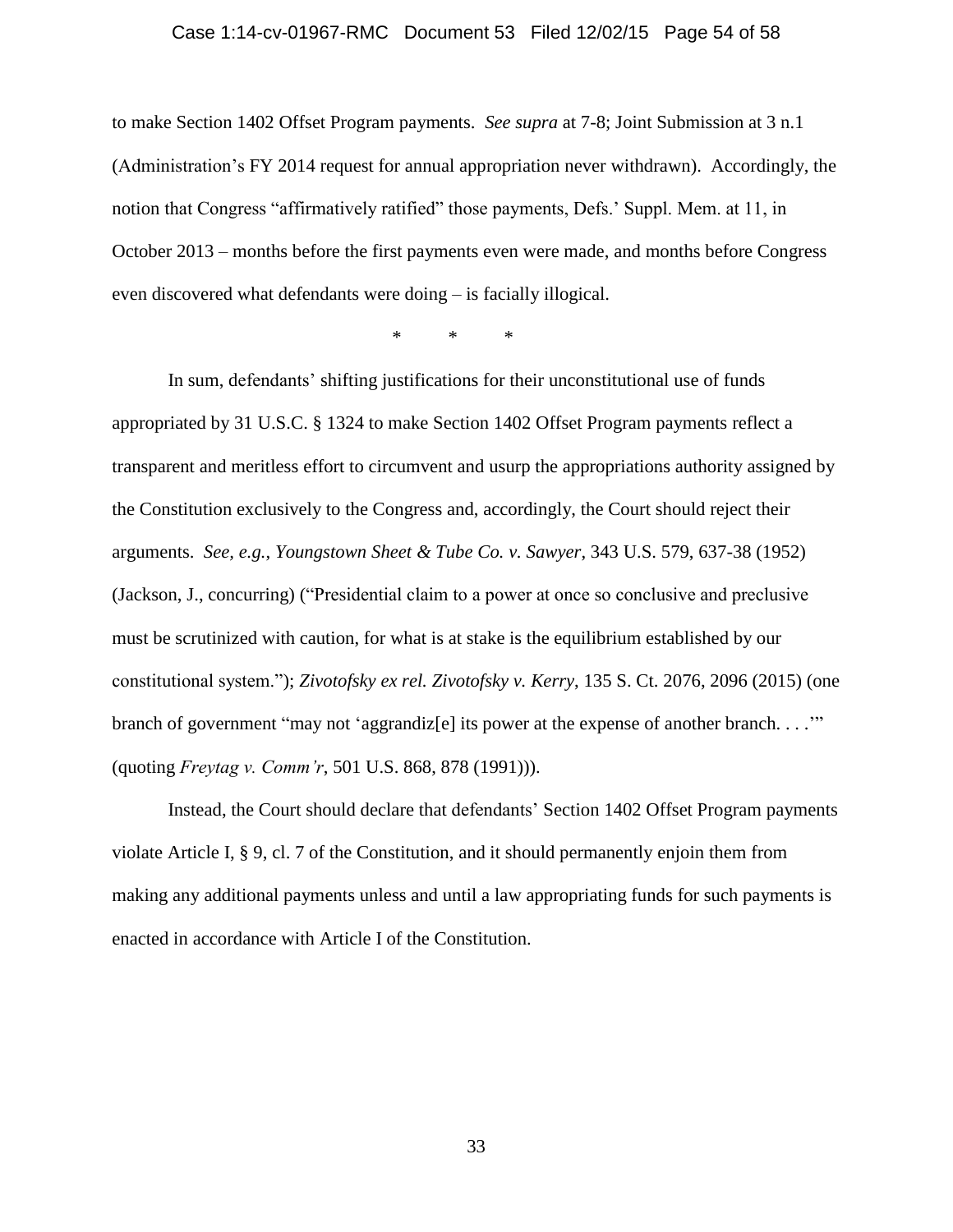to make Section 1402 Offset Program payments. *See supra* at 7-8; Joint Submission at 3 n.1 (Administration's FY 2014 request for annual appropriation never withdrawn). Accordingly, the notion that Congress "affirmatively ratified" those payments, Defs.' Suppl. Mem. at 11, in October 2013 – months before the first payments even were made, and months before Congress even discovered what defendants were doing – is facially illogical.

\* \* \*

In sum, defendants' shifting justifications for their unconstitutional use of funds appropriated by 31 U.S.C. § 1324 to make Section 1402 Offset Program payments reflect a transparent and meritless effort to circumvent and usurp the appropriations authority assigned by the Constitution exclusively to the Congress and, accordingly, the Court should reject their arguments. *See, e.g.*, *Youngstown Sheet & Tube Co. v. Sawyer*, 343 U.S. 579, 637-38 (1952) (Jackson, J., concurring) ("Presidential claim to a power at once so conclusive and preclusive must be scrutinized with caution, for what is at stake is the equilibrium established by our constitutional system."); *Zivotofsky ex rel. Zivotofsky v. Kerry*, 135 S. Ct. 2076, 2096 (2015) (one branch of government "may not 'aggrandiz[e] its power at the expense of another branch. . . .'" (quoting *Freytag v. Comm'r*, 501 U.S. 868, 878 (1991))).

Instead, the Court should declare that defendants' Section 1402 Offset Program payments violate Article I, § 9, cl. 7 of the Constitution, and it should permanently enjoin them from making any additional payments unless and until a law appropriating funds for such payments is enacted in accordance with Article I of the Constitution.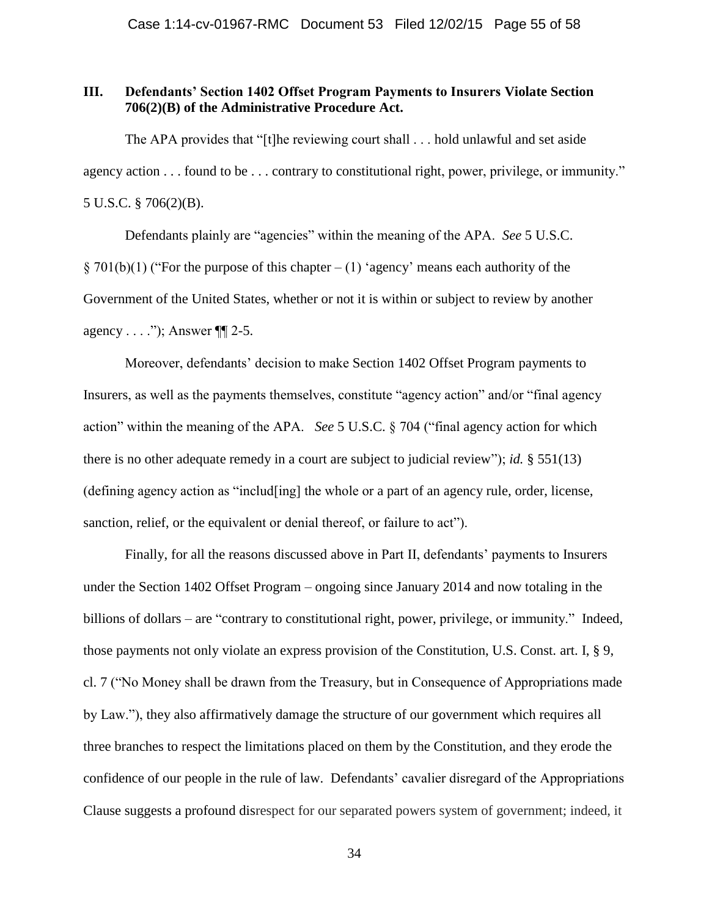### III. Defendants' Section 1402 Offset Program Payments to Insurers Violate Section 706(2)(B) of the Administrative Procedure Act.

The APA provides that "[t]he reviewing court shall . . . hold unlawful and set aside agency action . . . found to be . . . contrary to constitutional right, power, privilege, or immunity." 5 U.S.C. § 706(2)(B).

Defendants plainly are "agencies" within the meaning of the APA. *See* 5 U.S.C. § 701(b)(1) ("For the purpose of this chapter – (1) 'agency' means each authority of the Government of the United States, whether or not it is within or subject to review by another agency . . . ."); Answer ¶¶ 2-5.

Moreover, defendants' decision to make Section 1402 Offset Program payments to Insurers, as well as the payments themselves, constitute "agency action" and/or "final agency action" within the meaning of the APA. *See* 5 U.S.C. § 704 ("final agency action for which there is no other adequate remedy in a court are subject to judicial review"); *id.* § 551(13) (defining agency action as "includ[ing] the whole or a part of an agency rule, order, license, sanction, relief, or the equivalent or denial thereof, or failure to act").

Finally, for all the reasons discussed above in Part II, defendants' payments to Insurers under the Section 1402 Offset Program – ongoing since January 2014 and now totaling in the billions of dollars – are "contrary to constitutional right, power, privilege, or immunity." Indeed, those payments not only violate an express provision of the Constitution, U.S. Const. art. I, § 9, cl. 7 ("No Money shall be drawn from the Treasury, but in Consequence of Appropriations made by Law."), they also affirmatively damage the structure of our government which requires all three branches to respect the limitations placed on them by the Constitution, and they erode the confidence of our people in the rule of law. Defendants' cavalier disregard of the Appropriations Clause suggests a profound disrespect for our separated powers system of government; indeed, it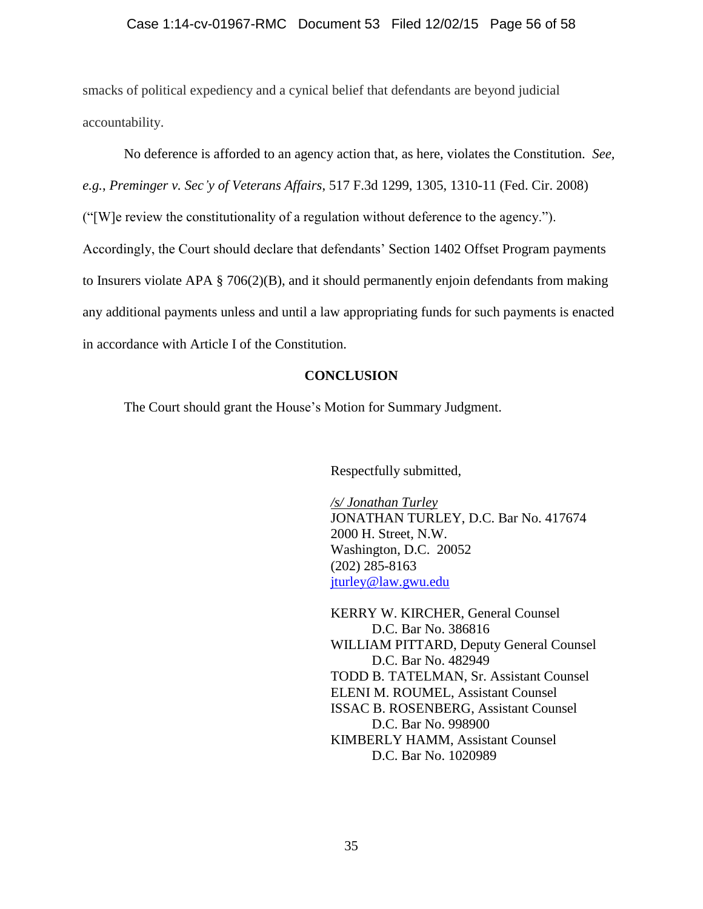smacks of political expediency and a cynical belief that defendants are beyond judicial accountability.

No deference is afforded to an agency action that, as here, violates the Constitution. *See, e.g.*, *Preminger v. Sec'y of Veterans Affairs*, 517 F.3d 1299, 1305, 1310-11 (Fed. Cir. 2008) ("[W]e review the constitutionality of a regulation without deference to the agency."). Accordingly, the Court should declare that defendants' Section 1402 Offset Program payments to Insurers violate APA § 706(2)(B), and it should permanently enjoin defendants from making any additional payments unless and until a law appropriating funds for such payments is enacted in accordance with Article I of the Constitution.

**CONCLUSION**

The Court should grant the House's Motion for Summary Judgment.

Respectfully submitted,

*/s/ Jonathan Turley*
JONATHAN TURLEY, D.C. Bar No. 417674
2000 H. Street, N.W.
Washington, D.C. 20052
(202) 285-8163
jturley@law.gwu.edu

KERRY W. KIRCHER, General Counsel
D.C. Bar No. 386816
WILLIAM PITTARD, Deputy General Counsel
D.C. Bar No. 482949
TODD B. TATELMAN, Sr. Assistant Counsel
ELENI M. ROUMEL, Assistant Counsel
ISSAC B. ROSENBERG, Assistant Counsel
D.C. Bar No. 998900
KIMBERLY HAMM, Assistant Counsel
D.C. Bar No. 1020989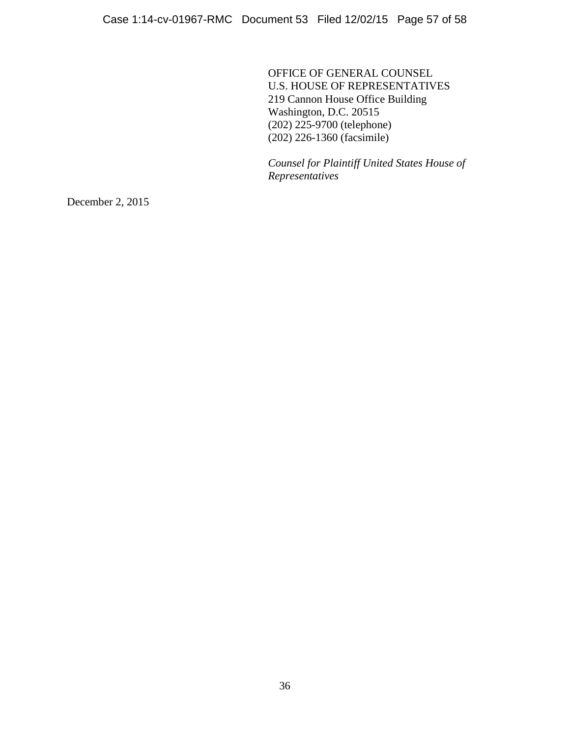OFFICE OF GENERAL COUNSEL
U.S. HOUSE OF REPRESENTATIVES
219 Cannon House Office Building
Washington, D.C. 20515
(202) 225-9700 (telephone)
(202) 226-1360 (facsimile)

*Counsel for Plaintiff United States House of Representatives*

December 2, 2015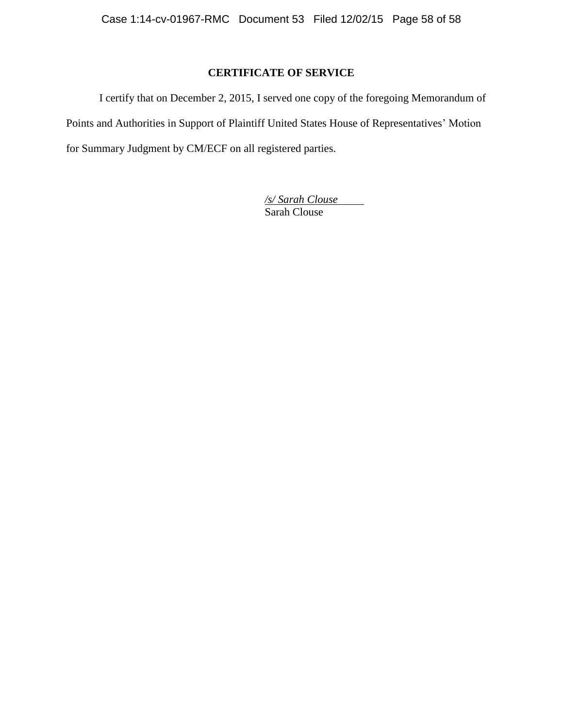# CERTIFICATE OF SERVICE

I certify that on December 2, 2015, I served one copy of the foregoing Memorandum of Points and Authorities in Support of Plaintiff United States House of Representatives' Motion for Summary Judgment by CM/ECF on all registered parties.

*/s/ Sarah Clouse*
Sarah Clouse